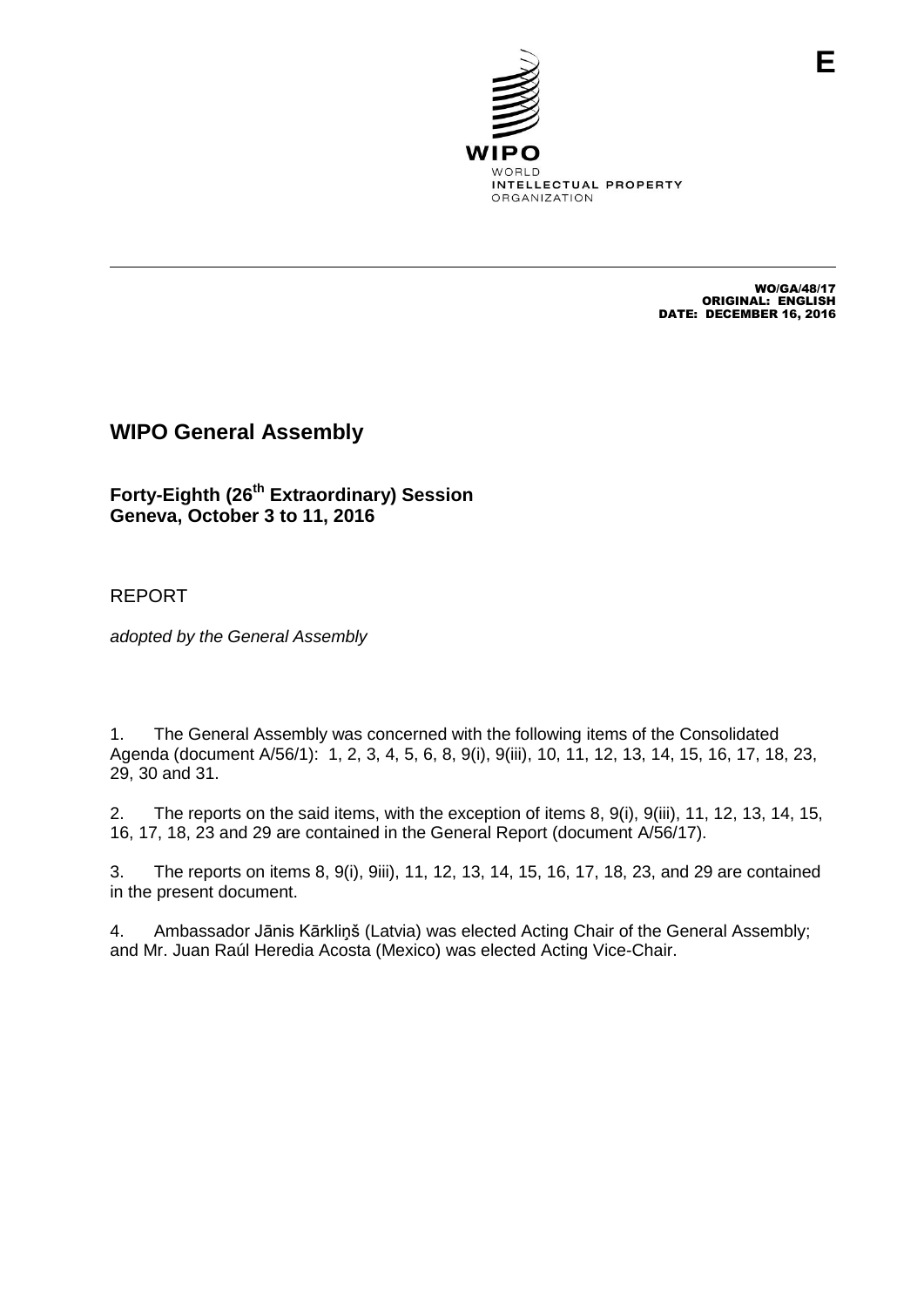E

WIPO

WORLD
INTELLECTUAL PROPERTY
ORGANIZATION

WO/GA/48/17
ORIGINAL: ENGLISH
DATE: DECEMBER 16, 2016

# WIPO General Assembly

## Forty-Eighth (26th Extraordinary) Session
## Geneva, October 3 to 11, 2016

REPORT

*adopted by the General Assembly*

1. The General Assembly was concerned with the following items of the Consolidated Agenda (document A/56/1): 1, 2, 3, 4, 5, 6, 8, 9(i), 9(iii), 10, 11, 12, 13, 14, 15, 16, 17, 18, 23, 29, 30 and 31.

2. The reports on the said items, with the exception of items 8, 9(i), 9(iii), 11, 12, 13, 14, 15, 16, 17, 18, 23 and 29 are contained in the General Report (document A/56/17).

3. The reports on items 8, 9(i), 9iii), 11, 12, 13, 14, 15, 16, 17, 18, 23, and 29 are contained in the present document.

4. Ambassador Jānis Kārkliņš (Latvia) was elected Acting Chair of the General Assembly; and Mr. Juan Raúl Heredia Acosta (Mexico) was elected Acting Vice-Chair.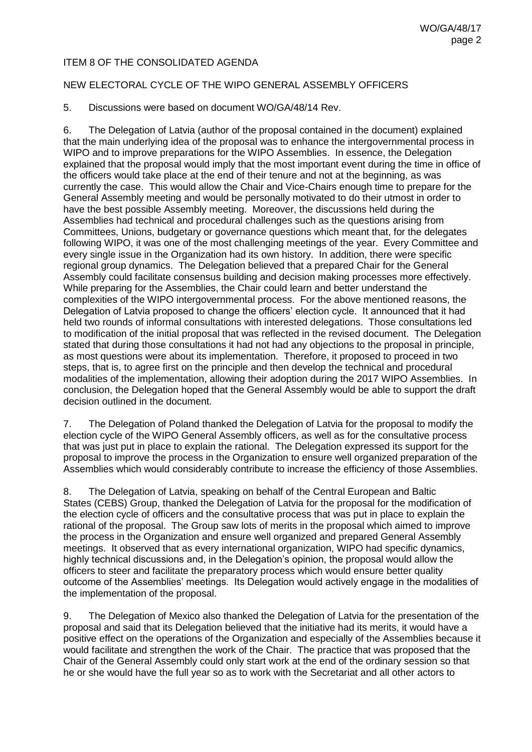ITEM 8 OF THE CONSOLIDATED AGENDA

NEW ELECTORAL CYCLE OF THE WIPO GENERAL ASSEMBLY OFFICERS

5. Discussions were based on document WO/GA/48/14 Rev.

6. The Delegation of Latvia (author of the proposal contained in the document) explained that the main underlying idea of the proposal was to enhance the intergovernmental process in WIPO and to improve preparations for the WIPO Assemblies. In essence, the Delegation explained that the proposal would imply that the most important event during the time in office of the officers would take place at the end of their tenure and not at the beginning, as was currently the case. This would allow the Chair and Vice-Chairs enough time to prepare for the General Assembly meeting and would be personally motivated to do their utmost in order to have the best possible Assembly meeting. Moreover, the discussions held during the Assemblies had technical and procedural challenges such as the questions arising from Committees, Unions, budgetary or governance questions which meant that, for the delegates following WIPO, it was one of the most challenging meetings of the year. Every Committee and every single issue in the Organization had its own history. In addition, there were specific regional group dynamics. The Delegation believed that a prepared Chair for the General Assembly could facilitate consensus building and decision making processes more effectively. While preparing for the Assemblies, the Chair could learn and better understand the complexities of the WIPO intergovernmental process. For the above mentioned reasons, the Delegation of Latvia proposed to change the officers' election cycle. It announced that it had held two rounds of informal consultations with interested delegations. Those consultations led to modification of the initial proposal that was reflected in the revised document. The Delegation stated that during those consultations it had not had any objections to the proposal in principle, as most questions were about its implementation. Therefore, it proposed to proceed in two steps, that is, to agree first on the principle and then develop the technical and procedural modalities of the implementation, allowing their adoption during the 2017 WIPO Assemblies. In conclusion, the Delegation hoped that the General Assembly would be able to support the draft decision outlined in the document.

7. The Delegation of Poland thanked the Delegation of Latvia for the proposal to modify the election cycle of the WIPO General Assembly officers, as well as for the consultative process that was just put in place to explain the rational. The Delegation expressed its support for the proposal to improve the process in the Organization to ensure well organized preparation of the Assemblies which would considerably contribute to increase the efficiency of those Assemblies.

8. The Delegation of Latvia, speaking on behalf of the Central European and Baltic States (CEBS) Group, thanked the Delegation of Latvia for the proposal for the modification of the election cycle of officers and the consultative process that was put in place to explain the rational of the proposal. The Group saw lots of merits in the proposal which aimed to improve the process in the Organization and ensure well organized and prepared General Assembly meetings. It observed that as every international organization, WIPO had specific dynamics, highly technical discussions and, in the Delegation's opinion, the proposal would allow the officers to steer and facilitate the preparatory process which would ensure better quality outcome of the Assemblies' meetings. Its Delegation would actively engage in the modalities of the implementation of the proposal.

9. The Delegation of Mexico also thanked the Delegation of Latvia for the presentation of the proposal and said that its Delegation believed that the initiative had its merits, it would have a positive effect on the operations of the Organization and especially of the Assemblies because it would facilitate and strengthen the work of the Chair. The practice that was proposed that the Chair of the General Assembly could only start work at the end of the ordinary session so that he or she would have the full year so as to work with the Secretariat and all other actors to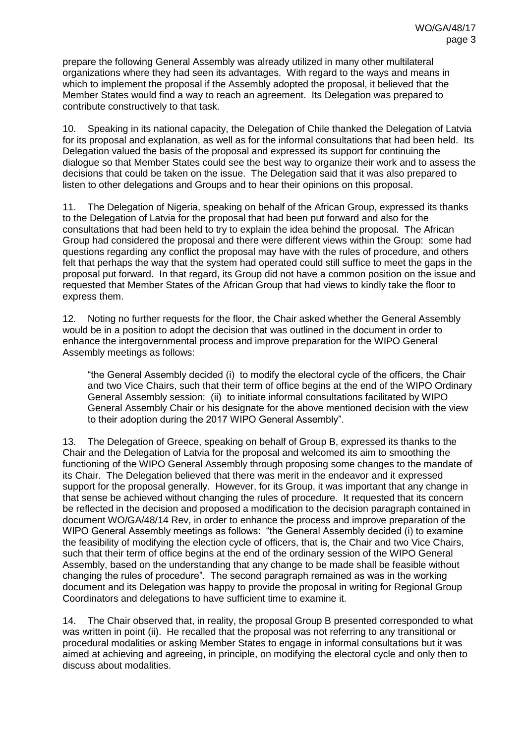prepare the following General Assembly was already utilized in many other multilateral organizations where they had seen its advantages. With regard to the ways and means in which to implement the proposal if the Assembly adopted the proposal, it believed that the Member States would find a way to reach an agreement. Its Delegation was prepared to contribute constructively to that task.

10. Speaking in its national capacity, the Delegation of Chile thanked the Delegation of Latvia for its proposal and explanation, as well as for the informal consultations that had been held. Its Delegation valued the basis of the proposal and expressed its support for continuing the dialogue so that Member States could see the best way to organize their work and to assess the decisions that could be taken on the issue. The Delegation said that it was also prepared to listen to other delegations and Groups and to hear their opinions on this proposal.

11. The Delegation of Nigeria, speaking on behalf of the African Group, expressed its thanks to the Delegation of Latvia for the proposal that had been put forward and also for the consultations that had been held to try to explain the idea behind the proposal. The African Group had considered the proposal and there were different views within the Group: some had questions regarding any conflict the proposal may have with the rules of procedure, and others felt that perhaps the way that the system had operated could still suffice to meet the gaps in the proposal put forward. In that regard, its Group did not have a common position on the issue and requested that Member States of the African Group that had views to kindly take the floor to express them.

12. Noting no further requests for the floor, the Chair asked whether the General Assembly would be in a position to adopt the decision that was outlined in the document in order to enhance the intergovernmental process and improve preparation for the WIPO General Assembly meetings as follows:

> "the General Assembly decided (i) to modify the electoral cycle of the officers, the Chair and two Vice Chairs, such that their term of office begins at the end of the WIPO Ordinary General Assembly session; (ii) to initiate informal consultations facilitated by WIPO General Assembly Chair or his designate for the above mentioned decision with the view to their adoption during the 2017 WIPO General Assembly".

13. The Delegation of Greece, speaking on behalf of Group B, expressed its thanks to the Chair and the Delegation of Latvia for the proposal and welcomed its aim to smoothing the functioning of the WIPO General Assembly through proposing some changes to the mandate of its Chair. The Delegation believed that there was merit in the endeavor and it expressed support for the proposal generally. However, for its Group, it was important that any change in that sense be achieved without changing the rules of procedure. It requested that its concern be reflected in the decision and proposed a modification to the decision paragraph contained in document WO/GA/48/14 Rev, in order to enhance the process and improve preparation of the WIPO General Assembly meetings as follows: "the General Assembly decided (i) to examine the feasibility of modifying the election cycle of officers, that is, the Chair and two Vice Chairs, such that their term of office begins at the end of the ordinary session of the WIPO General Assembly, based on the understanding that any change to be made shall be feasible without changing the rules of procedure". The second paragraph remained as was in the working document and its Delegation was happy to provide the proposal in writing for Regional Group Coordinators and delegations to have sufficient time to examine it.

14. The Chair observed that, in reality, the proposal Group B presented corresponded to what was written in point (ii). He recalled that the proposal was not referring to any transitional or procedural modalities or asking Member States to engage in informal consultations but it was aimed at achieving and agreeing, in principle, on modifying the electoral cycle and only then to discuss about modalities.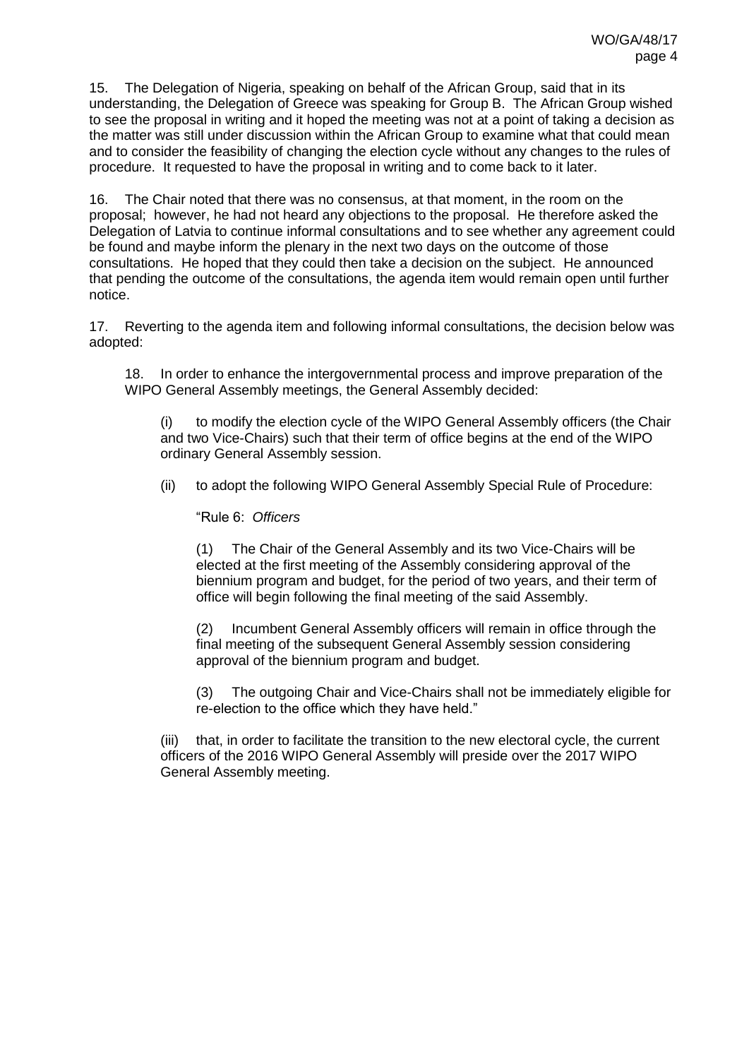15. The Delegation of Nigeria, speaking on behalf of the African Group, said that in its understanding, the Delegation of Greece was speaking for Group B. The African Group wished to see the proposal in writing and it hoped the meeting was not at a point of taking a decision as the matter was still under discussion within the African Group to examine what that could mean and to consider the feasibility of changing the election cycle without any changes to the rules of procedure. It requested to have the proposal in writing and to come back to it later.

16. The Chair noted that there was no consensus, at that moment, in the room on the proposal; however, he had not heard any objections to the proposal. He therefore asked the Delegation of Latvia to continue informal consultations and to see whether any agreement could be found and maybe inform the plenary in the next two days on the outcome of those consultations. He hoped that they could then take a decision on the subject. He announced that pending the outcome of the consultations, the agenda item would remain open until further notice.

17. Reverting to the agenda item and following informal consultations, the decision below was adopted:

> 18. In order to enhance the intergovernmental process and improve preparation of the WIPO General Assembly meetings, the General Assembly decided:
>
> (i) to modify the election cycle of the WIPO General Assembly officers (the Chair and two Vice-Chairs) such that their term of office begins at the end of the WIPO ordinary General Assembly session.
>
> (ii) to adopt the following WIPO General Assembly Special Rule of Procedure:
>
> "Rule 6: *Officers*
>
> (1) The Chair of the General Assembly and its two Vice-Chairs will be elected at the first meeting of the Assembly considering approval of the biennium program and budget, for the period of two years, and their term of office will begin following the final meeting of the said Assembly.
>
> (2) Incumbent General Assembly officers will remain in office through the final meeting of the subsequent General Assembly session considering approval of the biennium program and budget.
>
> (3) The outgoing Chair and Vice-Chairs shall not be immediately eligible for re-election to the office which they have held."
>
> (iii) that, in order to facilitate the transition to the new electoral cycle, the current officers of the 2016 WIPO General Assembly will preside over the 2017 WIPO General Assembly meeting.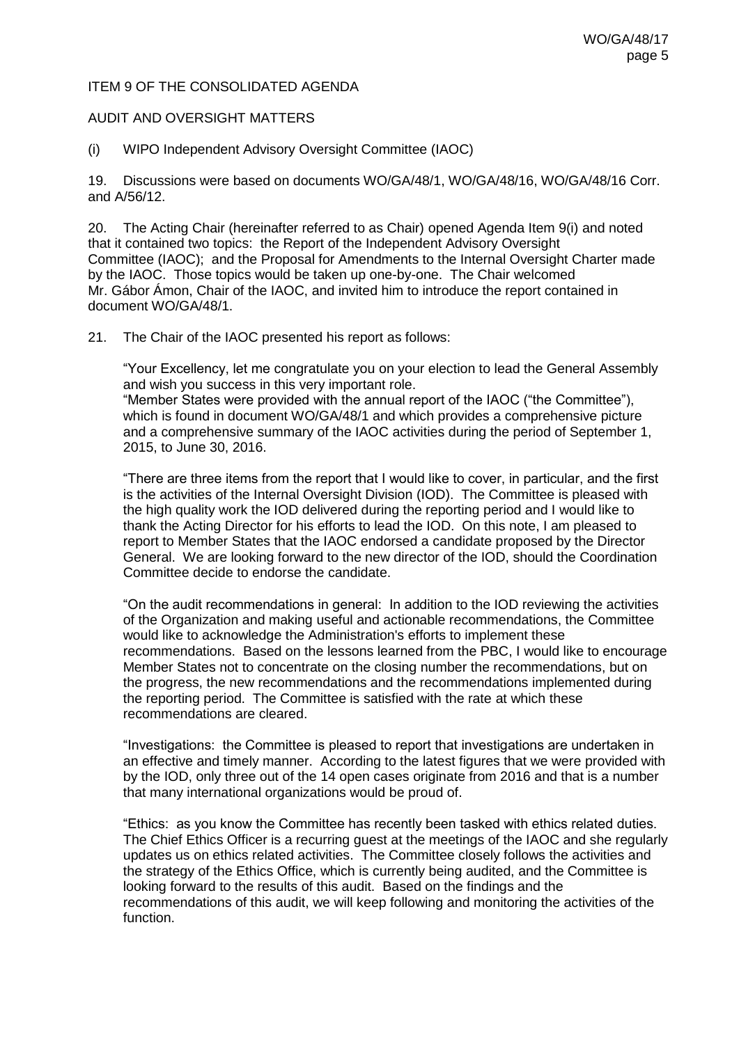ITEM 9 OF THE CONSOLIDATED AGENDA

AUDIT AND OVERSIGHT MATTERS

(i) WIPO Independent Advisory Oversight Committee (IAOC)

19. Discussions were based on documents WO/GA/48/1, WO/GA/48/16, WO/GA/48/16 Corr. and A/56/12.

20. The Acting Chair (hereinafter referred to as Chair) opened Agenda Item 9(i) and noted that it contained two topics: the Report of the Independent Advisory Oversight Committee (IAOC); and the Proposal for Amendments to the Internal Oversight Charter made by the IAOC. Those topics would be taken up one-by-one. The Chair welcomed Mr. Gábor Ámon, Chair of the IAOC, and invited him to introduce the report contained in document WO/GA/48/1.

21. The Chair of the IAOC presented his report as follows:

"Your Excellency, let me congratulate you on your election to lead the General Assembly and wish you success in this very important role.
"Member States were provided with the annual report of the IAOC ("the Committee"), which is found in document WO/GA/48/1 and which provides a comprehensive picture and a comprehensive summary of the IAOC activities during the period of September 1, 2015, to June 30, 2016.

"There are three items from the report that I would like to cover, in particular, and the first is the activities of the Internal Oversight Division (IOD). The Committee is pleased with the high quality work the IOD delivered during the reporting period and I would like to thank the Acting Director for his efforts to lead the IOD. On this note, I am pleased to report to Member States that the IAOC endorsed a candidate proposed by the Director General. We are looking forward to the new director of the IOD, should the Coordination Committee decide to endorse the candidate.

"On the audit recommendations in general: In addition to the IOD reviewing the activities of the Organization and making useful and actionable recommendations, the Committee would like to acknowledge the Administration's efforts to implement these recommendations. Based on the lessons learned from the PBC, I would like to encourage Member States not to concentrate on the closing number the recommendations, but on the progress, the new recommendations and the recommendations implemented during the reporting period. The Committee is satisfied with the rate at which these recommendations are cleared.

"Investigations: the Committee is pleased to report that investigations are undertaken in an effective and timely manner. According to the latest figures that we were provided with by the IOD, only three out of the 14 open cases originate from 2016 and that is a number that many international organizations would be proud of.

"Ethics: as you know the Committee has recently been tasked with ethics related duties. The Chief Ethics Officer is a recurring guest at the meetings of the IAOC and she regularly updates us on ethics related activities. The Committee closely follows the activities and the strategy of the Ethics Office, which is currently being audited, and the Committee is looking forward to the results of this audit. Based on the findings and the recommendations of this audit, we will keep following and monitoring the activities of the function.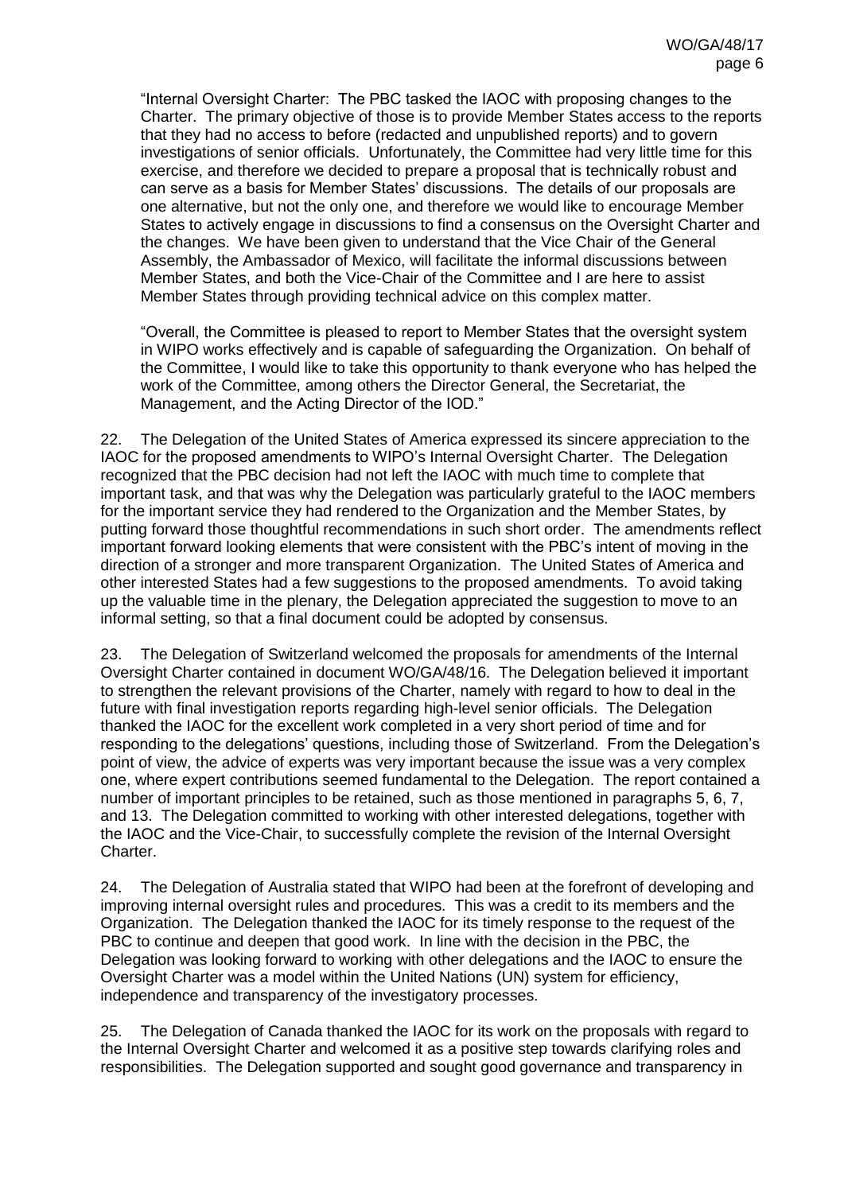"Internal Oversight Charter: The PBC tasked the IAOC with proposing changes to the Charter. The primary objective of those is to provide Member States access to the reports that they had no access to before (redacted and unpublished reports) and to govern investigations of senior officials. Unfortunately, the Committee had very little time for this exercise, and therefore we decided to prepare a proposal that is technically robust and can serve as a basis for Member States' discussions. The details of our proposals are one alternative, but not the only one, and therefore we would like to encourage Member States to actively engage in discussions to find a consensus on the Oversight Charter and the changes. We have been given to understand that the Vice Chair of the General Assembly, the Ambassador of Mexico, will facilitate the informal discussions between Member States, and both the Vice-Chair of the Committee and I are here to assist Member States through providing technical advice on this complex matter.

"Overall, the Committee is pleased to report to Member States that the oversight system in WIPO works effectively and is capable of safeguarding the Organization. On behalf of the Committee, I would like to take this opportunity to thank everyone who has helped the work of the Committee, among others the Director General, the Secretariat, the Management, and the Acting Director of the IOD."

22. The Delegation of the United States of America expressed its sincere appreciation to the IAOC for the proposed amendments to WIPO's Internal Oversight Charter. The Delegation recognized that the PBC decision had not left the IAOC with much time to complete that important task, and that was why the Delegation was particularly grateful to the IAOC members for the important service they had rendered to the Organization and the Member States, by putting forward those thoughtful recommendations in such short order. The amendments reflect important forward looking elements that were consistent with the PBC's intent of moving in the direction of a stronger and more transparent Organization. The United States of America and other interested States had a few suggestions to the proposed amendments. To avoid taking up the valuable time in the plenary, the Delegation appreciated the suggestion to move to an informal setting, so that a final document could be adopted by consensus.

23. The Delegation of Switzerland welcomed the proposals for amendments of the Internal Oversight Charter contained in document WO/GA/48/16. The Delegation believed it important to strengthen the relevant provisions of the Charter, namely with regard to how to deal in the future with final investigation reports regarding high-level senior officials. The Delegation thanked the IAOC for the excellent work completed in a very short period of time and for responding to the delegations' questions, including those of Switzerland. From the Delegation's point of view, the advice of experts was very important because the issue was a very complex one, where expert contributions seemed fundamental to the Delegation. The report contained a number of important principles to be retained, such as those mentioned in paragraphs 5, 6, 7, and 13. The Delegation committed to working with other interested delegations, together with the IAOC and the Vice-Chair, to successfully complete the revision of the Internal Oversight Charter.

24. The Delegation of Australia stated that WIPO had been at the forefront of developing and improving internal oversight rules and procedures. This was a credit to its members and the Organization. The Delegation thanked the IAOC for its timely response to the request of the PBC to continue and deepen that good work. In line with the decision in the PBC, the Delegation was looking forward to working with other delegations and the IAOC to ensure the Oversight Charter was a model within the United Nations (UN) system for efficiency, independence and transparency of the investigatory processes.

25. The Delegation of Canada thanked the IAOC for its work on the proposals with regard to the Internal Oversight Charter and welcomed it as a positive step towards clarifying roles and responsibilities. The Delegation supported and sought good governance and transparency in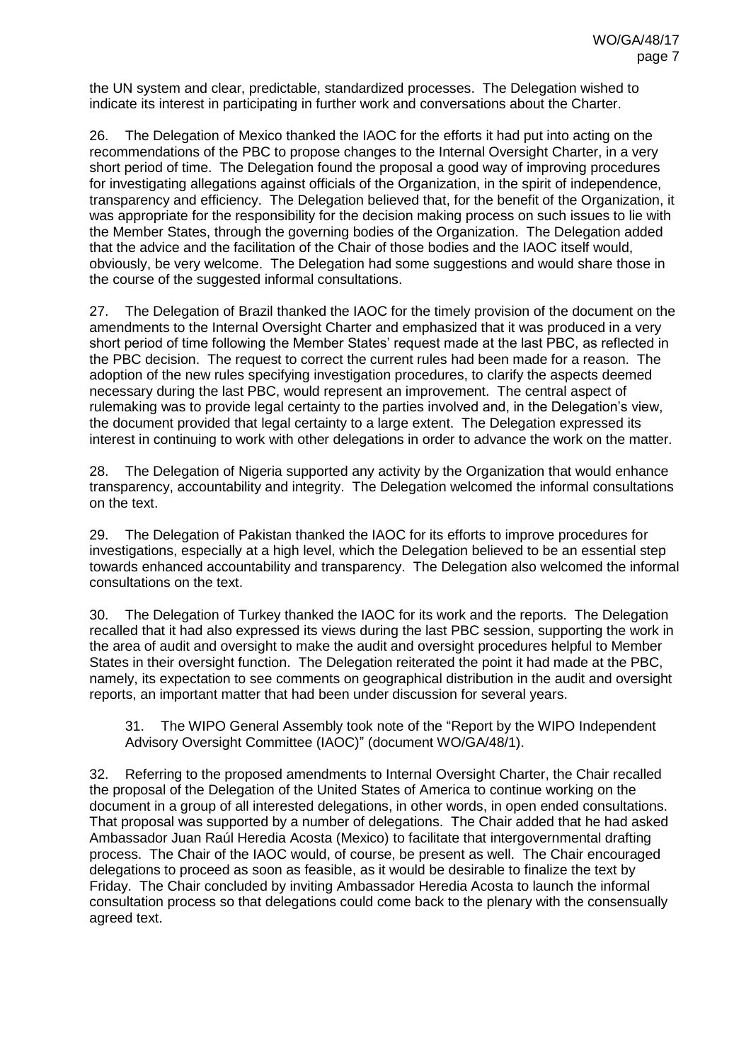the UN system and clear, predictable, standardized processes. The Delegation wished to indicate its interest in participating in further work and conversations about the Charter.

26. The Delegation of Mexico thanked the IAOC for the efforts it had put into acting on the recommendations of the PBC to propose changes to the Internal Oversight Charter, in a very short period of time. The Delegation found the proposal a good way of improving procedures for investigating allegations against officials of the Organization, in the spirit of independence, transparency and efficiency. The Delegation believed that, for the benefit of the Organization, it was appropriate for the responsibility for the decision making process on such issues to lie with the Member States, through the governing bodies of the Organization. The Delegation added that the advice and the facilitation of the Chair of those bodies and the IAOC itself would, obviously, be very welcome. The Delegation had some suggestions and would share those in the course of the suggested informal consultations.

27. The Delegation of Brazil thanked the IAOC for the timely provision of the document on the amendments to the Internal Oversight Charter and emphasized that it was produced in a very short period of time following the Member States' request made at the last PBC, as reflected in the PBC decision. The request to correct the current rules had been made for a reason. The adoption of the new rules specifying investigation procedures, to clarify the aspects deemed necessary during the last PBC, would represent an improvement. The central aspect of rulemaking was to provide legal certainty to the parties involved and, in the Delegation's view, the document provided that legal certainty to a large extent. The Delegation expressed its interest in continuing to work with other delegations in order to advance the work on the matter.

28. The Delegation of Nigeria supported any activity by the Organization that would enhance transparency, accountability and integrity. The Delegation welcomed the informal consultations on the text.

29. The Delegation of Pakistan thanked the IAOC for its efforts to improve procedures for investigations, especially at a high level, which the Delegation believed to be an essential step towards enhanced accountability and transparency. The Delegation also welcomed the informal consultations on the text.

30. The Delegation of Turkey thanked the IAOC for its work and the reports. The Delegation recalled that it had also expressed its views during the last PBC session, supporting the work in the area of audit and oversight to make the audit and oversight procedures helpful to Member States in their oversight function. The Delegation reiterated the point it had made at the PBC, namely, its expectation to see comments on geographical distribution in the audit and oversight reports, an important matter that had been under discussion for several years.

> 31. The WIPO General Assembly took note of the "Report by the WIPO Independent Advisory Oversight Committee (IAOC)" (document WO/GA/48/1).

32. Referring to the proposed amendments to Internal Oversight Charter, the Chair recalled the proposal of the Delegation of the United States of America to continue working on the document in a group of all interested delegations, in other words, in open ended consultations. That proposal was supported by a number of delegations. The Chair added that he had asked Ambassador Juan Raúl Heredia Acosta (Mexico) to facilitate that intergovernmental drafting process. The Chair of the IAOC would, of course, be present as well. The Chair encouraged delegations to proceed as soon as feasible, as it would be desirable to finalize the text by Friday. The Chair concluded by inviting Ambassador Heredia Acosta to launch the informal consultation process so that delegations could come back to the plenary with the consensually agreed text.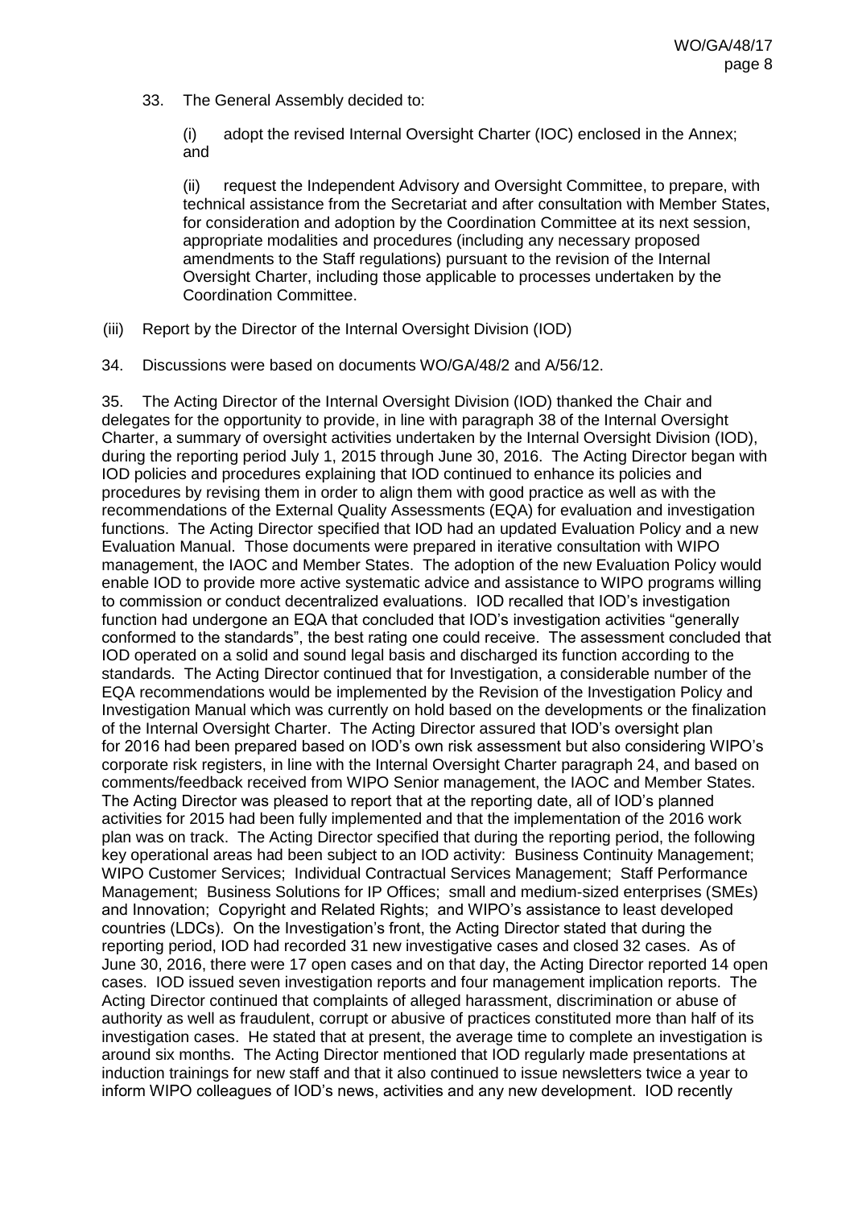33. The General Assembly decided to:

(i) adopt the revised Internal Oversight Charter (IOC) enclosed in the Annex; and

(ii) request the Independent Advisory and Oversight Committee, to prepare, with technical assistance from the Secretariat and after consultation with Member States, for consideration and adoption by the Coordination Committee at its next session, appropriate modalities and procedures (including any necessary proposed amendments to the Staff regulations) pursuant to the revision of the Internal Oversight Charter, including those applicable to processes undertaken by the Coordination Committee.

(iii) Report by the Director of the Internal Oversight Division (IOD)

34. Discussions were based on documents WO/GA/48/2 and A/56/12.

35. The Acting Director of the Internal Oversight Division (IOD) thanked the Chair and delegates for the opportunity to provide, in line with paragraph 38 of the Internal Oversight Charter, a summary of oversight activities undertaken by the Internal Oversight Division (IOD), during the reporting period July 1, 2015 through June 30, 2016. The Acting Director began with IOD policies and procedures explaining that IOD continued to enhance its policies and procedures by revising them in order to align them with good practice as well as with the recommendations of the External Quality Assessments (EQA) for evaluation and investigation functions. The Acting Director specified that IOD had an updated Evaluation Policy and a new Evaluation Manual. Those documents were prepared in iterative consultation with WIPO management, the IAOC and Member States. The adoption of the new Evaluation Policy would enable IOD to provide more active systematic advice and assistance to WIPO programs willing to commission or conduct decentralized evaluations. IOD recalled that IOD's investigation function had undergone an EQA that concluded that IOD's investigation activities "generally conformed to the standards", the best rating one could receive. The assessment concluded that IOD operated on a solid and sound legal basis and discharged its function according to the standards. The Acting Director continued that for Investigation, a considerable number of the EQA recommendations would be implemented by the Revision of the Investigation Policy and Investigation Manual which was currently on hold based on the developments or the finalization of the Internal Oversight Charter. The Acting Director assured that IOD's oversight plan for 2016 had been prepared based on IOD's own risk assessment but also considering WIPO's corporate risk registers, in line with the Internal Oversight Charter paragraph 24, and based on comments/feedback received from WIPO Senior management, the IAOC and Member States. The Acting Director was pleased to report that at the reporting date, all of IOD's planned activities for 2015 had been fully implemented and that the implementation of the 2016 work plan was on track. The Acting Director specified that during the reporting period, the following key operational areas had been subject to an IOD activity: Business Continuity Management; WIPO Customer Services; Individual Contractual Services Management; Staff Performance Management; Business Solutions for IP Offices; small and medium-sized enterprises (SMEs) and Innovation; Copyright and Related Rights; and WIPO's assistance to least developed countries (LDCs). On the Investigation's front, the Acting Director stated that during the reporting period, IOD had recorded 31 new investigative cases and closed 32 cases. As of June 30, 2016, there were 17 open cases and on that day, the Acting Director reported 14 open cases. IOD issued seven investigation reports and four management implication reports. The Acting Director continued that complaints of alleged harassment, discrimination or abuse of authority as well as fraudulent, corrupt or abusive of practices constituted more than half of its investigation cases. He stated that at present, the average time to complete an investigation is around six months. The Acting Director mentioned that IOD regularly made presentations at induction trainings for new staff and that it also continued to issue newsletters twice a year to inform WIPO colleagues of IOD's news, activities and any new development. IOD recently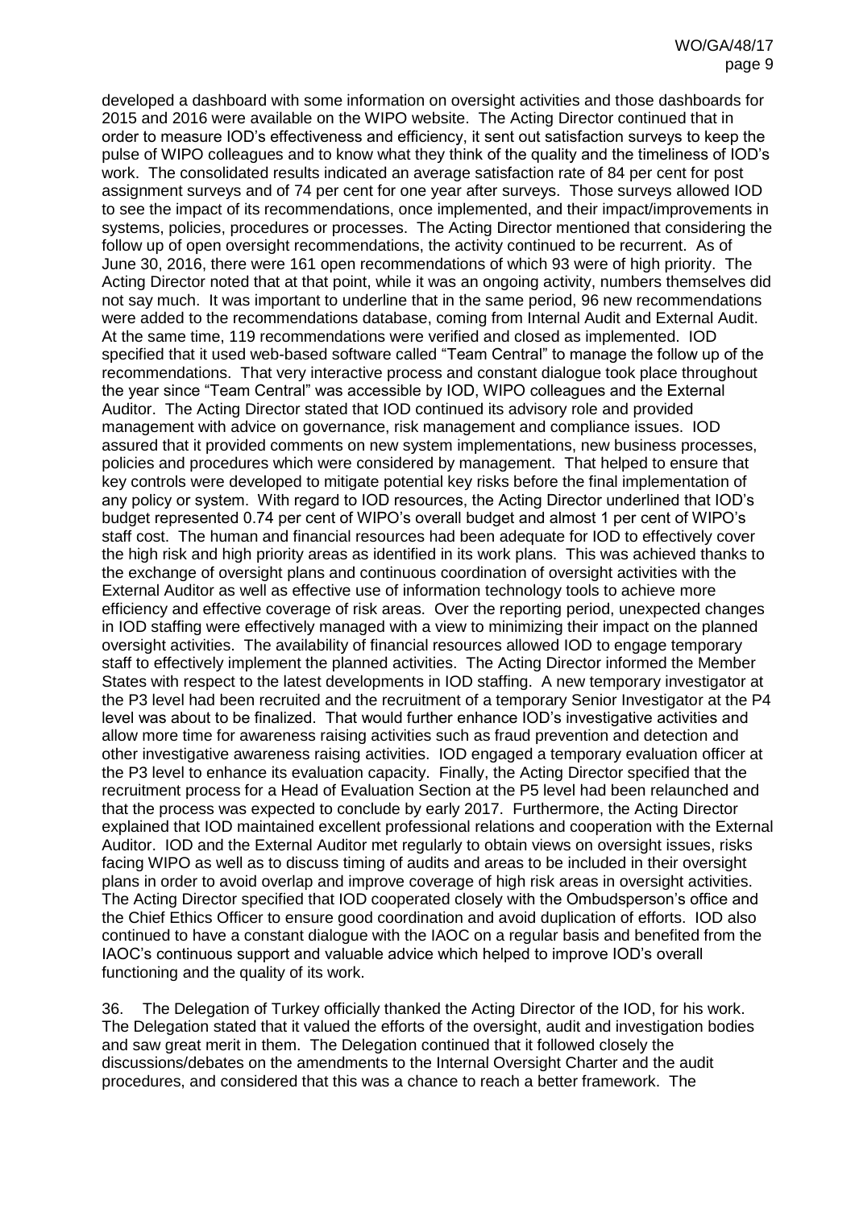developed a dashboard with some information on oversight activities and those dashboards for 2015 and 2016 were available on the WIPO website. The Acting Director continued that in order to measure IOD's effectiveness and efficiency, it sent out satisfaction surveys to keep the pulse of WIPO colleagues and to know what they think of the quality and the timeliness of IOD's work. The consolidated results indicated an average satisfaction rate of 84 per cent for post assignment surveys and of 74 per cent for one year after surveys. Those surveys allowed IOD to see the impact of its recommendations, once implemented, and their impact/improvements in systems, policies, procedures or processes. The Acting Director mentioned that considering the follow up of open oversight recommendations, the activity continued to be recurrent. As of June 30, 2016, there were 161 open recommendations of which 93 were of high priority. The Acting Director noted that at that point, while it was an ongoing activity, numbers themselves did not say much. It was important to underline that in the same period, 96 new recommendations were added to the recommendations database, coming from Internal Audit and External Audit. At the same time, 119 recommendations were verified and closed as implemented. IOD specified that it used web-based software called "Team Central" to manage the follow up of the recommendations. That very interactive process and constant dialogue took place throughout the year since "Team Central" was accessible by IOD, WIPO colleagues and the External Auditor. The Acting Director stated that IOD continued its advisory role and provided management with advice on governance, risk management and compliance issues. IOD assured that it provided comments on new system implementations, new business processes, policies and procedures which were considered by management. That helped to ensure that key controls were developed to mitigate potential key risks before the final implementation of any policy or system. With regard to IOD resources, the Acting Director underlined that IOD's budget represented 0.74 per cent of WIPO's overall budget and almost 1 per cent of WIPO's staff cost. The human and financial resources had been adequate for IOD to effectively cover the high risk and high priority areas as identified in its work plans. This was achieved thanks to the exchange of oversight plans and continuous coordination of oversight activities with the External Auditor as well as effective use of information technology tools to achieve more efficiency and effective coverage of risk areas. Over the reporting period, unexpected changes in IOD staffing were effectively managed with a view to minimizing their impact on the planned oversight activities. The availability of financial resources allowed IOD to engage temporary staff to effectively implement the planned activities. The Acting Director informed the Member States with respect to the latest developments in IOD staffing. A new temporary investigator at the P3 level had been recruited and the recruitment of a temporary Senior Investigator at the P4 level was about to be finalized. That would further enhance IOD's investigative activities and allow more time for awareness raising activities such as fraud prevention and detection and other investigative awareness raising activities. IOD engaged a temporary evaluation officer at the P3 level to enhance its evaluation capacity. Finally, the Acting Director specified that the recruitment process for a Head of Evaluation Section at the P5 level had been relaunched and that the process was expected to conclude by early 2017. Furthermore, the Acting Director explained that IOD maintained excellent professional relations and cooperation with the External Auditor. IOD and the External Auditor met regularly to obtain views on oversight issues, risks facing WIPO as well as to discuss timing of audits and areas to be included in their oversight plans in order to avoid overlap and improve coverage of high risk areas in oversight activities. The Acting Director specified that IOD cooperated closely with the Ombudsperson's office and the Chief Ethics Officer to ensure good coordination and avoid duplication of efforts. IOD also continued to have a constant dialogue with the IAOC on a regular basis and benefited from the IAOC's continuous support and valuable advice which helped to improve IOD's overall functioning and the quality of its work.

36. The Delegation of Turkey officially thanked the Acting Director of the IOD, for his work. The Delegation stated that it valued the efforts of the oversight, audit and investigation bodies and saw great merit in them. The Delegation continued that it followed closely the discussions/debates on the amendments to the Internal Oversight Charter and the audit procedures, and considered that this was a chance to reach a better framework. The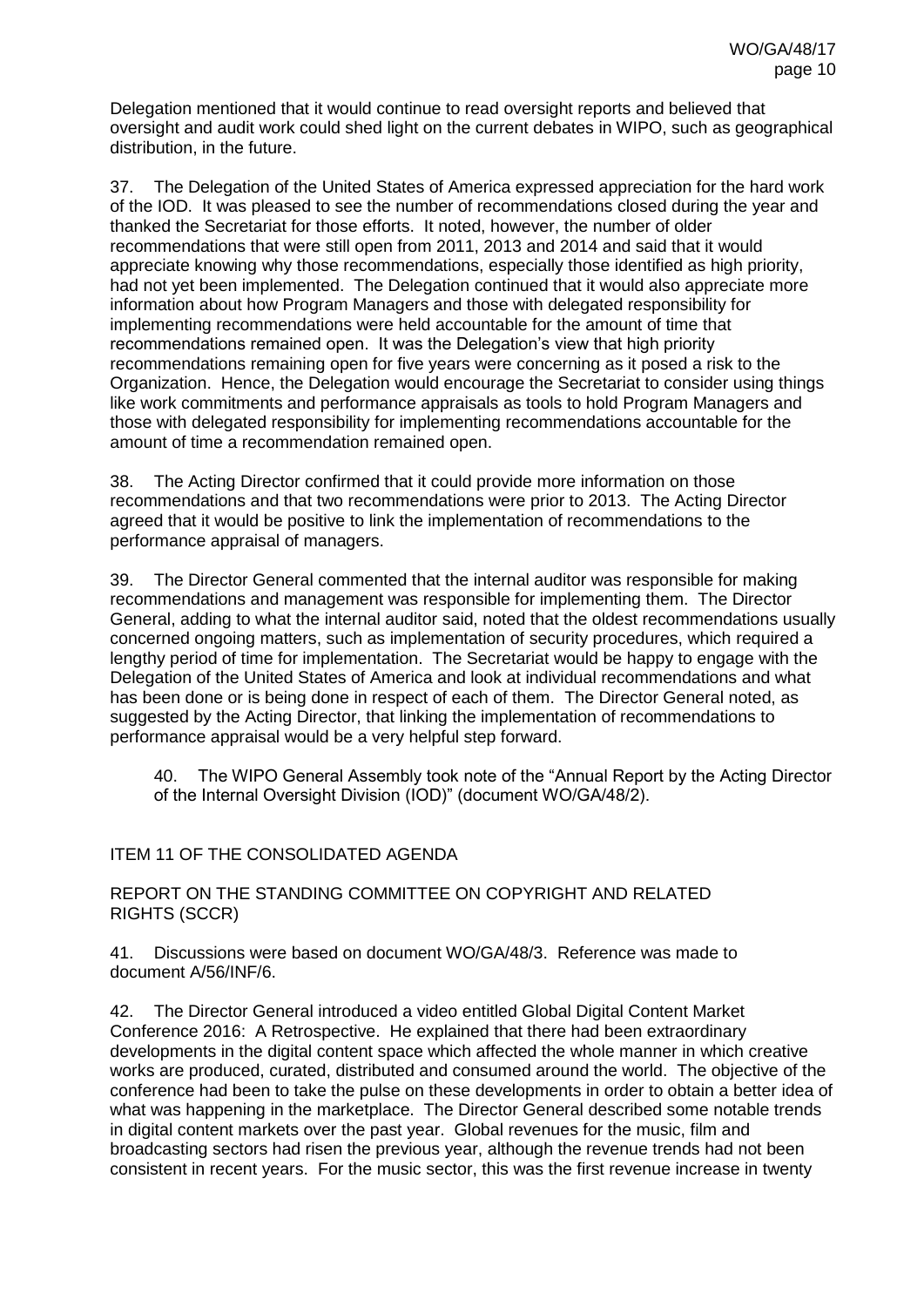Delegation mentioned that it would continue to read oversight reports and believed that oversight and audit work could shed light on the current debates in WIPO, such as geographical distribution, in the future.

37. The Delegation of the United States of America expressed appreciation for the hard work of the IOD. It was pleased to see the number of recommendations closed during the year and thanked the Secretariat for those efforts. It noted, however, the number of older recommendations that were still open from 2011, 2013 and 2014 and said that it would appreciate knowing why those recommendations, especially those identified as high priority, had not yet been implemented. The Delegation continued that it would also appreciate more information about how Program Managers and those with delegated responsibility for implementing recommendations were held accountable for the amount of time that recommendations remained open. It was the Delegation's view that high priority recommendations remaining open for five years were concerning as it posed a risk to the Organization. Hence, the Delegation would encourage the Secretariat to consider using things like work commitments and performance appraisals as tools to hold Program Managers and those with delegated responsibility for implementing recommendations accountable for the amount of time a recommendation remained open.

38. The Acting Director confirmed that it could provide more information on those recommendations and that two recommendations were prior to 2013. The Acting Director agreed that it would be positive to link the implementation of recommendations to the performance appraisal of managers.

39. The Director General commented that the internal auditor was responsible for making recommendations and management was responsible for implementing them. The Director General, adding to what the internal auditor said, noted that the oldest recommendations usually concerned ongoing matters, such as implementation of security procedures, which required a lengthy period of time for implementation. The Secretariat would be happy to engage with the Delegation of the United States of America and look at individual recommendations and what has been done or is being done in respect of each of them. The Director General noted, as suggested by the Acting Director, that linking the implementation of recommendations to performance appraisal would be a very helpful step forward.

> 40. The WIPO General Assembly took note of the "Annual Report by the Acting Director of the Internal Oversight Division (IOD)" (document WO/GA/48/2).

## ITEM 11 OF THE CONSOLIDATED AGENDA

## REPORT ON THE STANDING COMMITTEE ON COPYRIGHT AND RELATED RIGHTS (SCCR)

41. Discussions were based on document WO/GA/48/3. Reference was made to document A/56/INF/6.

42. The Director General introduced a video entitled Global Digital Content Market Conference 2016: A Retrospective. He explained that there had been extraordinary developments in the digital content space which affected the whole manner in which creative works are produced, curated, distributed and consumed around the world. The objective of the conference had been to take the pulse on these developments in order to obtain a better idea of what was happening in the marketplace. The Director General described some notable trends in digital content markets over the past year. Global revenues for the music, film and broadcasting sectors had risen the previous year, although the revenue trends had not been consistent in recent years. For the music sector, this was the first revenue increase in twenty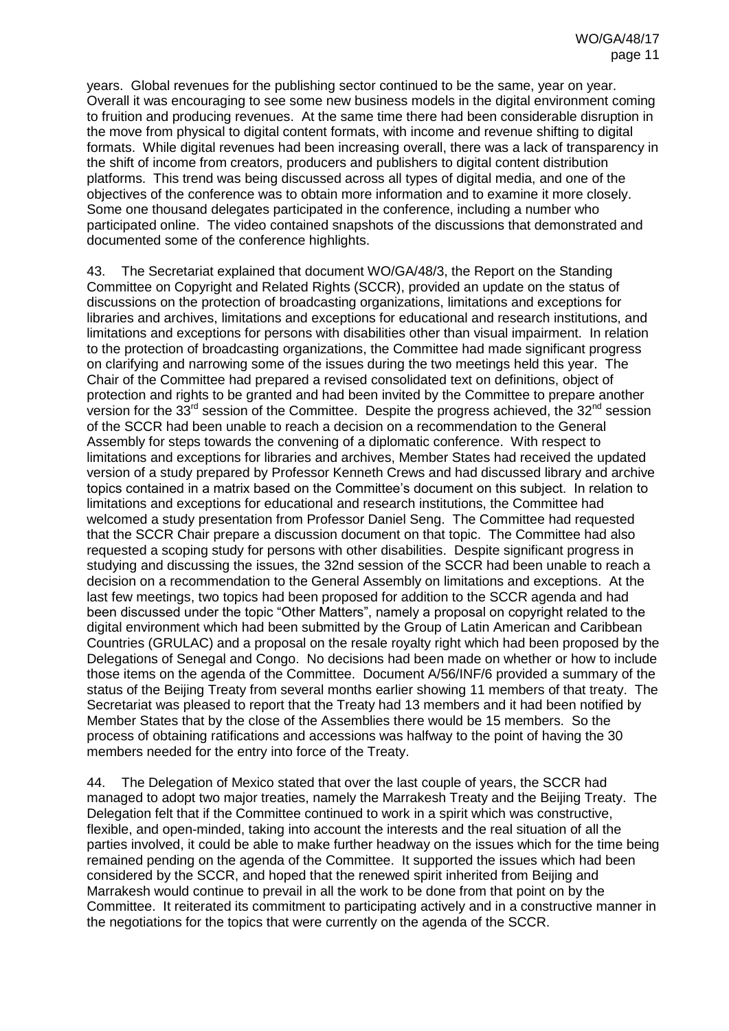years. Global revenues for the publishing sector continued to be the same, year on year. Overall it was encouraging to see some new business models in the digital environment coming to fruition and producing revenues. At the same time there had been considerable disruption in the move from physical to digital content formats, with income and revenue shifting to digital formats. While digital revenues had been increasing overall, there was a lack of transparency in the shift of income from creators, producers and publishers to digital content distribution platforms. This trend was being discussed across all types of digital media, and one of the objectives of the conference was to obtain more information and to examine it more closely. Some one thousand delegates participated in the conference, including a number who participated online. The video contained snapshots of the discussions that demonstrated and documented some of the conference highlights.

43. The Secretariat explained that document WO/GA/48/3, the Report on the Standing Committee on Copyright and Related Rights (SCCR), provided an update on the status of discussions on the protection of broadcasting organizations, limitations and exceptions for libraries and archives, limitations and exceptions for educational and research institutions, and limitations and exceptions for persons with disabilities other than visual impairment. In relation to the protection of broadcasting organizations, the Committee had made significant progress on clarifying and narrowing some of the issues during the two meetings held this year. The Chair of the Committee had prepared a revised consolidated text on definitions, object of protection and rights to be granted and had been invited by the Committee to prepare another version for the 33rd session of the Committee. Despite the progress achieved, the 32nd session of the SCCR had been unable to reach a decision on a recommendation to the General Assembly for steps towards the convening of a diplomatic conference. With respect to limitations and exceptions for libraries and archives, Member States had received the updated version of a study prepared by Professor Kenneth Crews and had discussed library and archive topics contained in a matrix based on the Committee's document on this subject. In relation to limitations and exceptions for educational and research institutions, the Committee had welcomed a study presentation from Professor Daniel Seng. The Committee had requested that the SCCR Chair prepare a discussion document on that topic. The Committee had also requested a scoping study for persons with other disabilities. Despite significant progress in studying and discussing the issues, the 32nd session of the SCCR had been unable to reach a decision on a recommendation to the General Assembly on limitations and exceptions. At the last few meetings, two topics had been proposed for addition to the SCCR agenda and had been discussed under the topic "Other Matters", namely a proposal on copyright related to the digital environment which had been submitted by the Group of Latin American and Caribbean Countries (GRULAC) and a proposal on the resale royalty right which had been proposed by the Delegations of Senegal and Congo. No decisions had been made on whether or how to include those items on the agenda of the Committee. Document A/56/INF/6 provided a summary of the status of the Beijing Treaty from several months earlier showing 11 members of that treaty. The Secretariat was pleased to report that the Treaty had 13 members and it had been notified by Member States that by the close of the Assemblies there would be 15 members. So the process of obtaining ratifications and accessions was halfway to the point of having the 30 members needed for the entry into force of the Treaty.

44. The Delegation of Mexico stated that over the last couple of years, the SCCR had managed to adopt two major treaties, namely the Marrakesh Treaty and the Beijing Treaty. The Delegation felt that if the Committee continued to work in a spirit which was constructive, flexible, and open-minded, taking into account the interests and the real situation of all the parties involved, it could be able to make further headway on the issues which for the time being remained pending on the agenda of the Committee. It supported the issues which had been considered by the SCCR, and hoped that the renewed spirit inherited from Beijing and Marrakesh would continue to prevail in all the work to be done from that point on by the Committee. It reiterated its commitment to participating actively and in a constructive manner in the negotiations for the topics that were currently on the agenda of the SCCR.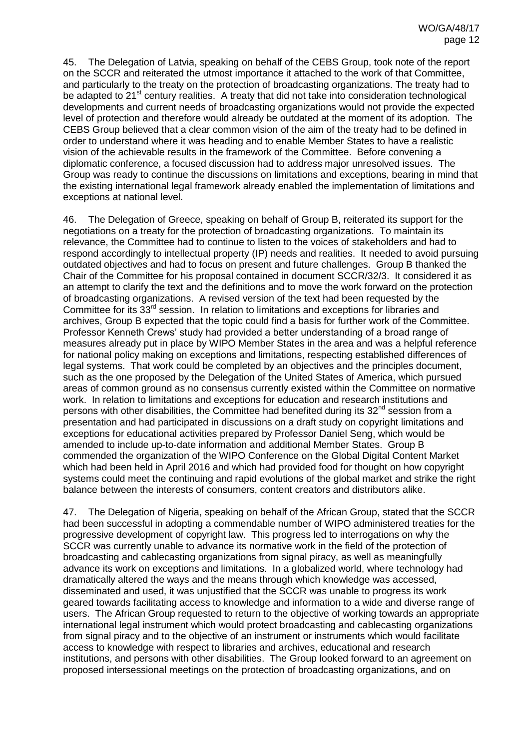45. The Delegation of Latvia, speaking on behalf of the CEBS Group, took note of the report on the SCCR and reiterated the utmost importance it attached to the work of that Committee, and particularly to the treaty on the protection of broadcasting organizations. The treaty had to be adapted to 21st century realities. A treaty that did not take into consideration technological developments and current needs of broadcasting organizations would not provide the expected level of protection and therefore would already be outdated at the moment of its adoption. The CEBS Group believed that a clear common vision of the aim of the treaty had to be defined in order to understand where it was heading and to enable Member States to have a realistic vision of the achievable results in the framework of the Committee. Before convening a diplomatic conference, a focused discussion had to address major unresolved issues. The Group was ready to continue the discussions on limitations and exceptions, bearing in mind that the existing international legal framework already enabled the implementation of limitations and exceptions at national level.

46. The Delegation of Greece, speaking on behalf of Group B, reiterated its support for the negotiations on a treaty for the protection of broadcasting organizations. To maintain its relevance, the Committee had to continue to listen to the voices of stakeholders and had to respond accordingly to intellectual property (IP) needs and realities. It needed to avoid pursuing outdated objectives and had to focus on present and future challenges. Group B thanked the Chair of the Committee for his proposal contained in document SCCR/32/3. It considered it as an attempt to clarify the text and the definitions and to move the work forward on the protection of broadcasting organizations. A revised version of the text had been requested by the Committee for its 33rd session. In relation to limitations and exceptions for libraries and archives, Group B expected that the topic could find a basis for further work of the Committee. Professor Kenneth Crews' study had provided a better understanding of a broad range of measures already put in place by WIPO Member States in the area and was a helpful reference for national policy making on exceptions and limitations, respecting established differences of legal systems. That work could be completed by an objectives and the principles document, such as the one proposed by the Delegation of the United States of America, which pursued areas of common ground as no consensus currently existed within the Committee on normative work. In relation to limitations and exceptions for education and research institutions and persons with other disabilities, the Committee had benefited during its 32nd session from a presentation and had participated in discussions on a draft study on copyright limitations and exceptions for educational activities prepared by Professor Daniel Seng, which would be amended to include up-to-date information and additional Member States. Group B commended the organization of the WIPO Conference on the Global Digital Content Market which had been held in April 2016 and which had provided food for thought on how copyright systems could meet the continuing and rapid evolutions of the global market and strike the right balance between the interests of consumers, content creators and distributors alike.

47. The Delegation of Nigeria, speaking on behalf of the African Group, stated that the SCCR had been successful in adopting a commendable number of WIPO administered treaties for the progressive development of copyright law. This progress led to interrogations on why the SCCR was currently unable to advance its normative work in the field of the protection of broadcasting and cablecasting organizations from signal piracy, as well as meaningfully advance its work on exceptions and limitations. In a globalized world, where technology had dramatically altered the ways and the means through which knowledge was accessed, disseminated and used, it was unjustified that the SCCR was unable to progress its work geared towards facilitating access to knowledge and information to a wide and diverse range of users. The African Group requested to return to the objective of working towards an appropriate international legal instrument which would protect broadcasting and cablecasting organizations from signal piracy and to the objective of an instrument or instruments which would facilitate access to knowledge with respect to libraries and archives, educational and research institutions, and persons with other disabilities. The Group looked forward to an agreement on proposed intersessional meetings on the protection of broadcasting organizations, and on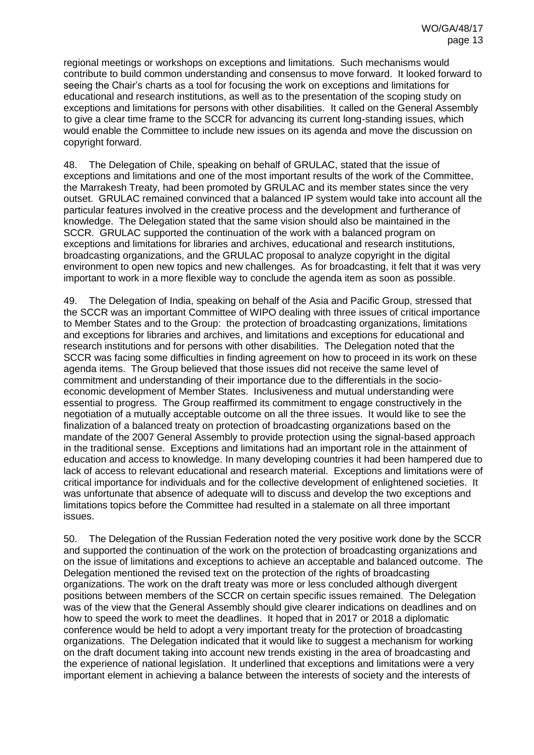regional meetings or workshops on exceptions and limitations. Such mechanisms would contribute to build common understanding and consensus to move forward. It looked forward to seeing the Chair's charts as a tool for focusing the work on exceptions and limitations for educational and research institutions, as well as to the presentation of the scoping study on exceptions and limitations for persons with other disabilities. It called on the General Assembly to give a clear time frame to the SCCR for advancing its current long-standing issues, which would enable the Committee to include new issues on its agenda and move the discussion on copyright forward.

48. The Delegation of Chile, speaking on behalf of GRULAC, stated that the issue of exceptions and limitations and one of the most important results of the work of the Committee, the Marrakesh Treaty, had been promoted by GRULAC and its member states since the very outset. GRULAC remained convinced that a balanced IP system would take into account all the particular features involved in the creative process and the development and furtherance of knowledge. The Delegation stated that the same vision should also be maintained in the SCCR. GRULAC supported the continuation of the work with a balanced program on exceptions and limitations for libraries and archives, educational and research institutions, broadcasting organizations, and the GRULAC proposal to analyze copyright in the digital environment to open new topics and new challenges. As for broadcasting, it felt that it was very important to work in a more flexible way to conclude the agenda item as soon as possible.

49. The Delegation of India, speaking on behalf of the Asia and Pacific Group, stressed that the SCCR was an important Committee of WIPO dealing with three issues of critical importance to Member States and to the Group: the protection of broadcasting organizations, limitations and exceptions for libraries and archives, and limitations and exceptions for educational and research institutions and for persons with other disabilities. The Delegation noted that the SCCR was facing some difficulties in finding agreement on how to proceed in its work on these agenda items. The Group believed that those issues did not receive the same level of commitment and understanding of their importance due to the differentials in the socio-economic development of Member States. Inclusiveness and mutual understanding were essential to progress. The Group reaffirmed its commitment to engage constructively in the negotiation of a mutually acceptable outcome on all the three issues. It would like to see the finalization of a balanced treaty on protection of broadcasting organizations based on the mandate of the 2007 General Assembly to provide protection using the signal-based approach in the traditional sense. Exceptions and limitations had an important role in the attainment of education and access to knowledge. In many developing countries it had been hampered due to lack of access to relevant educational and research material. Exceptions and limitations were of critical importance for individuals and for the collective development of enlightened societies. It was unfortunate that absence of adequate will to discuss and develop the two exceptions and limitations topics before the Committee had resulted in a stalemate on all three important issues.

50. The Delegation of the Russian Federation noted the very positive work done by the SCCR and supported the continuation of the work on the protection of broadcasting organizations and on the issue of limitations and exceptions to achieve an acceptable and balanced outcome. The Delegation mentioned the revised text on the protection of the rights of broadcasting organizations. The work on the draft treaty was more or less concluded although divergent positions between members of the SCCR on certain specific issues remained. The Delegation was of the view that the General Assembly should give clearer indications on deadlines and on how to speed the work to meet the deadlines. It hoped that in 2017 or 2018 a diplomatic conference would be held to adopt a very important treaty for the protection of broadcasting organizations. The Delegation indicated that it would like to suggest a mechanism for working on the draft document taking into account new trends existing in the area of broadcasting and the experience of national legislation. It underlined that exceptions and limitations were a very important element in achieving a balance between the interests of society and the interests of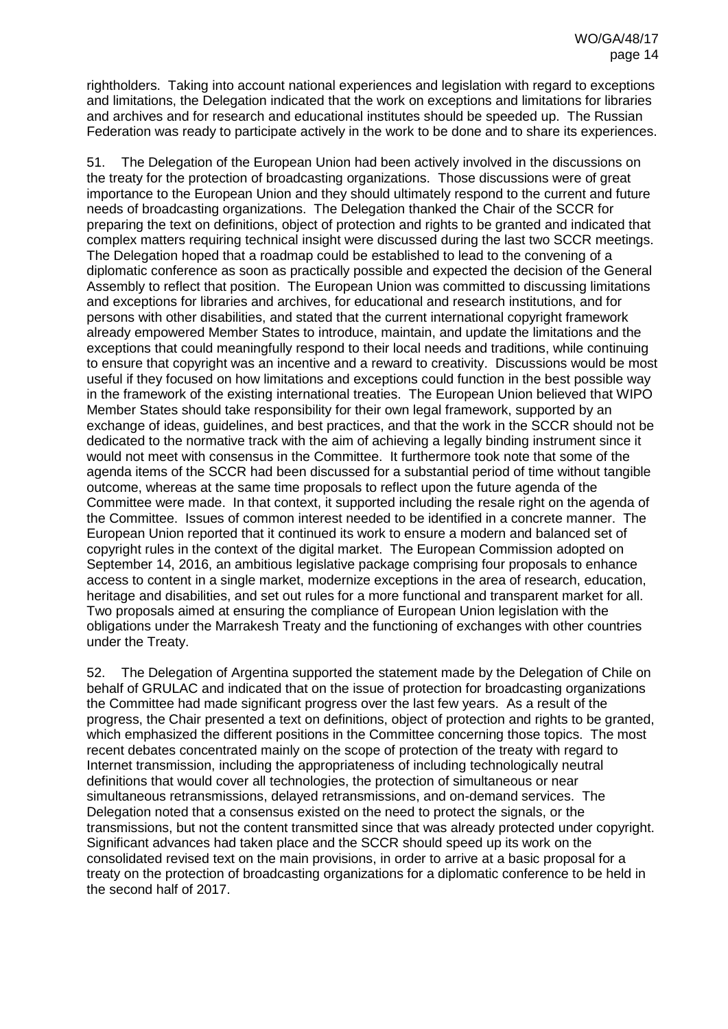rightholders. Taking into account national experiences and legislation with regard to exceptions and limitations, the Delegation indicated that the work on exceptions and limitations for libraries and archives and for research and educational institutes should be speeded up. The Russian Federation was ready to participate actively in the work to be done and to share its experiences.

51. The Delegation of the European Union had been actively involved in the discussions on the treaty for the protection of broadcasting organizations. Those discussions were of great importance to the European Union and they should ultimately respond to the current and future needs of broadcasting organizations. The Delegation thanked the Chair of the SCCR for preparing the text on definitions, object of protection and rights to be granted and indicated that complex matters requiring technical insight were discussed during the last two SCCR meetings. The Delegation hoped that a roadmap could be established to lead to the convening of a diplomatic conference as soon as practically possible and expected the decision of the General Assembly to reflect that position. The European Union was committed to discussing limitations and exceptions for libraries and archives, for educational and research institutions, and for persons with other disabilities, and stated that the current international copyright framework already empowered Member States to introduce, maintain, and update the limitations and the exceptions that could meaningfully respond to their local needs and traditions, while continuing to ensure that copyright was an incentive and a reward to creativity. Discussions would be most useful if they focused on how limitations and exceptions could function in the best possible way in the framework of the existing international treaties. The European Union believed that WIPO Member States should take responsibility for their own legal framework, supported by an exchange of ideas, guidelines, and best practices, and that the work in the SCCR should not be dedicated to the normative track with the aim of achieving a legally binding instrument since it would not meet with consensus in the Committee. It furthermore took note that some of the agenda items of the SCCR had been discussed for a substantial period of time without tangible outcome, whereas at the same time proposals to reflect upon the future agenda of the Committee were made. In that context, it supported including the resale right on the agenda of the Committee. Issues of common interest needed to be identified in a concrete manner. The European Union reported that it continued its work to ensure a modern and balanced set of copyright rules in the context of the digital market. The European Commission adopted on September 14, 2016, an ambitious legislative package comprising four proposals to enhance access to content in a single market, modernize exceptions in the area of research, education, heritage and disabilities, and set out rules for a more functional and transparent market for all. Two proposals aimed at ensuring the compliance of European Union legislation with the obligations under the Marrakesh Treaty and the functioning of exchanges with other countries under the Treaty.

52. The Delegation of Argentina supported the statement made by the Delegation of Chile on behalf of GRULAC and indicated that on the issue of protection for broadcasting organizations the Committee had made significant progress over the last few years. As a result of the progress, the Chair presented a text on definitions, object of protection and rights to be granted, which emphasized the different positions in the Committee concerning those topics. The most recent debates concentrated mainly on the scope of protection of the treaty with regard to Internet transmission, including the appropriateness of including technologically neutral definitions that would cover all technologies, the protection of simultaneous or near simultaneous retransmissions, delayed retransmissions, and on-demand services. The Delegation noted that a consensus existed on the need to protect the signals, or the transmissions, but not the content transmitted since that was already protected under copyright. Significant advances had taken place and the SCCR should speed up its work on the consolidated revised text on the main provisions, in order to arrive at a basic proposal for a treaty on the protection of broadcasting organizations for a diplomatic conference to be held in the second half of 2017.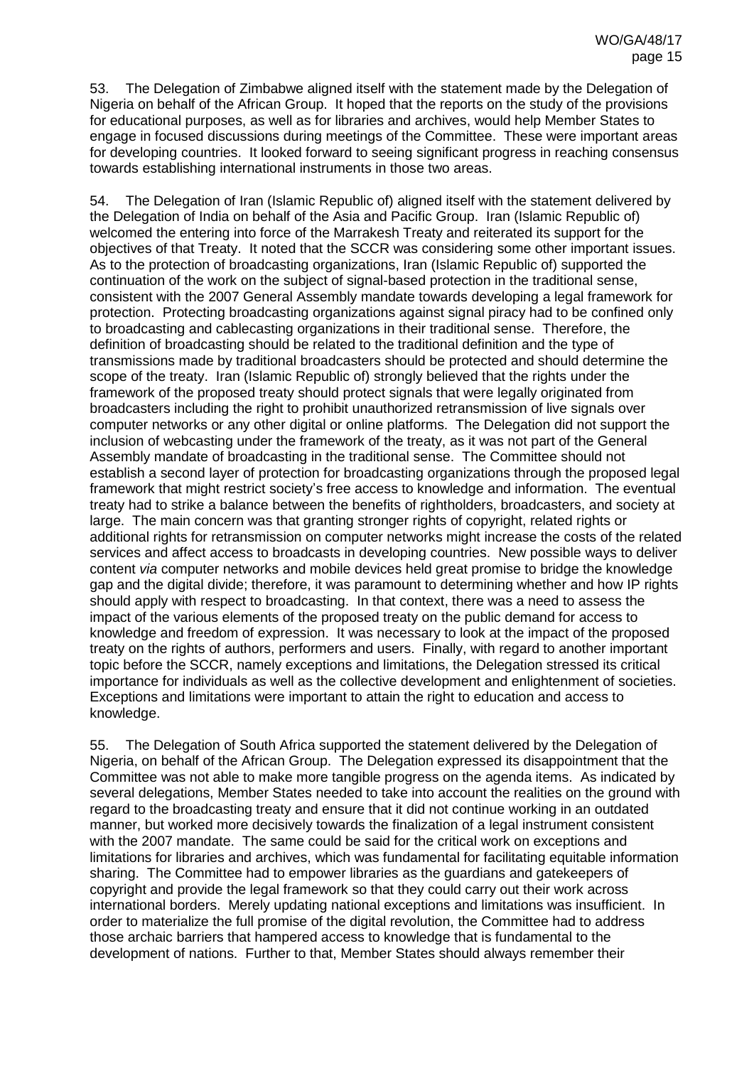53. The Delegation of Zimbabwe aligned itself with the statement made by the Delegation of Nigeria on behalf of the African Group. It hoped that the reports on the study of the provisions for educational purposes, as well as for libraries and archives, would help Member States to engage in focused discussions during meetings of the Committee. These were important areas for developing countries. It looked forward to seeing significant progress in reaching consensus towards establishing international instruments in those two areas.

54. The Delegation of Iran (Islamic Republic of) aligned itself with the statement delivered by the Delegation of India on behalf of the Asia and Pacific Group. Iran (Islamic Republic of) welcomed the entering into force of the Marrakesh Treaty and reiterated its support for the objectives of that Treaty. It noted that the SCCR was considering some other important issues. As to the protection of broadcasting organizations, Iran (Islamic Republic of) supported the continuation of the work on the subject of signal-based protection in the traditional sense, consistent with the 2007 General Assembly mandate towards developing a legal framework for protection. Protecting broadcasting organizations against signal piracy had to be confined only to broadcasting and cablecasting organizations in their traditional sense. Therefore, the definition of broadcasting should be related to the traditional definition and the type of transmissions made by traditional broadcasters should be protected and should determine the scope of the treaty. Iran (Islamic Republic of) strongly believed that the rights under the framework of the proposed treaty should protect signals that were legally originated from broadcasters including the right to prohibit unauthorized retransmission of live signals over computer networks or any other digital or online platforms. The Delegation did not support the inclusion of webcasting under the framework of the treaty, as it was not part of the General Assembly mandate of broadcasting in the traditional sense. The Committee should not establish a second layer of protection for broadcasting organizations through the proposed legal framework that might restrict society's free access to knowledge and information. The eventual treaty had to strike a balance between the benefits of rightholders, broadcasters, and society at large. The main concern was that granting stronger rights of copyright, related rights or additional rights for retransmission on computer networks might increase the costs of the related services and affect access to broadcasts in developing countries. New possible ways to deliver content *via* computer networks and mobile devices held great promise to bridge the knowledge gap and the digital divide; therefore, it was paramount to determining whether and how IP rights should apply with respect to broadcasting. In that context, there was a need to assess the impact of the various elements of the proposed treaty on the public demand for access to knowledge and freedom of expression. It was necessary to look at the impact of the proposed treaty on the rights of authors, performers and users. Finally, with regard to another important topic before the SCCR, namely exceptions and limitations, the Delegation stressed its critical importance for individuals as well as the collective development and enlightenment of societies. Exceptions and limitations were important to attain the right to education and access to knowledge.

55. The Delegation of South Africa supported the statement delivered by the Delegation of Nigeria, on behalf of the African Group. The Delegation expressed its disappointment that the Committee was not able to make more tangible progress on the agenda items. As indicated by several delegations, Member States needed to take into account the realities on the ground with regard to the broadcasting treaty and ensure that it did not continue working in an outdated manner, but worked more decisively towards the finalization of a legal instrument consistent with the 2007 mandate. The same could be said for the critical work on exceptions and limitations for libraries and archives, which was fundamental for facilitating equitable information sharing. The Committee had to empower libraries as the guardians and gatekeepers of copyright and provide the legal framework so that they could carry out their work across international borders. Merely updating national exceptions and limitations was insufficient. In order to materialize the full promise of the digital revolution, the Committee had to address those archaic barriers that hampered access to knowledge that is fundamental to the development of nations. Further to that, Member States should always remember their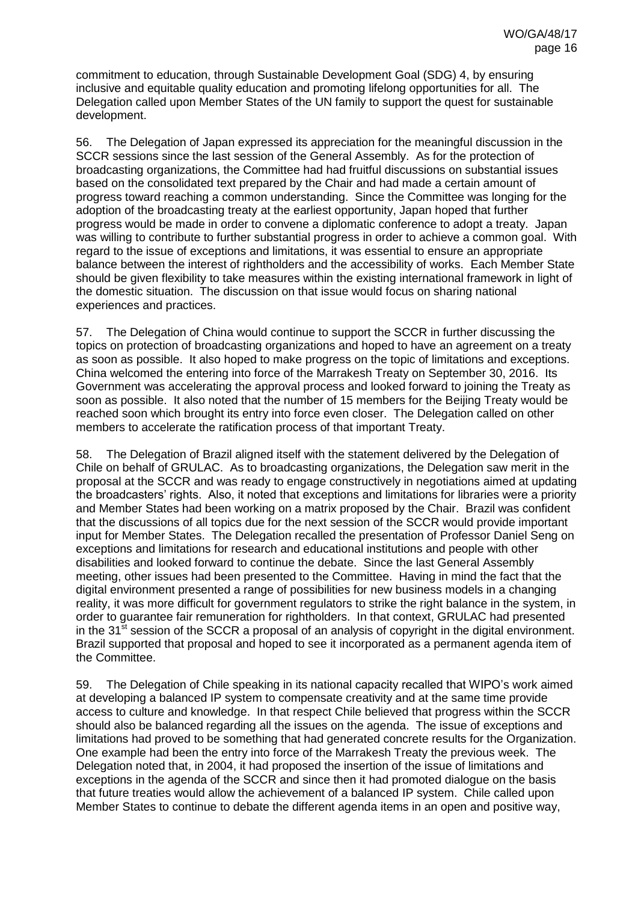commitment to education, through Sustainable Development Goal (SDG) 4, by ensuring inclusive and equitable quality education and promoting lifelong opportunities for all. The Delegation called upon Member States of the UN family to support the quest for sustainable development.

56. The Delegation of Japan expressed its appreciation for the meaningful discussion in the SCCR sessions since the last session of the General Assembly. As for the protection of broadcasting organizations, the Committee had had fruitful discussions on substantial issues based on the consolidated text prepared by the Chair and had made a certain amount of progress toward reaching a common understanding. Since the Committee was longing for the adoption of the broadcasting treaty at the earliest opportunity, Japan hoped that further progress would be made in order to convene a diplomatic conference to adopt a treaty. Japan was willing to contribute to further substantial progress in order to achieve a common goal. With regard to the issue of exceptions and limitations, it was essential to ensure an appropriate balance between the interest of rightholders and the accessibility of works. Each Member State should be given flexibility to take measures within the existing international framework in light of the domestic situation. The discussion on that issue would focus on sharing national experiences and practices.

57. The Delegation of China would continue to support the SCCR in further discussing the topics on protection of broadcasting organizations and hoped to have an agreement on a treaty as soon as possible. It also hoped to make progress on the topic of limitations and exceptions. China welcomed the entering into force of the Marrakesh Treaty on September 30, 2016. Its Government was accelerating the approval process and looked forward to joining the Treaty as soon as possible. It also noted that the number of 15 members for the Beijing Treaty would be reached soon which brought its entry into force even closer. The Delegation called on other members to accelerate the ratification process of that important Treaty.

58. The Delegation of Brazil aligned itself with the statement delivered by the Delegation of Chile on behalf of GRULAC. As to broadcasting organizations, the Delegation saw merit in the proposal at the SCCR and was ready to engage constructively in negotiations aimed at updating the broadcasters' rights. Also, it noted that exceptions and limitations for libraries were a priority and Member States had been working on a matrix proposed by the Chair. Brazil was confident that the discussions of all topics due for the next session of the SCCR would provide important input for Member States. The Delegation recalled the presentation of Professor Daniel Seng on exceptions and limitations for research and educational institutions and people with other disabilities and looked forward to continue the debate. Since the last General Assembly meeting, other issues had been presented to the Committee. Having in mind the fact that the digital environment presented a range of possibilities for new business models in a changing reality, it was more difficult for government regulators to strike the right balance in the system, in order to guarantee fair remuneration for rightholders. In that context, GRULAC had presented in the 31st session of the SCCR a proposal of an analysis of copyright in the digital environment. Brazil supported that proposal and hoped to see it incorporated as a permanent agenda item of the Committee.

59. The Delegation of Chile speaking in its national capacity recalled that WIPO's work aimed at developing a balanced IP system to compensate creativity and at the same time provide access to culture and knowledge. In that respect Chile believed that progress within the SCCR should also be balanced regarding all the issues on the agenda. The issue of exceptions and limitations had proved to be something that had generated concrete results for the Organization. One example had been the entry into force of the Marrakesh Treaty the previous week. The Delegation noted that, in 2004, it had proposed the insertion of the issue of limitations and exceptions in the agenda of the SCCR and since then it had promoted dialogue on the basis that future treaties would allow the achievement of a balanced IP system. Chile called upon Member States to continue to debate the different agenda items in an open and positive way,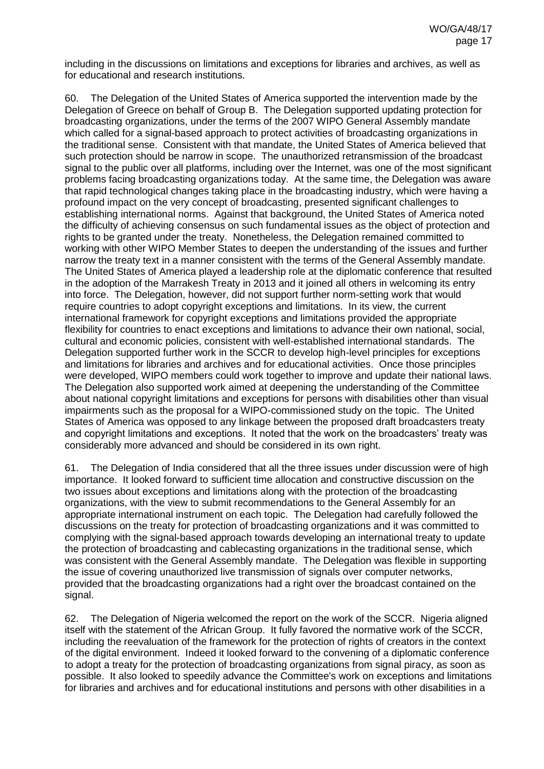including in the discussions on limitations and exceptions for libraries and archives, as well as for educational and research institutions.

60. The Delegation of the United States of America supported the intervention made by the Delegation of Greece on behalf of Group B. The Delegation supported updating protection for broadcasting organizations, under the terms of the 2007 WIPO General Assembly mandate which called for a signal-based approach to protect activities of broadcasting organizations in the traditional sense. Consistent with that mandate, the United States of America believed that such protection should be narrow in scope. The unauthorized retransmission of the broadcast signal to the public over all platforms, including over the Internet, was one of the most significant problems facing broadcasting organizations today. At the same time, the Delegation was aware that rapid technological changes taking place in the broadcasting industry, which were having a profound impact on the very concept of broadcasting, presented significant challenges to establishing international norms. Against that background, the United States of America noted the difficulty of achieving consensus on such fundamental issues as the object of protection and rights to be granted under the treaty. Nonetheless, the Delegation remained committed to working with other WIPO Member States to deepen the understanding of the issues and further narrow the treaty text in a manner consistent with the terms of the General Assembly mandate. The United States of America played a leadership role at the diplomatic conference that resulted in the adoption of the Marrakesh Treaty in 2013 and it joined all others in welcoming its entry into force. The Delegation, however, did not support further norm-setting work that would require countries to adopt copyright exceptions and limitations. In its view, the current international framework for copyright exceptions and limitations provided the appropriate flexibility for countries to enact exceptions and limitations to advance their own national, social, cultural and economic policies, consistent with well-established international standards. The Delegation supported further work in the SCCR to develop high-level principles for exceptions and limitations for libraries and archives and for educational activities. Once those principles were developed, WIPO members could work together to improve and update their national laws. The Delegation also supported work aimed at deepening the understanding of the Committee about national copyright limitations and exceptions for persons with disabilities other than visual impairments such as the proposal for a WIPO-commissioned study on the topic. The United States of America was opposed to any linkage between the proposed draft broadcasters treaty and copyright limitations and exceptions. It noted that the work on the broadcasters' treaty was considerably more advanced and should be considered in its own right.

61. The Delegation of India considered that all the three issues under discussion were of high importance. It looked forward to sufficient time allocation and constructive discussion on the two issues about exceptions and limitations along with the protection of the broadcasting organizations, with the view to submit recommendations to the General Assembly for an appropriate international instrument on each topic. The Delegation had carefully followed the discussions on the treaty for protection of broadcasting organizations and it was committed to complying with the signal-based approach towards developing an international treaty to update the protection of broadcasting and cablecasting organizations in the traditional sense, which was consistent with the General Assembly mandate. The Delegation was flexible in supporting the issue of covering unauthorized live transmission of signals over computer networks, provided that the broadcasting organizations had a right over the broadcast contained on the signal.

62. The Delegation of Nigeria welcomed the report on the work of the SCCR. Nigeria aligned itself with the statement of the African Group. It fully favored the normative work of the SCCR, including the reevaluation of the framework for the protection of rights of creators in the context of the digital environment. Indeed it looked forward to the convening of a diplomatic conference to adopt a treaty for the protection of broadcasting organizations from signal piracy, as soon as possible. It also looked to speedily advance the Committee's work on exceptions and limitations for libraries and archives and for educational institutions and persons with other disabilities in a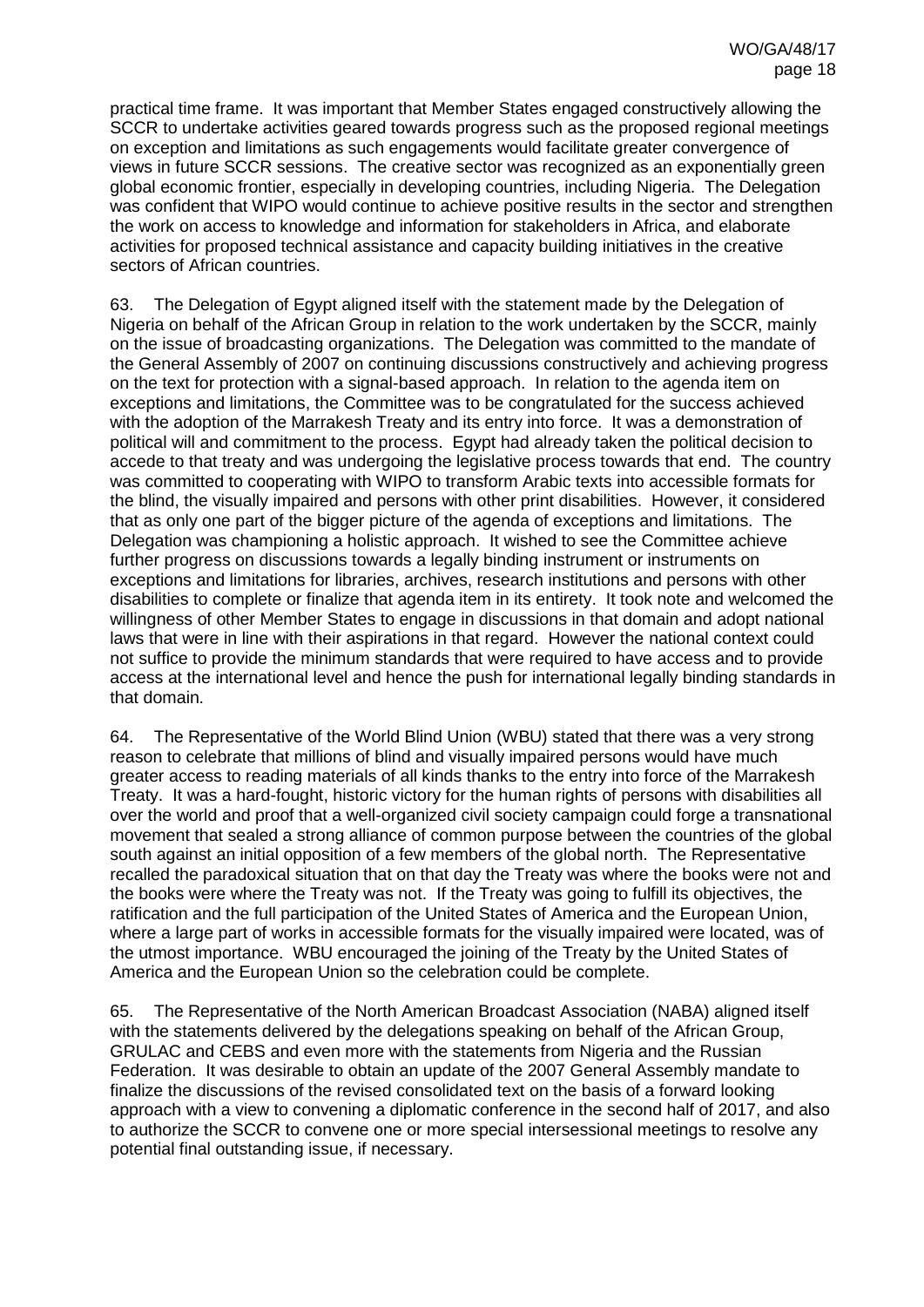practical time frame. It was important that Member States engaged constructively allowing the SCCR to undertake activities geared towards progress such as the proposed regional meetings on exception and limitations as such engagements would facilitate greater convergence of views in future SCCR sessions. The creative sector was recognized as an exponentially green global economic frontier, especially in developing countries, including Nigeria. The Delegation was confident that WIPO would continue to achieve positive results in the sector and strengthen the work on access to knowledge and information for stakeholders in Africa, and elaborate activities for proposed technical assistance and capacity building initiatives in the creative sectors of African countries.

63. The Delegation of Egypt aligned itself with the statement made by the Delegation of Nigeria on behalf of the African Group in relation to the work undertaken by the SCCR, mainly on the issue of broadcasting organizations. The Delegation was committed to the mandate of the General Assembly of 2007 on continuing discussions constructively and achieving progress on the text for protection with a signal-based approach. In relation to the agenda item on exceptions and limitations, the Committee was to be congratulated for the success achieved with the adoption of the Marrakesh Treaty and its entry into force. It was a demonstration of political will and commitment to the process. Egypt had already taken the political decision to accede to that treaty and was undergoing the legislative process towards that end. The country was committed to cooperating with WIPO to transform Arabic texts into accessible formats for the blind, the visually impaired and persons with other print disabilities. However, it considered that as only one part of the bigger picture of the agenda of exceptions and limitations. The Delegation was championing a holistic approach. It wished to see the Committee achieve further progress on discussions towards a legally binding instrument or instruments on exceptions and limitations for libraries, archives, research institutions and persons with other disabilities to complete or finalize that agenda item in its entirety. It took note and welcomed the willingness of other Member States to engage in discussions in that domain and adopt national laws that were in line with their aspirations in that regard. However the national context could not suffice to provide the minimum standards that were required to have access and to provide access at the international level and hence the push for international legally binding standards in that domain.

64. The Representative of the World Blind Union (WBU) stated that there was a very strong reason to celebrate that millions of blind and visually impaired persons would have much greater access to reading materials of all kinds thanks to the entry into force of the Marrakesh Treaty. It was a hard-fought, historic victory for the human rights of persons with disabilities all over the world and proof that a well-organized civil society campaign could forge a transnational movement that sealed a strong alliance of common purpose between the countries of the global south against an initial opposition of a few members of the global north. The Representative recalled the paradoxical situation that on that day the Treaty was where the books were not and the books were where the Treaty was not. If the Treaty was going to fulfill its objectives, the ratification and the full participation of the United States of America and the European Union, where a large part of works in accessible formats for the visually impaired were located, was of the utmost importance. WBU encouraged the joining of the Treaty by the United States of America and the European Union so the celebration could be complete.

65. The Representative of the North American Broadcast Association (NABA) aligned itself with the statements delivered by the delegations speaking on behalf of the African Group, GRULAC and CEBS and even more with the statements from Nigeria and the Russian Federation. It was desirable to obtain an update of the 2007 General Assembly mandate to finalize the discussions of the revised consolidated text on the basis of a forward looking approach with a view to convening a diplomatic conference in the second half of 2017, and also to authorize the SCCR to convene one or more special intersessional meetings to resolve any potential final outstanding issue, if necessary.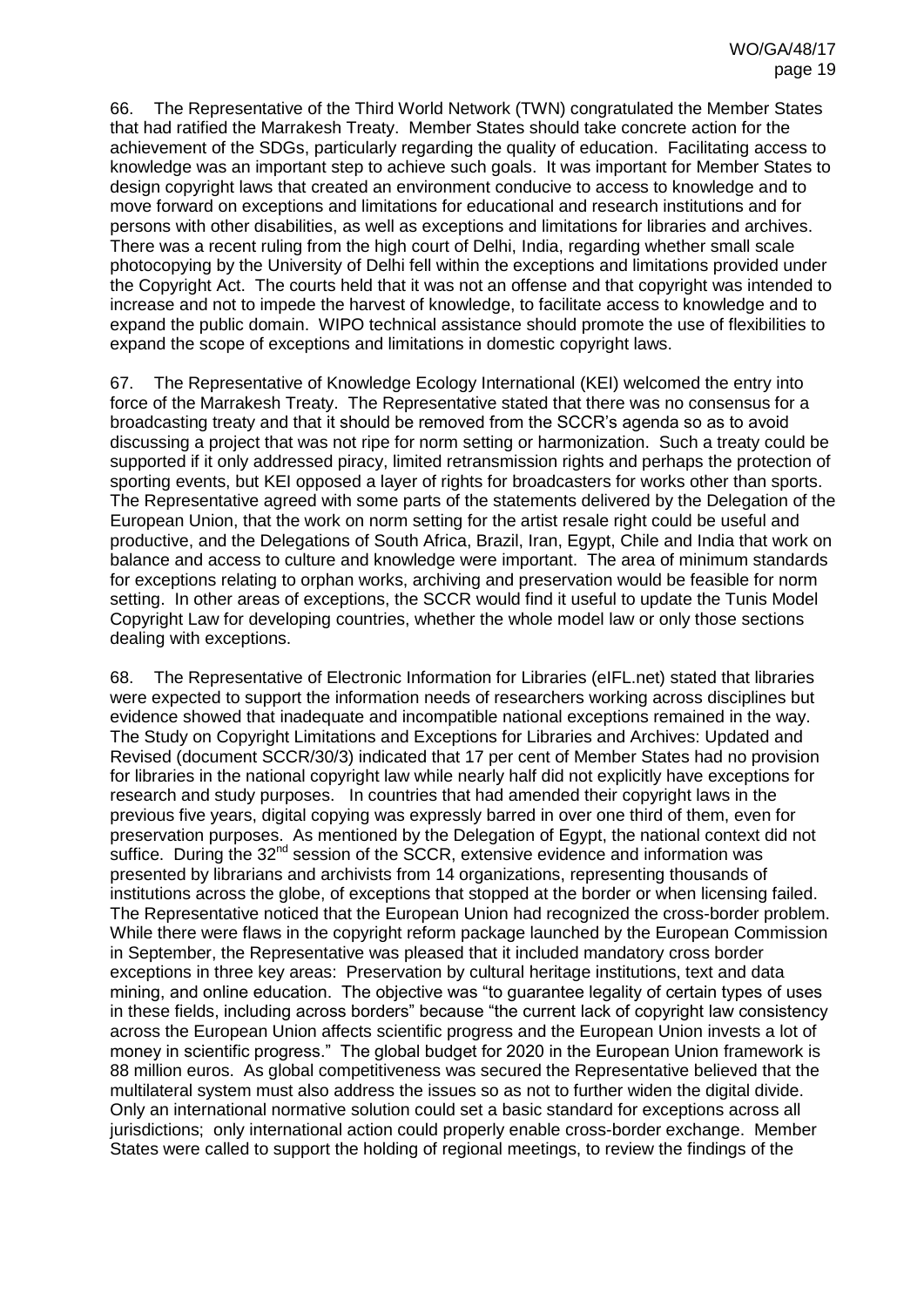66. The Representative of the Third World Network (TWN) congratulated the Member States that had ratified the Marrakesh Treaty. Member States should take concrete action for the achievement of the SDGs, particularly regarding the quality of education. Facilitating access to knowledge was an important step to achieve such goals. It was important for Member States to design copyright laws that created an environment conducive to access to knowledge and to move forward on exceptions and limitations for educational and research institutions and for persons with other disabilities, as well as exceptions and limitations for libraries and archives. There was a recent ruling from the high court of Delhi, India, regarding whether small scale photocopying by the University of Delhi fell within the exceptions and limitations provided under the Copyright Act. The courts held that it was not an offense and that copyright was intended to increase and not to impede the harvest of knowledge, to facilitate access to knowledge and to expand the public domain. WIPO technical assistance should promote the use of flexibilities to expand the scope of exceptions and limitations in domestic copyright laws.

67. The Representative of Knowledge Ecology International (KEI) welcomed the entry into force of the Marrakesh Treaty. The Representative stated that there was no consensus for a broadcasting treaty and that it should be removed from the SCCR's agenda so as to avoid discussing a project that was not ripe for norm setting or harmonization. Such a treaty could be supported if it only addressed piracy, limited retransmission rights and perhaps the protection of sporting events, but KEI opposed a layer of rights for broadcasters for works other than sports. The Representative agreed with some parts of the statements delivered by the Delegation of the European Union, that the work on norm setting for the artist resale right could be useful and productive, and the Delegations of South Africa, Brazil, Iran, Egypt, Chile and India that work on balance and access to culture and knowledge were important. The area of minimum standards for exceptions relating to orphan works, archiving and preservation would be feasible for norm setting. In other areas of exceptions, the SCCR would find it useful to update the Tunis Model Copyright Law for developing countries, whether the whole model law or only those sections dealing with exceptions.

68. The Representative of Electronic Information for Libraries (eIFL.net) stated that libraries were expected to support the information needs of researchers working across disciplines but evidence showed that inadequate and incompatible national exceptions remained in the way. The Study on Copyright Limitations and Exceptions for Libraries and Archives: Updated and Revised (document SCCR/30/3) indicated that 17 per cent of Member States had no provision for libraries in the national copyright law while nearly half did not explicitly have exceptions for research and study purposes. In countries that had amended their copyright laws in the previous five years, digital copying was expressly barred in over one third of them, even for preservation purposes. As mentioned by the Delegation of Egypt, the national context did not suffice. During the 32nd session of the SCCR, extensive evidence and information was presented by librarians and archivists from 14 organizations, representing thousands of institutions across the globe, of exceptions that stopped at the border or when licensing failed. The Representative noticed that the European Union had recognized the cross-border problem. While there were flaws in the copyright reform package launched by the European Commission in September, the Representative was pleased that it included mandatory cross border exceptions in three key areas: Preservation by cultural heritage institutions, text and data mining, and online education. The objective was "to guarantee legality of certain types of uses in these fields, including across borders" because "the current lack of copyright law consistency across the European Union affects scientific progress and the European Union invests a lot of money in scientific progress." The global budget for 2020 in the European Union framework is 88 million euros. As global competitiveness was secured the Representative believed that the multilateral system must also address the issues so as not to further widen the digital divide. Only an international normative solution could set a basic standard for exceptions across all jurisdictions; only international action could properly enable cross-border exchange. Member States were called to support the holding of regional meetings, to review the findings of the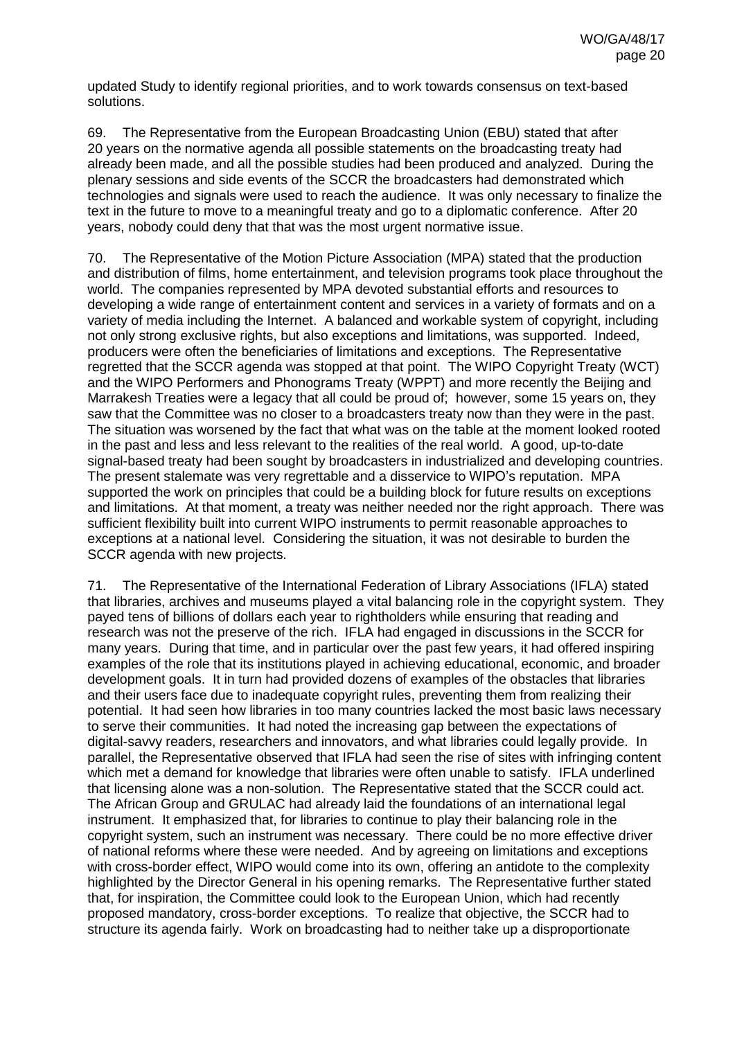updated Study to identify regional priorities, and to work towards consensus on text-based solutions.

69. The Representative from the European Broadcasting Union (EBU) stated that after 20 years on the normative agenda all possible statements on the broadcasting treaty had already been made, and all the possible studies had been produced and analyzed. During the plenary sessions and side events of the SCCR the broadcasters had demonstrated which technologies and signals were used to reach the audience. It was only necessary to finalize the text in the future to move to a meaningful treaty and go to a diplomatic conference. After 20 years, nobody could deny that that was the most urgent normative issue.

70. The Representative of the Motion Picture Association (MPA) stated that the production and distribution of films, home entertainment, and television programs took place throughout the world. The companies represented by MPA devoted substantial efforts and resources to developing a wide range of entertainment content and services in a variety of formats and on a variety of media including the Internet. A balanced and workable system of copyright, including not only strong exclusive rights, but also exceptions and limitations, was supported. Indeed, producers were often the beneficiaries of limitations and exceptions. The Representative regretted that the SCCR agenda was stopped at that point. The WIPO Copyright Treaty (WCT) and the WIPO Performers and Phonograms Treaty (WPPT) and more recently the Beijing and Marrakesh Treaties were a legacy that all could be proud of; however, some 15 years on, they saw that the Committee was no closer to a broadcasters treaty now than they were in the past. The situation was worsened by the fact that what was on the table at the moment looked rooted in the past and less and less relevant to the realities of the real world. A good, up-to-date signal-based treaty had been sought by broadcasters in industrialized and developing countries. The present stalemate was very regrettable and a disservice to WIPO's reputation. MPA supported the work on principles that could be a building block for future results on exceptions and limitations. At that moment, a treaty was neither needed nor the right approach. There was sufficient flexibility built into current WIPO instruments to permit reasonable approaches to exceptions at a national level. Considering the situation, it was not desirable to burden the SCCR agenda with new projects.

71. The Representative of the International Federation of Library Associations (IFLA) stated that libraries, archives and museums played a vital balancing role in the copyright system. They payed tens of billions of dollars each year to rightholders while ensuring that reading and research was not the preserve of the rich. IFLA had engaged in discussions in the SCCR for many years. During that time, and in particular over the past few years, it had offered inspiring examples of the role that its institutions played in achieving educational, economic, and broader development goals. It in turn had provided dozens of examples of the obstacles that libraries and their users face due to inadequate copyright rules, preventing them from realizing their potential. It had seen how libraries in too many countries lacked the most basic laws necessary to serve their communities. It had noted the increasing gap between the expectations of digital-savvy readers, researchers and innovators, and what libraries could legally provide. In parallel, the Representative observed that IFLA had seen the rise of sites with infringing content which met a demand for knowledge that libraries were often unable to satisfy. IFLA underlined that licensing alone was a non-solution. The Representative stated that the SCCR could act. The African Group and GRULAC had already laid the foundations of an international legal instrument. It emphasized that, for libraries to continue to play their balancing role in the copyright system, such an instrument was necessary. There could be no more effective driver of national reforms where these were needed. And by agreeing on limitations and exceptions with cross-border effect, WIPO would come into its own, offering an antidote to the complexity highlighted by the Director General in his opening remarks. The Representative further stated that, for inspiration, the Committee could look to the European Union, which had recently proposed mandatory, cross-border exceptions. To realize that objective, the SCCR had to structure its agenda fairly. Work on broadcasting had to neither take up a disproportionate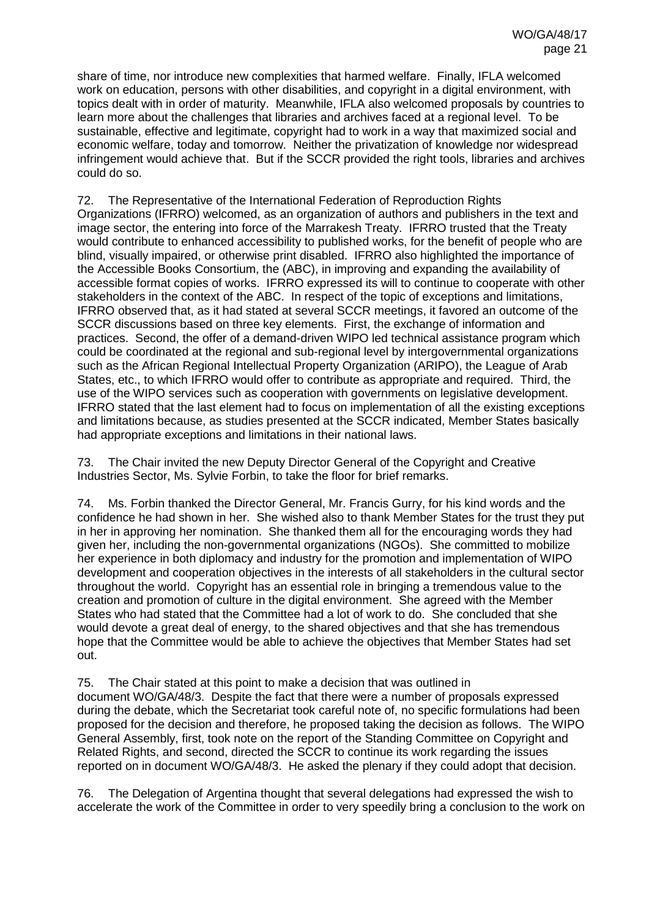share of time, nor introduce new complexities that harmed welfare. Finally, IFLA welcomed work on education, persons with other disabilities, and copyright in a digital environment, with topics dealt with in order of maturity. Meanwhile, IFLA also welcomed proposals by countries to learn more about the challenges that libraries and archives faced at a regional level. To be sustainable, effective and legitimate, copyright had to work in a way that maximized social and economic welfare, today and tomorrow. Neither the privatization of knowledge nor widespread infringement would achieve that. But if the SCCR provided the right tools, libraries and archives could do so.

72. The Representative of the International Federation of Reproduction Rights Organizations (IFRRO) welcomed, as an organization of authors and publishers in the text and image sector, the entering into force of the Marrakesh Treaty. IFRRO trusted that the Treaty would contribute to enhanced accessibility to published works, for the benefit of people who are blind, visually impaired, or otherwise print disabled. IFRRO also highlighted the importance of the Accessible Books Consortium, the (ABC), in improving and expanding the availability of accessible format copies of works. IFRRO expressed its will to continue to cooperate with other stakeholders in the context of the ABC. In respect of the topic of exceptions and limitations, IFRRO observed that, as it had stated at several SCCR meetings, it favored an outcome of the SCCR discussions based on three key elements. First, the exchange of information and practices. Second, the offer of a demand-driven WIPO led technical assistance program which could be coordinated at the regional and sub-regional level by intergovernmental organizations such as the African Regional Intellectual Property Organization (ARIPO), the League of Arab States, etc., to which IFRRO would offer to contribute as appropriate and required. Third, the use of the WIPO services such as cooperation with governments on legislative development. IFRRO stated that the last element had to focus on implementation of all the existing exceptions and limitations because, as studies presented at the SCCR indicated, Member States basically had appropriate exceptions and limitations in their national laws.

73. The Chair invited the new Deputy Director General of the Copyright and Creative Industries Sector, Ms. Sylvie Forbin, to take the floor for brief remarks.

74. Ms. Forbin thanked the Director General, Mr. Francis Gurry, for his kind words and the confidence he had shown in her. She wished also to thank Member States for the trust they put in her in approving her nomination. She thanked them all for the encouraging words they had given her, including the non-governmental organizations (NGOs). She committed to mobilize her experience in both diplomacy and industry for the promotion and implementation of WIPO development and cooperation objectives in the interests of all stakeholders in the cultural sector throughout the world. Copyright has an essential role in bringing a tremendous value to the creation and promotion of culture in the digital environment. She agreed with the Member States who had stated that the Committee had a lot of work to do. She concluded that she would devote a great deal of energy, to the shared objectives and that she has tremendous hope that the Committee would be able to achieve the objectives that Member States had set out.

75. The Chair stated at this point to make a decision that was outlined in document WO/GA/48/3. Despite the fact that there were a number of proposals expressed during the debate, which the Secretariat took careful note of, no specific formulations had been proposed for the decision and therefore, he proposed taking the decision as follows. The WIPO General Assembly, first, took note on the report of the Standing Committee on Copyright and Related Rights, and second, directed the SCCR to continue its work regarding the issues reported on in document WO/GA/48/3. He asked the plenary if they could adopt that decision.

76. The Delegation of Argentina thought that several delegations had expressed the wish to accelerate the work of the Committee in order to very speedily bring a conclusion to the work on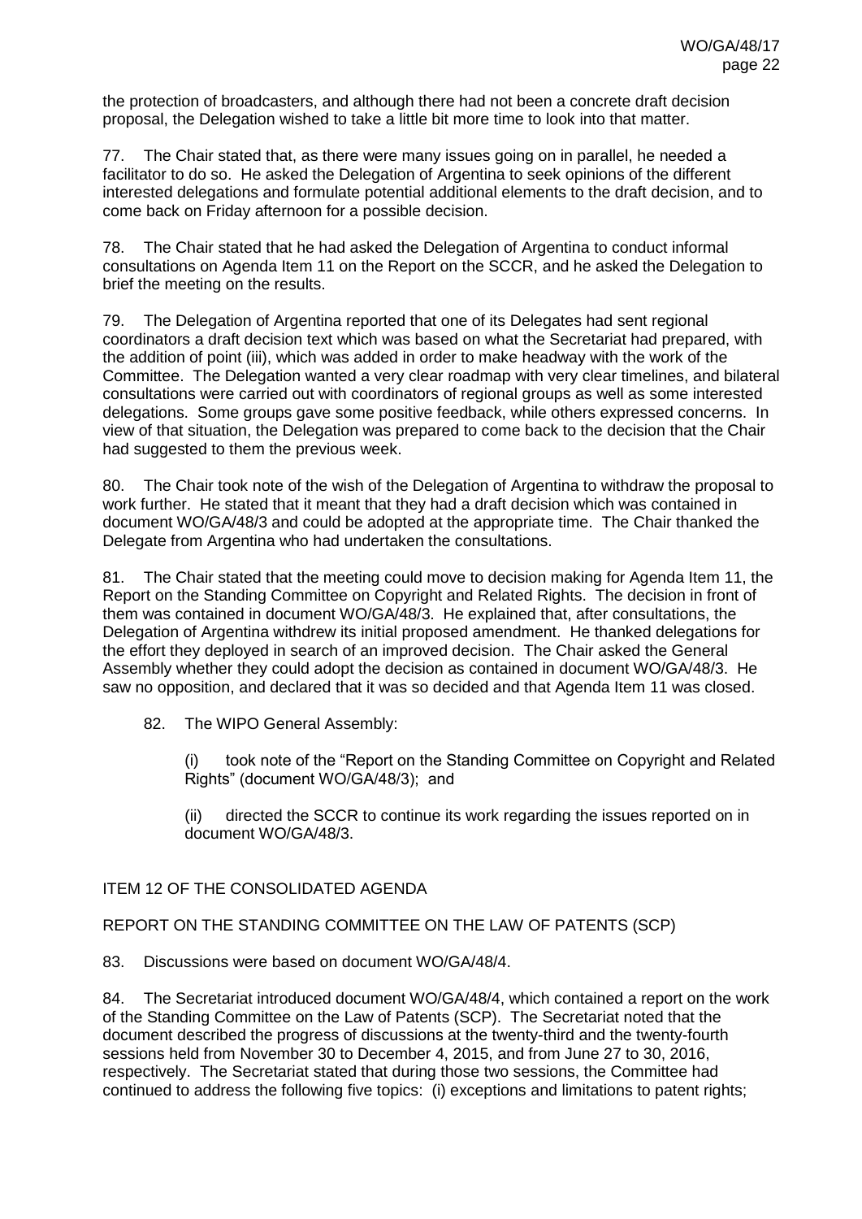the protection of broadcasters, and although there had not been a concrete draft decision proposal, the Delegation wished to take a little bit more time to look into that matter.

77. The Chair stated that, as there were many issues going on in parallel, he needed a facilitator to do so. He asked the Delegation of Argentina to seek opinions of the different interested delegations and formulate potential additional elements to the draft decision, and to come back on Friday afternoon for a possible decision.

78. The Chair stated that he had asked the Delegation of Argentina to conduct informal consultations on Agenda Item 11 on the Report on the SCCR, and he asked the Delegation to brief the meeting on the results.

79. The Delegation of Argentina reported that one of its Delegates had sent regional coordinators a draft decision text which was based on what the Secretariat had prepared, with the addition of point (iii), which was added in order to make headway with the work of the Committee. The Delegation wanted a very clear roadmap with very clear timelines, and bilateral consultations were carried out with coordinators of regional groups as well as some interested delegations. Some groups gave some positive feedback, while others expressed concerns. In view of that situation, the Delegation was prepared to come back to the decision that the Chair had suggested to them the previous week.

80. The Chair took note of the wish of the Delegation of Argentina to withdraw the proposal to work further. He stated that it meant that they had a draft decision which was contained in document WO/GA/48/3 and could be adopted at the appropriate time. The Chair thanked the Delegate from Argentina who had undertaken the consultations.

81. The Chair stated that the meeting could move to decision making for Agenda Item 11, the Report on the Standing Committee on Copyright and Related Rights. The decision in front of them was contained in document WO/GA/48/3. He explained that, after consultations, the Delegation of Argentina withdrew its initial proposed amendment. He thanked delegations for the effort they deployed in search of an improved decision. The Chair asked the General Assembly whether they could adopt the decision as contained in document WO/GA/48/3. He saw no opposition, and declared that it was so decided and that Agenda Item 11 was closed.

82. The WIPO General Assembly:

(i) took note of the "Report on the Standing Committee on Copyright and Related Rights" (document WO/GA/48/3); and

(ii) directed the SCCR to continue its work regarding the issues reported on in document WO/GA/48/3.

## ITEM 12 OF THE CONSOLIDATED AGENDA

## REPORT ON THE STANDING COMMITTEE ON THE LAW OF PATENTS (SCP)

83. Discussions were based on document WO/GA/48/4.

84. The Secretariat introduced document WO/GA/48/4, which contained a report on the work of the Standing Committee on the Law of Patents (SCP). The Secretariat noted that the document described the progress of discussions at the twenty-third and the twenty-fourth sessions held from November 30 to December 4, 2015, and from June 27 to 30, 2016, respectively. The Secretariat stated that during those two sessions, the Committee had continued to address the following five topics: (i) exceptions and limitations to patent rights;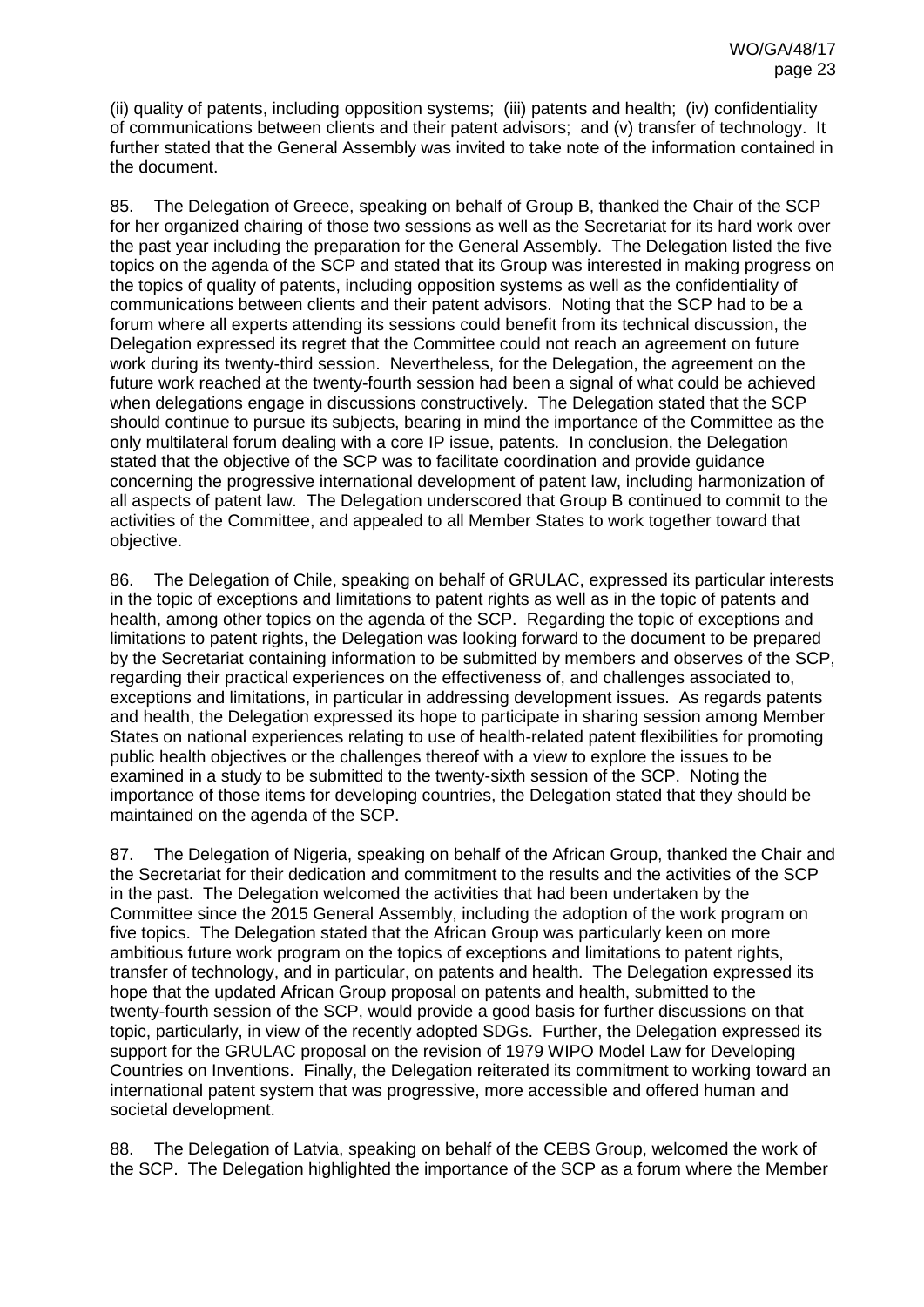(ii) quality of patents, including opposition systems; (iii) patents and health; (iv) confidentiality of communications between clients and their patent advisors; and (v) transfer of technology. It further stated that the General Assembly was invited to take note of the information contained in the document.

85. The Delegation of Greece, speaking on behalf of Group B, thanked the Chair of the SCP for her organized chairing of those two sessions as well as the Secretariat for its hard work over the past year including the preparation for the General Assembly. The Delegation listed the five topics on the agenda of the SCP and stated that its Group was interested in making progress on the topics of quality of patents, including opposition systems as well as the confidentiality of communications between clients and their patent advisors. Noting that the SCP had to be a forum where all experts attending its sessions could benefit from its technical discussion, the Delegation expressed its regret that the Committee could not reach an agreement on future work during its twenty-third session. Nevertheless, for the Delegation, the agreement on the future work reached at the twenty-fourth session had been a signal of what could be achieved when delegations engage in discussions constructively. The Delegation stated that the SCP should continue to pursue its subjects, bearing in mind the importance of the Committee as the only multilateral forum dealing with a core IP issue, patents. In conclusion, the Delegation stated that the objective of the SCP was to facilitate coordination and provide guidance concerning the progressive international development of patent law, including harmonization of all aspects of patent law. The Delegation underscored that Group B continued to commit to the activities of the Committee, and appealed to all Member States to work together toward that objective.

86. The Delegation of Chile, speaking on behalf of GRULAC, expressed its particular interests in the topic of exceptions and limitations to patent rights as well as in the topic of patents and health, among other topics on the agenda of the SCP. Regarding the topic of exceptions and limitations to patent rights, the Delegation was looking forward to the document to be prepared by the Secretariat containing information to be submitted by members and observes of the SCP, regarding their practical experiences on the effectiveness of, and challenges associated to, exceptions and limitations, in particular in addressing development issues. As regards patents and health, the Delegation expressed its hope to participate in sharing session among Member States on national experiences relating to use of health-related patent flexibilities for promoting public health objectives or the challenges thereof with a view to explore the issues to be examined in a study to be submitted to the twenty-sixth session of the SCP. Noting the importance of those items for developing countries, the Delegation stated that they should be maintained on the agenda of the SCP.

87. The Delegation of Nigeria, speaking on behalf of the African Group, thanked the Chair and the Secretariat for their dedication and commitment to the results and the activities of the SCP in the past. The Delegation welcomed the activities that had been undertaken by the Committee since the 2015 General Assembly, including the adoption of the work program on five topics. The Delegation stated that the African Group was particularly keen on more ambitious future work program on the topics of exceptions and limitations to patent rights, transfer of technology, and in particular, on patents and health. The Delegation expressed its hope that the updated African Group proposal on patents and health, submitted to the twenty-fourth session of the SCP, would provide a good basis for further discussions on that topic, particularly, in view of the recently adopted SDGs. Further, the Delegation expressed its support for the GRULAC proposal on the revision of 1979 WIPO Model Law for Developing Countries on Inventions. Finally, the Delegation reiterated its commitment to working toward an international patent system that was progressive, more accessible and offered human and societal development.

88. The Delegation of Latvia, speaking on behalf of the CEBS Group, welcomed the work of the SCP. The Delegation highlighted the importance of the SCP as a forum where the Member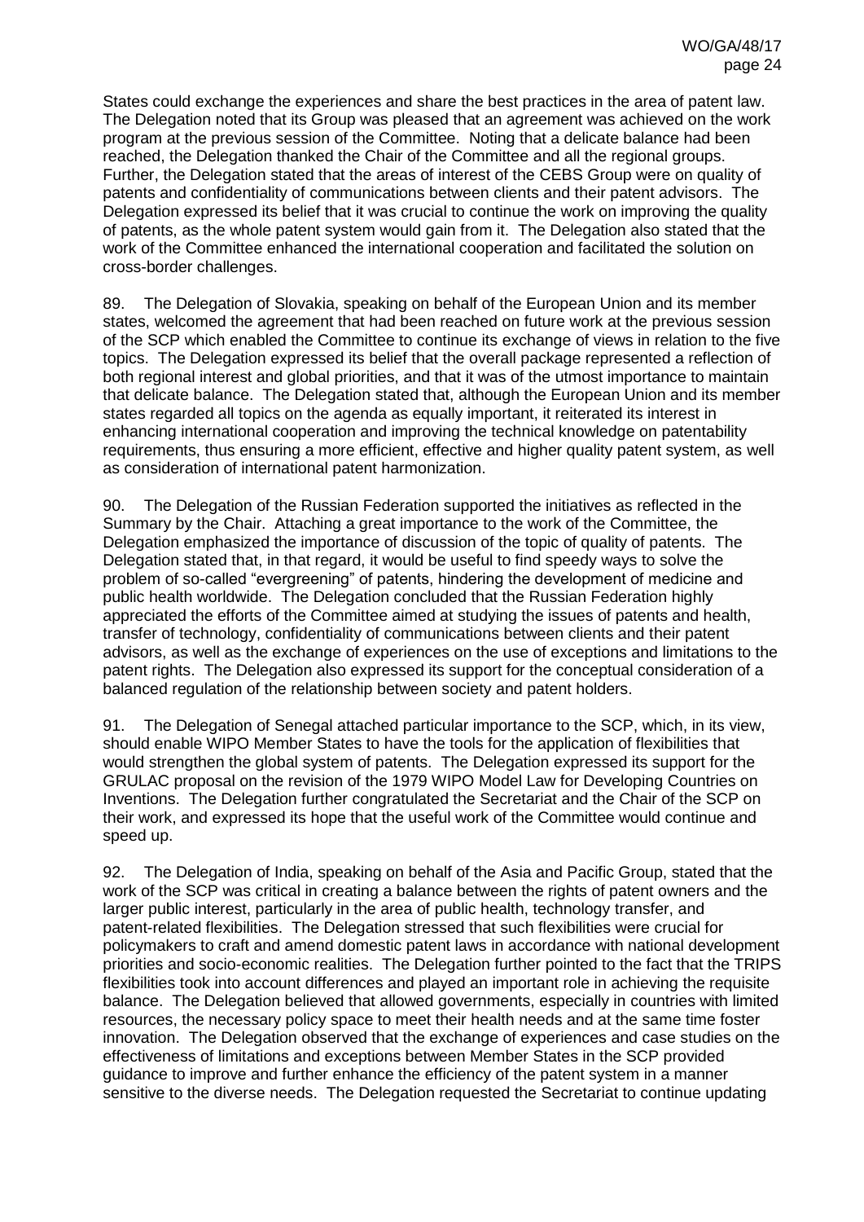States could exchange the experiences and share the best practices in the area of patent law. The Delegation noted that its Group was pleased that an agreement was achieved on the work program at the previous session of the Committee. Noting that a delicate balance had been reached, the Delegation thanked the Chair of the Committee and all the regional groups. Further, the Delegation stated that the areas of interest of the CEBS Group were on quality of patents and confidentiality of communications between clients and their patent advisors. The Delegation expressed its belief that it was crucial to continue the work on improving the quality of patents, as the whole patent system would gain from it. The Delegation also stated that the work of the Committee enhanced the international cooperation and facilitated the solution on cross-border challenges.

89. The Delegation of Slovakia, speaking on behalf of the European Union and its member states, welcomed the agreement that had been reached on future work at the previous session of the SCP which enabled the Committee to continue its exchange of views in relation to the five topics. The Delegation expressed its belief that the overall package represented a reflection of both regional interest and global priorities, and that it was of the utmost importance to maintain that delicate balance. The Delegation stated that, although the European Union and its member states regarded all topics on the agenda as equally important, it reiterated its interest in enhancing international cooperation and improving the technical knowledge on patentability requirements, thus ensuring a more efficient, effective and higher quality patent system, as well as consideration of international patent harmonization.

90. The Delegation of the Russian Federation supported the initiatives as reflected in the Summary by the Chair. Attaching a great importance to the work of the Committee, the Delegation emphasized the importance of discussion of the topic of quality of patents. The Delegation stated that, in that regard, it would be useful to find speedy ways to solve the problem of so-called "evergreening" of patents, hindering the development of medicine and public health worldwide. The Delegation concluded that the Russian Federation highly appreciated the efforts of the Committee aimed at studying the issues of patents and health, transfer of technology, confidentiality of communications between clients and their patent advisors, as well as the exchange of experiences on the use of exceptions and limitations to the patent rights. The Delegation also expressed its support for the conceptual consideration of a balanced regulation of the relationship between society and patent holders.

91. The Delegation of Senegal attached particular importance to the SCP, which, in its view, should enable WIPO Member States to have the tools for the application of flexibilities that would strengthen the global system of patents. The Delegation expressed its support for the GRULAC proposal on the revision of the 1979 WIPO Model Law for Developing Countries on Inventions. The Delegation further congratulated the Secretariat and the Chair of the SCP on their work, and expressed its hope that the useful work of the Committee would continue and speed up.

92. The Delegation of India, speaking on behalf of the Asia and Pacific Group, stated that the work of the SCP was critical in creating a balance between the rights of patent owners and the larger public interest, particularly in the area of public health, technology transfer, and patent-related flexibilities. The Delegation stressed that such flexibilities were crucial for policymakers to craft and amend domestic patent laws in accordance with national development priorities and socio-economic realities. The Delegation further pointed to the fact that the TRIPS flexibilities took into account differences and played an important role in achieving the requisite balance. The Delegation believed that allowed governments, especially in countries with limited resources, the necessary policy space to meet their health needs and at the same time foster innovation. The Delegation observed that the exchange of experiences and case studies on the effectiveness of limitations and exceptions between Member States in the SCP provided guidance to improve and further enhance the efficiency of the patent system in a manner sensitive to the diverse needs. The Delegation requested the Secretariat to continue updating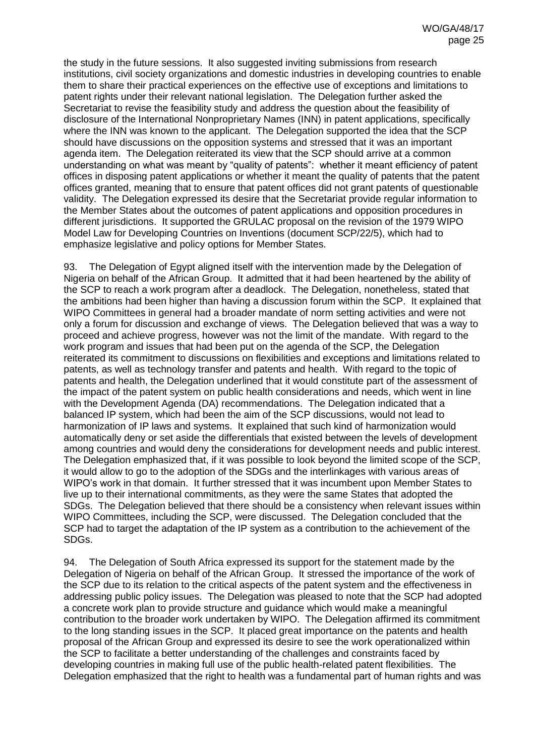the study in the future sessions. It also suggested inviting submissions from research institutions, civil society organizations and domestic industries in developing countries to enable them to share their practical experiences on the effective use of exceptions and limitations to patent rights under their relevant national legislation. The Delegation further asked the Secretariat to revise the feasibility study and address the question about the feasibility of disclosure of the International Nonproprietary Names (INN) in patent applications, specifically where the INN was known to the applicant. The Delegation supported the idea that the SCP should have discussions on the opposition systems and stressed that it was an important agenda item. The Delegation reiterated its view that the SCP should arrive at a common understanding on what was meant by "quality of patents": whether it meant efficiency of patent offices in disposing patent applications or whether it meant the quality of patents that the patent offices granted, meaning that to ensure that patent offices did not grant patents of questionable validity. The Delegation expressed its desire that the Secretariat provide regular information to the Member States about the outcomes of patent applications and opposition procedures in different jurisdictions. It supported the GRULAC proposal on the revision of the 1979 WIPO Model Law for Developing Countries on Inventions (document SCP/22/5), which had to emphasize legislative and policy options for Member States.

93. The Delegation of Egypt aligned itself with the intervention made by the Delegation of Nigeria on behalf of the African Group. It admitted that it had been heartened by the ability of the SCP to reach a work program after a deadlock. The Delegation, nonetheless, stated that the ambitions had been higher than having a discussion forum within the SCP. It explained that WIPO Committees in general had a broader mandate of norm setting activities and were not only a forum for discussion and exchange of views. The Delegation believed that was a way to proceed and achieve progress, however was not the limit of the mandate. With regard to the work program and issues that had been put on the agenda of the SCP, the Delegation reiterated its commitment to discussions on flexibilities and exceptions and limitations related to patents, as well as technology transfer and patents and health. With regard to the topic of patents and health, the Delegation underlined that it would constitute part of the assessment of the impact of the patent system on public health considerations and needs, which went in line with the Development Agenda (DA) recommendations. The Delegation indicated that a balanced IP system, which had been the aim of the SCP discussions, would not lead to harmonization of IP laws and systems. It explained that such kind of harmonization would automatically deny or set aside the differentials that existed between the levels of development among countries and would deny the considerations for development needs and public interest. The Delegation emphasized that, if it was possible to look beyond the limited scope of the SCP, it would allow to go to the adoption of the SDGs and the interlinkages with various areas of WIPO's work in that domain. It further stressed that it was incumbent upon Member States to live up to their international commitments, as they were the same States that adopted the SDGs. The Delegation believed that there should be a consistency when relevant issues within WIPO Committees, including the SCP, were discussed. The Delegation concluded that the SCP had to target the adaptation of the IP system as a contribution to the achievement of the SDGs.

94. The Delegation of South Africa expressed its support for the statement made by the Delegation of Nigeria on behalf of the African Group. It stressed the importance of the work of the SCP due to its relation to the critical aspects of the patent system and the effectiveness in addressing public policy issues. The Delegation was pleased to note that the SCP had adopted a concrete work plan to provide structure and guidance which would make a meaningful contribution to the broader work undertaken by WIPO. The Delegation affirmed its commitment to the long standing issues in the SCP. It placed great importance on the patents and health proposal of the African Group and expressed its desire to see the work operationalized within the SCP to facilitate a better understanding of the challenges and constraints faced by developing countries in making full use of the public health-related patent flexibilities. The Delegation emphasized that the right to health was a fundamental part of human rights and was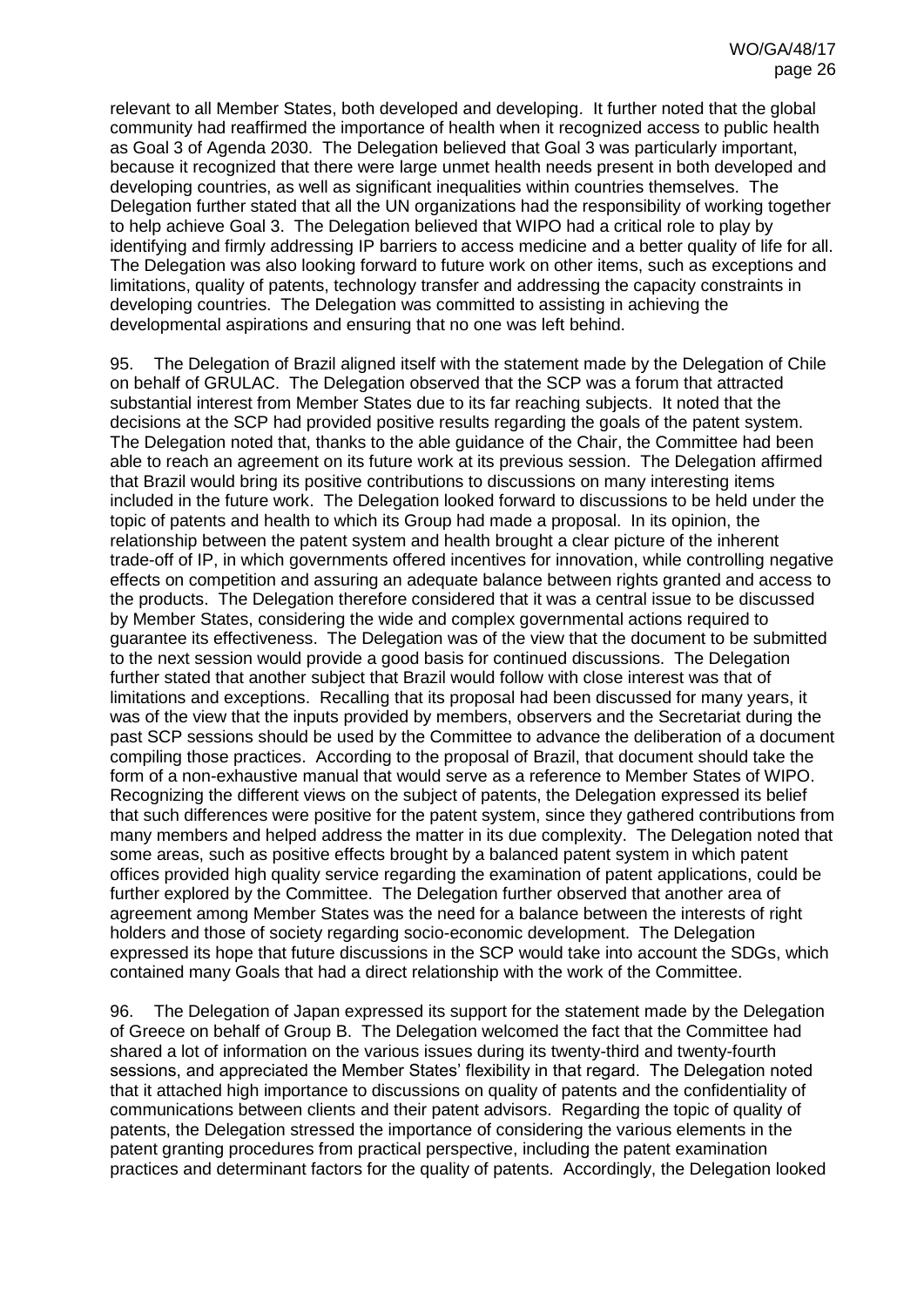relevant to all Member States, both developed and developing. It further noted that the global community had reaffirmed the importance of health when it recognized access to public health as Goal 3 of Agenda 2030. The Delegation believed that Goal 3 was particularly important, because it recognized that there were large unmet health needs present in both developed and developing countries, as well as significant inequalities within countries themselves. The Delegation further stated that all the UN organizations had the responsibility of working together to help achieve Goal 3. The Delegation believed that WIPO had a critical role to play by identifying and firmly addressing IP barriers to access medicine and a better quality of life for all. The Delegation was also looking forward to future work on other items, such as exceptions and limitations, quality of patents, technology transfer and addressing the capacity constraints in developing countries. The Delegation was committed to assisting in achieving the developmental aspirations and ensuring that no one was left behind.

95. The Delegation of Brazil aligned itself with the statement made by the Delegation of Chile on behalf of GRULAC. The Delegation observed that the SCP was a forum that attracted substantial interest from Member States due to its far reaching subjects. It noted that the decisions at the SCP had provided positive results regarding the goals of the patent system. The Delegation noted that, thanks to the able guidance of the Chair, the Committee had been able to reach an agreement on its future work at its previous session. The Delegation affirmed that Brazil would bring its positive contributions to discussions on many interesting items included in the future work. The Delegation looked forward to discussions to be held under the topic of patents and health to which its Group had made a proposal. In its opinion, the relationship between the patent system and health brought a clear picture of the inherent trade-off of IP, in which governments offered incentives for innovation, while controlling negative effects on competition and assuring an adequate balance between rights granted and access to the products. The Delegation therefore considered that it was a central issue to be discussed by Member States, considering the wide and complex governmental actions required to guarantee its effectiveness. The Delegation was of the view that the document to be submitted to the next session would provide a good basis for continued discussions. The Delegation further stated that another subject that Brazil would follow with close interest was that of limitations and exceptions. Recalling that its proposal had been discussed for many years, it was of the view that the inputs provided by members, observers and the Secretariat during the past SCP sessions should be used by the Committee to advance the deliberation of a document compiling those practices. According to the proposal of Brazil, that document should take the form of a non-exhaustive manual that would serve as a reference to Member States of WIPO. Recognizing the different views on the subject of patents, the Delegation expressed its belief that such differences were positive for the patent system, since they gathered contributions from many members and helped address the matter in its due complexity. The Delegation noted that some areas, such as positive effects brought by a balanced patent system in which patent offices provided high quality service regarding the examination of patent applications, could be further explored by the Committee. The Delegation further observed that another area of agreement among Member States was the need for a balance between the interests of right holders and those of society regarding socio-economic development. The Delegation expressed its hope that future discussions in the SCP would take into account the SDGs, which contained many Goals that had a direct relationship with the work of the Committee.

96. The Delegation of Japan expressed its support for the statement made by the Delegation of Greece on behalf of Group B. The Delegation welcomed the fact that the Committee had shared a lot of information on the various issues during its twenty-third and twenty-fourth sessions, and appreciated the Member States' flexibility in that regard. The Delegation noted that it attached high importance to discussions on quality of patents and the confidentiality of communications between clients and their patent advisors. Regarding the topic of quality of patents, the Delegation stressed the importance of considering the various elements in the patent granting procedures from practical perspective, including the patent examination practices and determinant factors for the quality of patents. Accordingly, the Delegation looked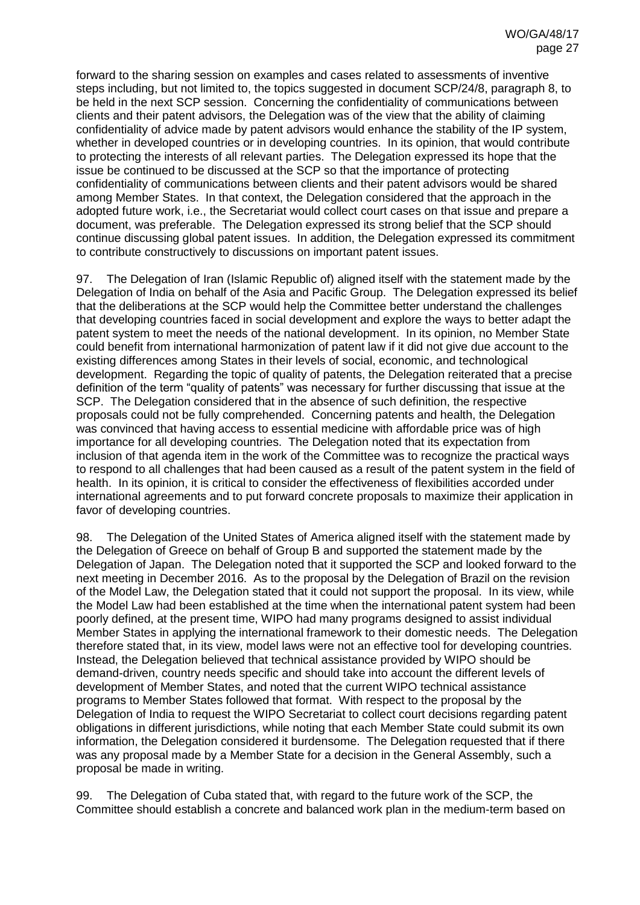forward to the sharing session on examples and cases related to assessments of inventive steps including, but not limited to, the topics suggested in document SCP/24/8, paragraph 8, to be held in the next SCP session. Concerning the confidentiality of communications between clients and their patent advisors, the Delegation was of the view that the ability of claiming confidentiality of advice made by patent advisors would enhance the stability of the IP system, whether in developed countries or in developing countries. In its opinion, that would contribute to protecting the interests of all relevant parties. The Delegation expressed its hope that the issue be continued to be discussed at the SCP so that the importance of protecting confidentiality of communications between clients and their patent advisors would be shared among Member States. In that context, the Delegation considered that the approach in the adopted future work, i.e., the Secretariat would collect court cases on that issue and prepare a document, was preferable. The Delegation expressed its strong belief that the SCP should continue discussing global patent issues. In addition, the Delegation expressed its commitment to contribute constructively to discussions on important patent issues.

97. The Delegation of Iran (Islamic Republic of) aligned itself with the statement made by the Delegation of India on behalf of the Asia and Pacific Group. The Delegation expressed its belief that the deliberations at the SCP would help the Committee better understand the challenges that developing countries faced in social development and explore the ways to better adapt the patent system to meet the needs of the national development. In its opinion, no Member State could benefit from international harmonization of patent law if it did not give due account to the existing differences among States in their levels of social, economic, and technological development. Regarding the topic of quality of patents, the Delegation reiterated that a precise definition of the term "quality of patents" was necessary for further discussing that issue at the SCP. The Delegation considered that in the absence of such definition, the respective proposals could not be fully comprehended. Concerning patents and health, the Delegation was convinced that having access to essential medicine with affordable price was of high importance for all developing countries. The Delegation noted that its expectation from inclusion of that agenda item in the work of the Committee was to recognize the practical ways to respond to all challenges that had been caused as a result of the patent system in the field of health. In its opinion, it is critical to consider the effectiveness of flexibilities accorded under international agreements and to put forward concrete proposals to maximize their application in favor of developing countries.

98. The Delegation of the United States of America aligned itself with the statement made by the Delegation of Greece on behalf of Group B and supported the statement made by the Delegation of Japan. The Delegation noted that it supported the SCP and looked forward to the next meeting in December 2016. As to the proposal by the Delegation of Brazil on the revision of the Model Law, the Delegation stated that it could not support the proposal. In its view, while the Model Law had been established at the time when the international patent system had been poorly defined, at the present time, WIPO had many programs designed to assist individual Member States in applying the international framework to their domestic needs. The Delegation therefore stated that, in its view, model laws were not an effective tool for developing countries. Instead, the Delegation believed that technical assistance provided by WIPO should be demand-driven, country needs specific and should take into account the different levels of development of Member States, and noted that the current WIPO technical assistance programs to Member States followed that format. With respect to the proposal by the Delegation of India to request the WIPO Secretariat to collect court decisions regarding patent obligations in different jurisdictions, while noting that each Member State could submit its own information, the Delegation considered it burdensome. The Delegation requested that if there was any proposal made by a Member State for a decision in the General Assembly, such a proposal be made in writing.

99. The Delegation of Cuba stated that, with regard to the future work of the SCP, the Committee should establish a concrete and balanced work plan in the medium-term based on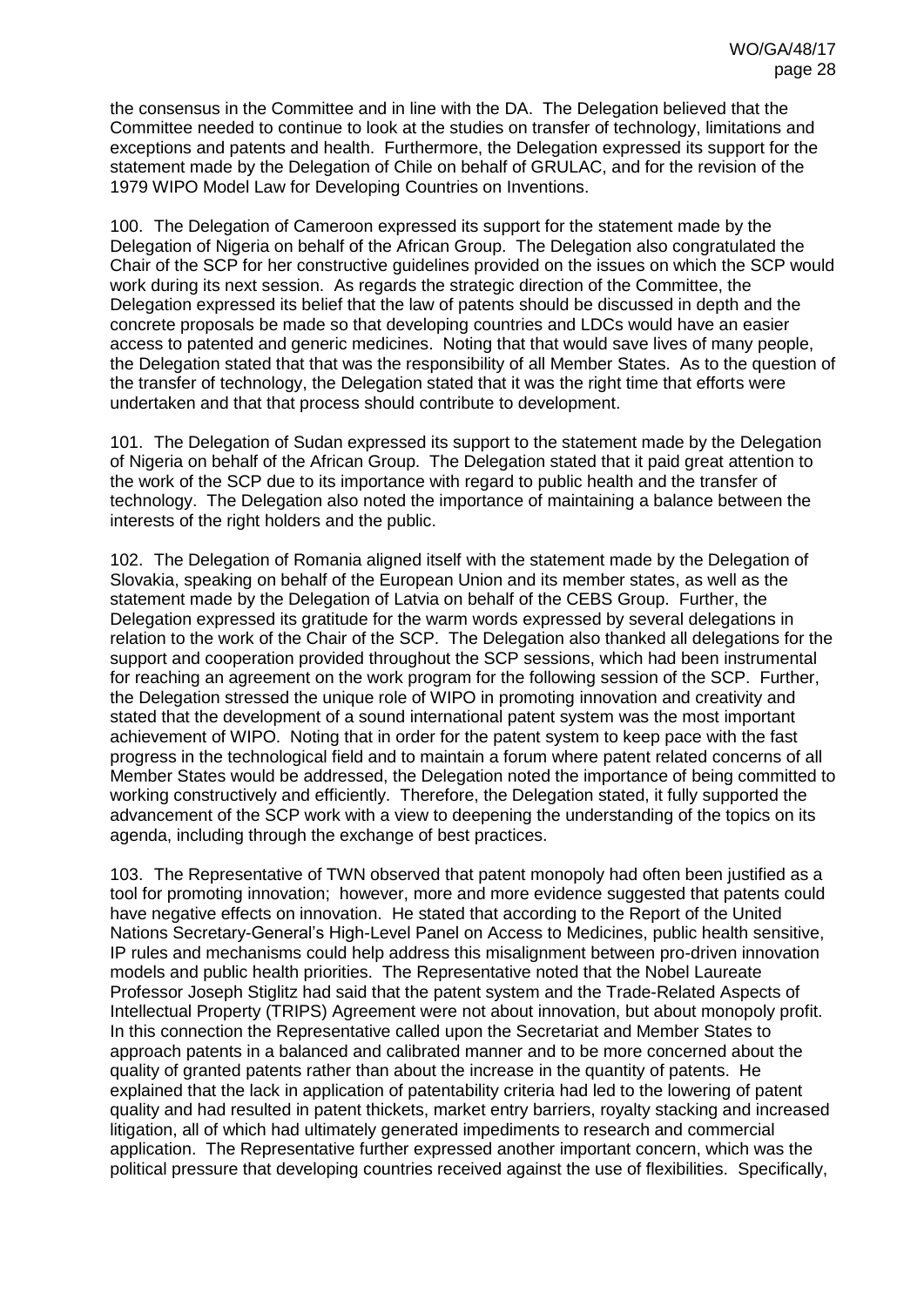the consensus in the Committee and in line with the DA. The Delegation believed that the Committee needed to continue to look at the studies on transfer of technology, limitations and exceptions and patents and health. Furthermore, the Delegation expressed its support for the statement made by the Delegation of Chile on behalf of GRULAC, and for the revision of the 1979 WIPO Model Law for Developing Countries on Inventions.

100. The Delegation of Cameroon expressed its support for the statement made by the Delegation of Nigeria on behalf of the African Group. The Delegation also congratulated the Chair of the SCP for her constructive guidelines provided on the issues on which the SCP would work during its next session. As regards the strategic direction of the Committee, the Delegation expressed its belief that the law of patents should be discussed in depth and the concrete proposals be made so that developing countries and LDCs would have an easier access to patented and generic medicines. Noting that that would save lives of many people, the Delegation stated that that was the responsibility of all Member States. As to the question of the transfer of technology, the Delegation stated that it was the right time that efforts were undertaken and that that process should contribute to development.

101. The Delegation of Sudan expressed its support to the statement made by the Delegation of Nigeria on behalf of the African Group. The Delegation stated that it paid great attention to the work of the SCP due to its importance with regard to public health and the transfer of technology. The Delegation also noted the importance of maintaining a balance between the interests of the right holders and the public.

102. The Delegation of Romania aligned itself with the statement made by the Delegation of Slovakia, speaking on behalf of the European Union and its member states, as well as the statement made by the Delegation of Latvia on behalf of the CEBS Group. Further, the Delegation expressed its gratitude for the warm words expressed by several delegations in relation to the work of the Chair of the SCP. The Delegation also thanked all delegations for the support and cooperation provided throughout the SCP sessions, which had been instrumental for reaching an agreement on the work program for the following session of the SCP. Further, the Delegation stressed the unique role of WIPO in promoting innovation and creativity and stated that the development of a sound international patent system was the most important achievement of WIPO. Noting that in order for the patent system to keep pace with the fast progress in the technological field and to maintain a forum where patent related concerns of all Member States would be addressed, the Delegation noted the importance of being committed to working constructively and efficiently. Therefore, the Delegation stated, it fully supported the advancement of the SCP work with a view to deepening the understanding of the topics on its agenda, including through the exchange of best practices.

103. The Representative of TWN observed that patent monopoly had often been justified as a tool for promoting innovation; however, more and more evidence suggested that patents could have negative effects on innovation. He stated that according to the Report of the United Nations Secretary-General's High-Level Panel on Access to Medicines, public health sensitive, IP rules and mechanisms could help address this misalignment between pro-driven innovation models and public health priorities. The Representative noted that the Nobel Laureate Professor Joseph Stiglitz had said that the patent system and the Trade-Related Aspects of Intellectual Property (TRIPS) Agreement were not about innovation, but about monopoly profit. In this connection the Representative called upon the Secretariat and Member States to approach patents in a balanced and calibrated manner and to be more concerned about the quality of granted patents rather than about the increase in the quantity of patents. He explained that the lack in application of patentability criteria had led to the lowering of patent quality and had resulted in patent thickets, market entry barriers, royalty stacking and increased litigation, all of which had ultimately generated impediments to research and commercial application. The Representative further expressed another important concern, which was the political pressure that developing countries received against the use of flexibilities. Specifically,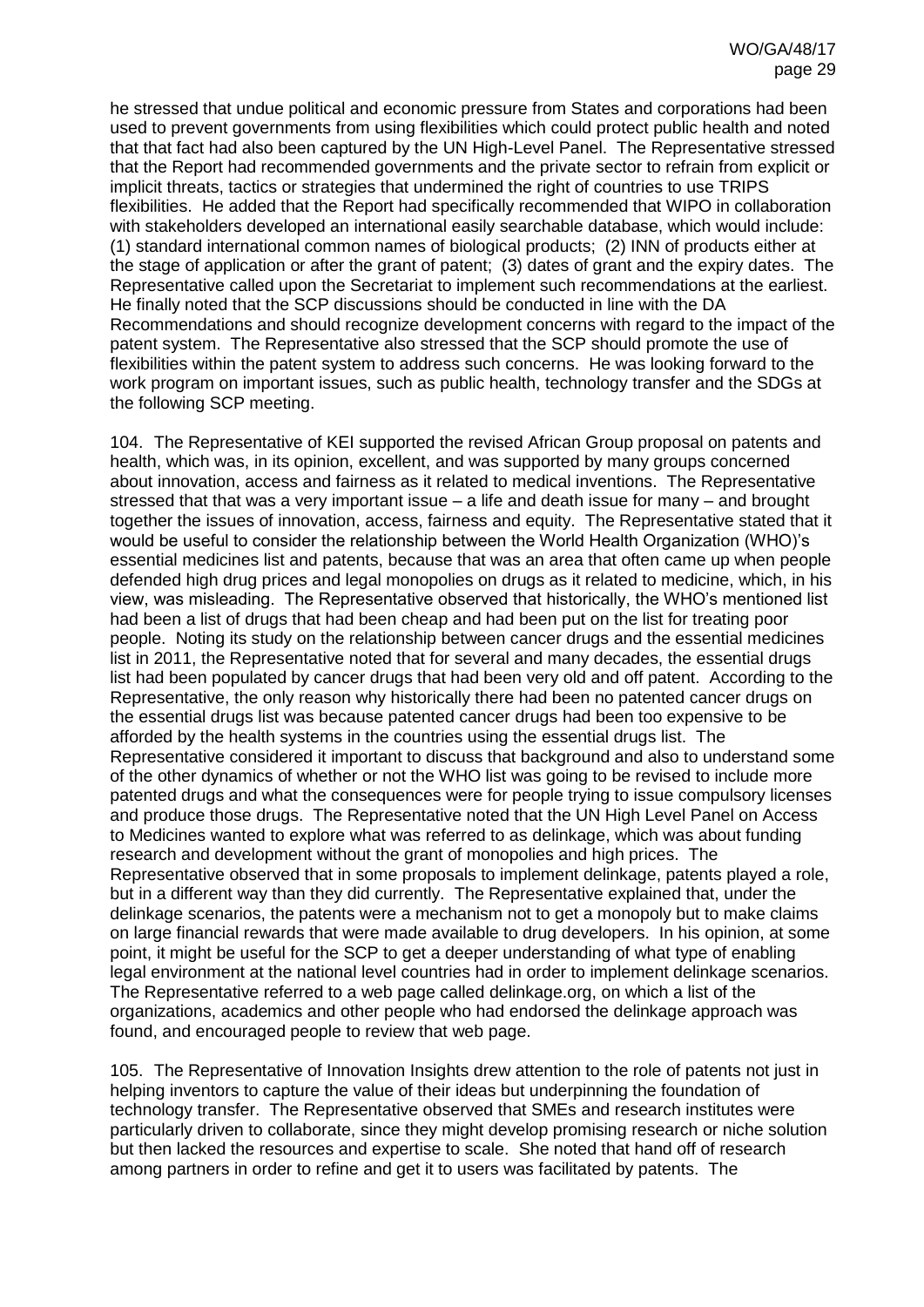he stressed that undue political and economic pressure from States and corporations had been used to prevent governments from using flexibilities which could protect public health and noted that that fact had also been captured by the UN High-Level Panel. The Representative stressed that the Report had recommended governments and the private sector to refrain from explicit or implicit threats, tactics or strategies that undermined the right of countries to use TRIPS flexibilities. He added that the Report had specifically recommended that WIPO in collaboration with stakeholders developed an international easily searchable database, which would include: (1) standard international common names of biological products; (2) INN of products either at the stage of application or after the grant of patent; (3) dates of grant and the expiry dates. The Representative called upon the Secretariat to implement such recommendations at the earliest. He finally noted that the SCP discussions should be conducted in line with the DA Recommendations and should recognize development concerns with regard to the impact of the patent system. The Representative also stressed that the SCP should promote the use of flexibilities within the patent system to address such concerns. He was looking forward to the work program on important issues, such as public health, technology transfer and the SDGs at the following SCP meeting.

104. The Representative of KEI supported the revised African Group proposal on patents and health, which was, in its opinion, excellent, and was supported by many groups concerned about innovation, access and fairness as it related to medical inventions. The Representative stressed that that was a very important issue – a life and death issue for many – and brought together the issues of innovation, access, fairness and equity. The Representative stated that it would be useful to consider the relationship between the World Health Organization (WHO)'s essential medicines list and patents, because that was an area that often came up when people defended high drug prices and legal monopolies on drugs as it related to medicine, which, in his view, was misleading. The Representative observed that historically, the WHO's mentioned list had been a list of drugs that had been cheap and had been put on the list for treating poor people. Noting its study on the relationship between cancer drugs and the essential medicines list in 2011, the Representative noted that for several and many decades, the essential drugs list had been populated by cancer drugs that had been very old and off patent. According to the Representative, the only reason why historically there had been no patented cancer drugs on the essential drugs list was because patented cancer drugs had been too expensive to be afforded by the health systems in the countries using the essential drugs list. The Representative considered it important to discuss that background and also to understand some of the other dynamics of whether or not the WHO list was going to be revised to include more patented drugs and what the consequences were for people trying to issue compulsory licenses and produce those drugs. The Representative noted that the UN High Level Panel on Access to Medicines wanted to explore what was referred to as delinkage, which was about funding research and development without the grant of monopolies and high prices. The Representative observed that in some proposals to implement delinkage, patents played a role, but in a different way than they did currently. The Representative explained that, under the delinkage scenarios, the patents were a mechanism not to get a monopoly but to make claims on large financial rewards that were made available to drug developers. In his opinion, at some point, it might be useful for the SCP to get a deeper understanding of what type of enabling legal environment at the national level countries had in order to implement delinkage scenarios. The Representative referred to a web page called delinkage.org, on which a list of the organizations, academics and other people who had endorsed the delinkage approach was found, and encouraged people to review that web page.

105. The Representative of Innovation Insights drew attention to the role of patents not just in helping inventors to capture the value of their ideas but underpinning the foundation of technology transfer. The Representative observed that SMEs and research institutes were particularly driven to collaborate, since they might develop promising research or niche solution but then lacked the resources and expertise to scale. She noted that hand off of research among partners in order to refine and get it to users was facilitated by patents. The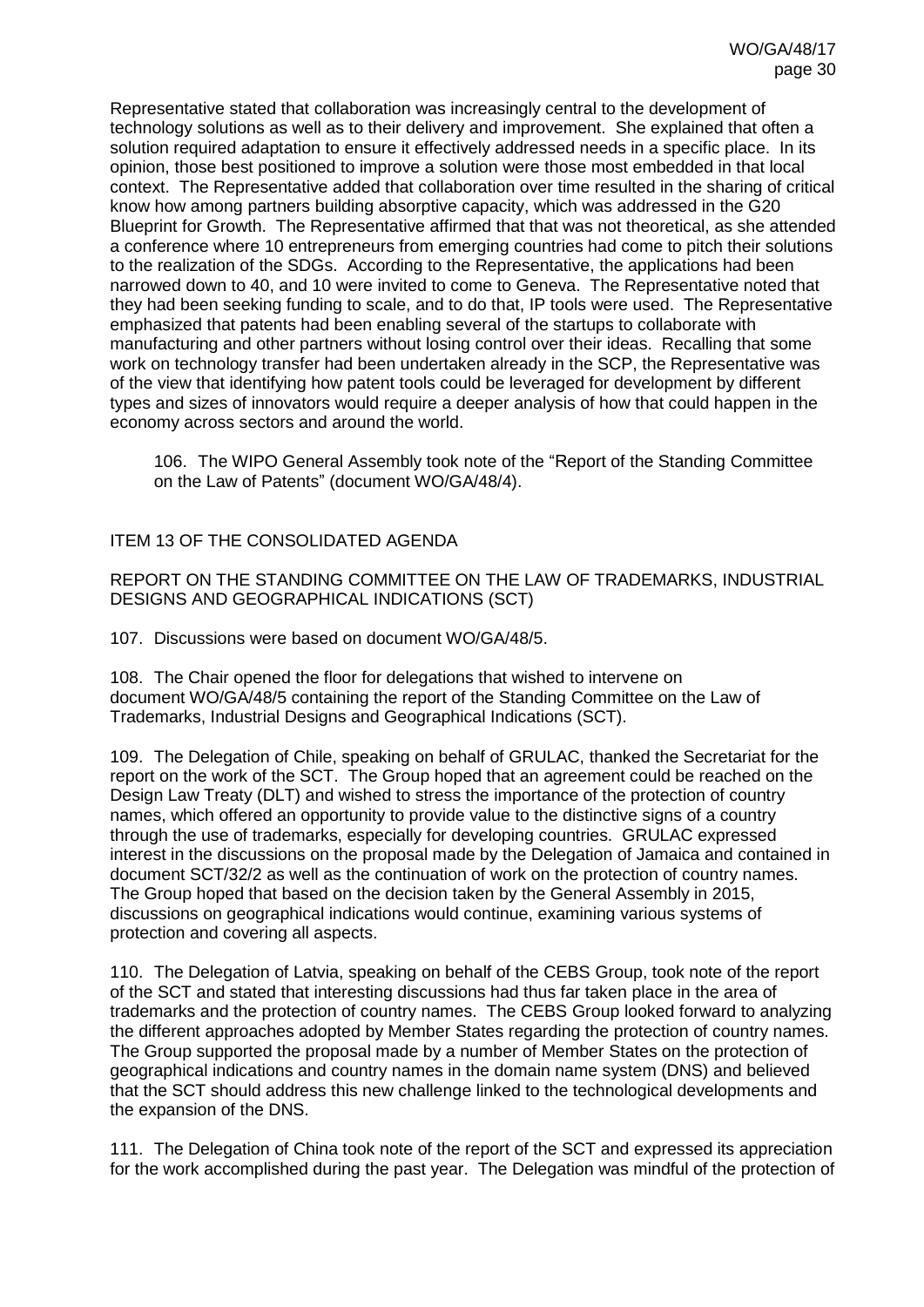Representative stated that collaboration was increasingly central to the development of technology solutions as well as to their delivery and improvement. She explained that often a solution required adaptation to ensure it effectively addressed needs in a specific place. In its opinion, those best positioned to improve a solution were those most embedded in that local context. The Representative added that collaboration over time resulted in the sharing of critical know how among partners building absorptive capacity, which was addressed in the G20 Blueprint for Growth. The Representative affirmed that that was not theoretical, as she attended a conference where 10 entrepreneurs from emerging countries had come to pitch their solutions to the realization of the SDGs. According to the Representative, the applications had been narrowed down to 40, and 10 were invited to come to Geneva. The Representative noted that they had been seeking funding to scale, and to do that, IP tools were used. The Representative emphasized that patents had been enabling several of the startups to collaborate with manufacturing and other partners without losing control over their ideas. Recalling that some work on technology transfer had been undertaken already in the SCP, the Representative was of the view that identifying how patent tools could be leveraged for development by different types and sizes of innovators would require a deeper analysis of how that could happen in the economy across sectors and around the world.

> 106. The WIPO General Assembly took note of the "Report of the Standing Committee on the Law of Patents" (document WO/GA/48/4).

ITEM 13 OF THE CONSOLIDATED AGENDA

REPORT ON THE STANDING COMMITTEE ON THE LAW OF TRADEMARKS, INDUSTRIAL DESIGNS AND GEOGRAPHICAL INDICATIONS (SCT)

107. Discussions were based on document WO/GA/48/5.

108. The Chair opened the floor for delegations that wished to intervene on document WO/GA/48/5 containing the report of the Standing Committee on the Law of Trademarks, Industrial Designs and Geographical Indications (SCT).

109. The Delegation of Chile, speaking on behalf of GRULAC, thanked the Secretariat for the report on the work of the SCT. The Group hoped that an agreement could be reached on the Design Law Treaty (DLT) and wished to stress the importance of the protection of country names, which offered an opportunity to provide value to the distinctive signs of a country through the use of trademarks, especially for developing countries. GRULAC expressed interest in the discussions on the proposal made by the Delegation of Jamaica and contained in document SCT/32/2 as well as the continuation of work on the protection of country names. The Group hoped that based on the decision taken by the General Assembly in 2015, discussions on geographical indications would continue, examining various systems of protection and covering all aspects.

110. The Delegation of Latvia, speaking on behalf of the CEBS Group, took note of the report of the SCT and stated that interesting discussions had thus far taken place in the area of trademarks and the protection of country names. The CEBS Group looked forward to analyzing the different approaches adopted by Member States regarding the protection of country names. The Group supported the proposal made by a number of Member States on the protection of geographical indications and country names in the domain name system (DNS) and believed that the SCT should address this new challenge linked to the technological developments and the expansion of the DNS.

111. The Delegation of China took note of the report of the SCT and expressed its appreciation for the work accomplished during the past year. The Delegation was mindful of the protection of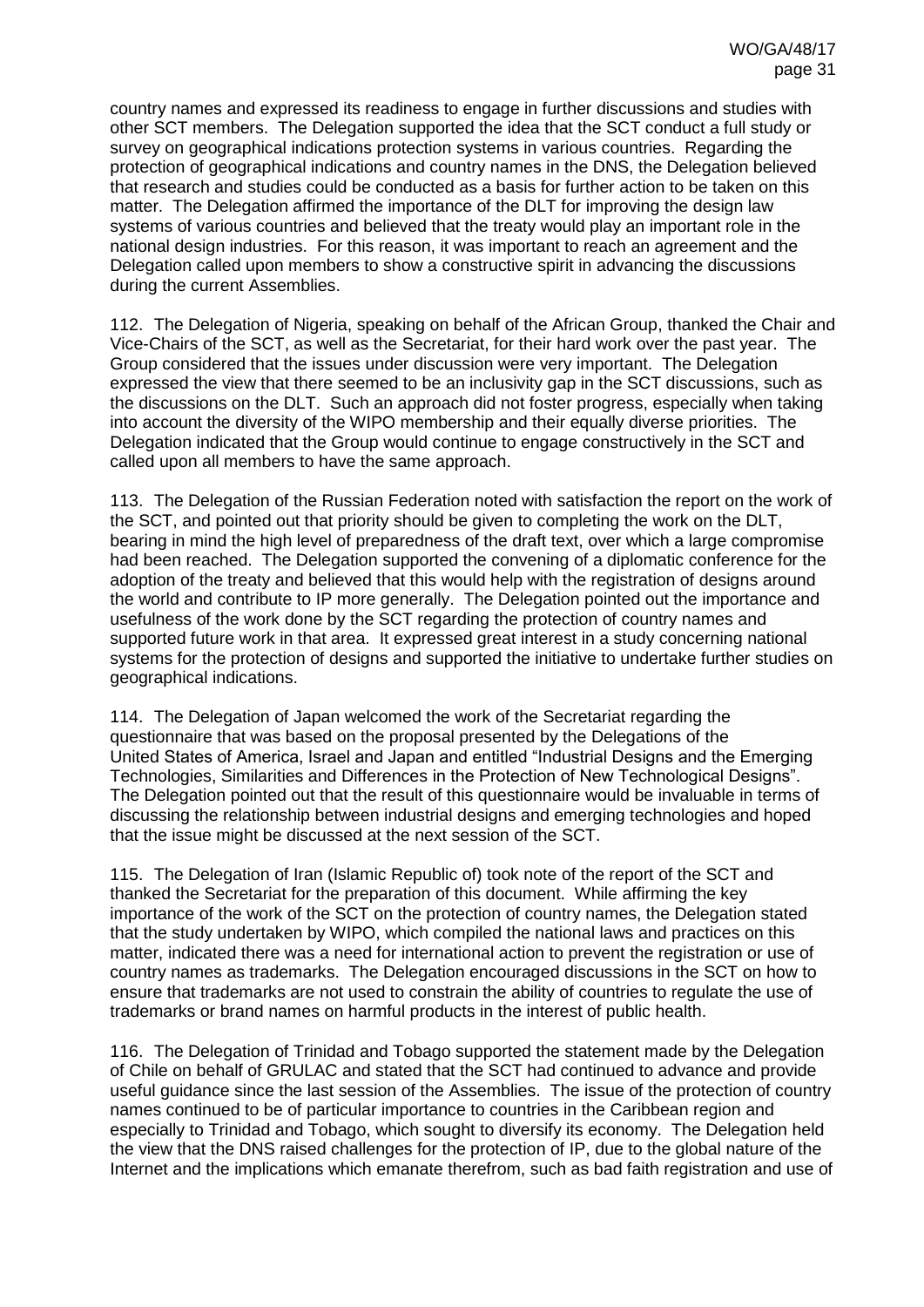country names and expressed its readiness to engage in further discussions and studies with other SCT members. The Delegation supported the idea that the SCT conduct a full study or survey on geographical indications protection systems in various countries. Regarding the protection of geographical indications and country names in the DNS, the Delegation believed that research and studies could be conducted as a basis for further action to be taken on this matter. The Delegation affirmed the importance of the DLT for improving the design law systems of various countries and believed that the treaty would play an important role in the national design industries. For this reason, it was important to reach an agreement and the Delegation called upon members to show a constructive spirit in advancing the discussions during the current Assemblies.

112. The Delegation of Nigeria, speaking on behalf of the African Group, thanked the Chair and Vice-Chairs of the SCT, as well as the Secretariat, for their hard work over the past year. The Group considered that the issues under discussion were very important. The Delegation expressed the view that there seemed to be an inclusivity gap in the SCT discussions, such as the discussions on the DLT. Such an approach did not foster progress, especially when taking into account the diversity of the WIPO membership and their equally diverse priorities. The Delegation indicated that the Group would continue to engage constructively in the SCT and called upon all members to have the same approach.

113. The Delegation of the Russian Federation noted with satisfaction the report on the work of the SCT, and pointed out that priority should be given to completing the work on the DLT, bearing in mind the high level of preparedness of the draft text, over which a large compromise had been reached. The Delegation supported the convening of a diplomatic conference for the adoption of the treaty and believed that this would help with the registration of designs around the world and contribute to IP more generally. The Delegation pointed out the importance and usefulness of the work done by the SCT regarding the protection of country names and supported future work in that area. It expressed great interest in a study concerning national systems for the protection of designs and supported the initiative to undertake further studies on geographical indications.

114. The Delegation of Japan welcomed the work of the Secretariat regarding the questionnaire that was based on the proposal presented by the Delegations of the United States of America, Israel and Japan and entitled "Industrial Designs and the Emerging Technologies, Similarities and Differences in the Protection of New Technological Designs". The Delegation pointed out that the result of this questionnaire would be invaluable in terms of discussing the relationship between industrial designs and emerging technologies and hoped that the issue might be discussed at the next session of the SCT.

115. The Delegation of Iran (Islamic Republic of) took note of the report of the SCT and thanked the Secretariat for the preparation of this document. While affirming the key importance of the work of the SCT on the protection of country names, the Delegation stated that the study undertaken by WIPO, which compiled the national laws and practices on this matter, indicated there was a need for international action to prevent the registration or use of country names as trademarks. The Delegation encouraged discussions in the SCT on how to ensure that trademarks are not used to constrain the ability of countries to regulate the use of trademarks or brand names on harmful products in the interest of public health.

116. The Delegation of Trinidad and Tobago supported the statement made by the Delegation of Chile on behalf of GRULAC and stated that the SCT had continued to advance and provide useful guidance since the last session of the Assemblies. The issue of the protection of country names continued to be of particular importance to countries in the Caribbean region and especially to Trinidad and Tobago, which sought to diversify its economy. The Delegation held the view that the DNS raised challenges for the protection of IP, due to the global nature of the Internet and the implications which emanate therefrom, such as bad faith registration and use of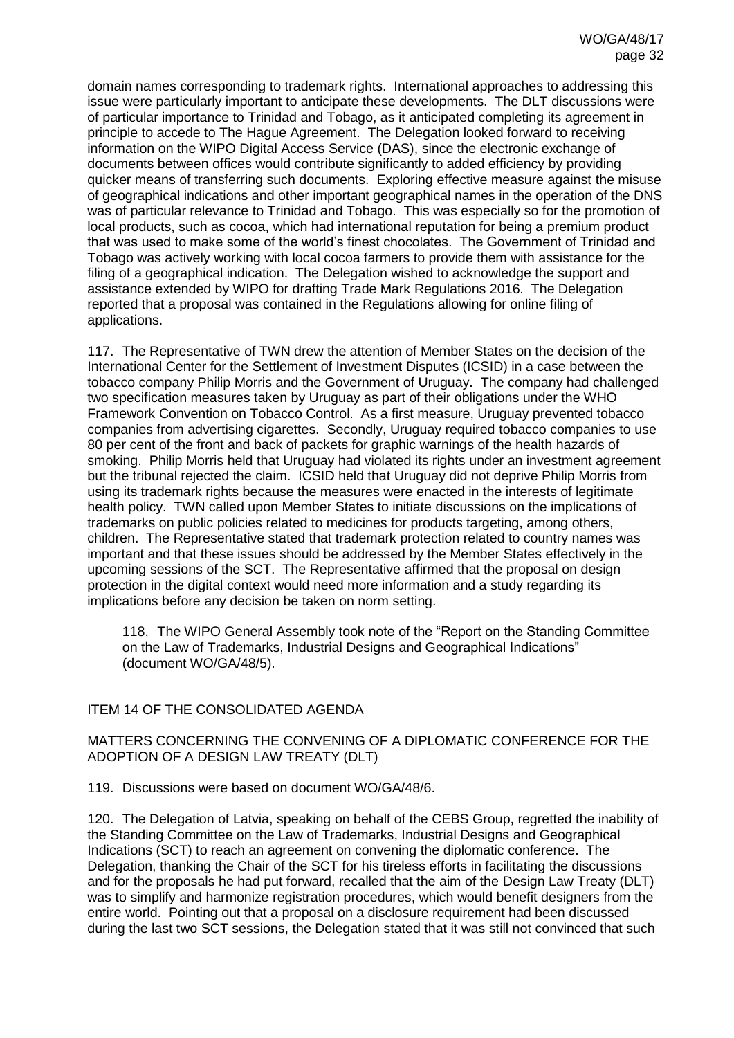domain names corresponding to trademark rights. International approaches to addressing this issue were particularly important to anticipate these developments. The DLT discussions were of particular importance to Trinidad and Tobago, as it anticipated completing its agreement in principle to accede to The Hague Agreement. The Delegation looked forward to receiving information on the WIPO Digital Access Service (DAS), since the electronic exchange of documents between offices would contribute significantly to added efficiency by providing quicker means of transferring such documents. Exploring effective measure against the misuse of geographical indications and other important geographical names in the operation of the DNS was of particular relevance to Trinidad and Tobago. This was especially so for the promotion of local products, such as cocoa, which had international reputation for being a premium product that was used to make some of the world's finest chocolates. The Government of Trinidad and Tobago was actively working with local cocoa farmers to provide them with assistance for the filing of a geographical indication. The Delegation wished to acknowledge the support and assistance extended by WIPO for drafting Trade Mark Regulations 2016. The Delegation reported that a proposal was contained in the Regulations allowing for online filing of applications.

117. The Representative of TWN drew the attention of Member States on the decision of the International Center for the Settlement of Investment Disputes (ICSID) in a case between the tobacco company Philip Morris and the Government of Uruguay. The company had challenged two specification measures taken by Uruguay as part of their obligations under the WHO Framework Convention on Tobacco Control. As a first measure, Uruguay prevented tobacco companies from advertising cigarettes. Secondly, Uruguay required tobacco companies to use 80 per cent of the front and back of packets for graphic warnings of the health hazards of smoking. Philip Morris held that Uruguay had violated its rights under an investment agreement but the tribunal rejected the claim. ICSID held that Uruguay did not deprive Philip Morris from using its trademark rights because the measures were enacted in the interests of legitimate health policy. TWN called upon Member States to initiate discussions on the implications of trademarks on public policies related to medicines for products targeting, among others, children. The Representative stated that trademark protection related to country names was important and that these issues should be addressed by the Member States effectively in the upcoming sessions of the SCT. The Representative affirmed that the proposal on design protection in the digital context would need more information and a study regarding its implications before any decision be taken on norm setting.

> 118. The WIPO General Assembly took note of the "Report on the Standing Committee on the Law of Trademarks, Industrial Designs and Geographical Indications" (document WO/GA/48/5).

## ITEM 14 OF THE CONSOLIDATED AGENDA

## MATTERS CONCERNING THE CONVENING OF A DIPLOMATIC CONFERENCE FOR THE ADOPTION OF A DESIGN LAW TREATY (DLT)

119. Discussions were based on document WO/GA/48/6.

120. The Delegation of Latvia, speaking on behalf of the CEBS Group, regretted the inability of the Standing Committee on the Law of Trademarks, Industrial Designs and Geographical Indications (SCT) to reach an agreement on convening the diplomatic conference. The Delegation, thanking the Chair of the SCT for his tireless efforts in facilitating the discussions and for the proposals he had put forward, recalled that the aim of the Design Law Treaty (DLT) was to simplify and harmonize registration procedures, which would benefit designers from the entire world. Pointing out that a proposal on a disclosure requirement had been discussed during the last two SCT sessions, the Delegation stated that it was still not convinced that such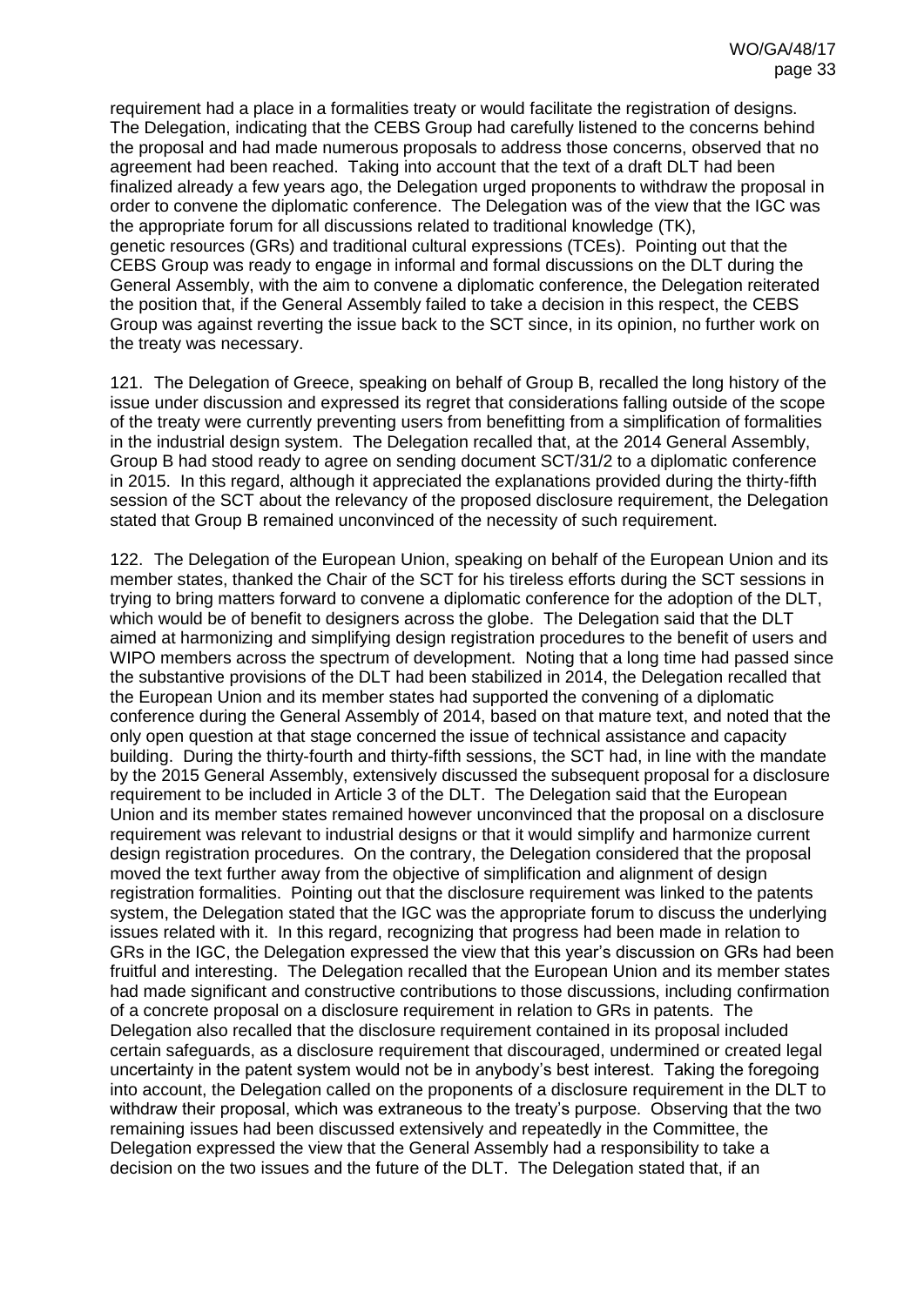requirement had a place in a formalities treaty or would facilitate the registration of designs. The Delegation, indicating that the CEBS Group had carefully listened to the concerns behind the proposal and had made numerous proposals to address those concerns, observed that no agreement had been reached. Taking into account that the text of a draft DLT had been finalized already a few years ago, the Delegation urged proponents to withdraw the proposal in order to convene the diplomatic conference. The Delegation was of the view that the IGC was the appropriate forum for all discussions related to traditional knowledge (TK), genetic resources (GRs) and traditional cultural expressions (TCEs). Pointing out that the CEBS Group was ready to engage in informal and formal discussions on the DLT during the General Assembly, with the aim to convene a diplomatic conference, the Delegation reiterated the position that, if the General Assembly failed to take a decision in this respect, the CEBS Group was against reverting the issue back to the SCT since, in its opinion, no further work on the treaty was necessary.

121. The Delegation of Greece, speaking on behalf of Group B, recalled the long history of the issue under discussion and expressed its regret that considerations falling outside of the scope of the treaty were currently preventing users from benefitting from a simplification of formalities in the industrial design system. The Delegation recalled that, at the 2014 General Assembly, Group B had stood ready to agree on sending document SCT/31/2 to a diplomatic conference in 2015. In this regard, although it appreciated the explanations provided during the thirty-fifth session of the SCT about the relevancy of the proposed disclosure requirement, the Delegation stated that Group B remained unconvinced of the necessity of such requirement.

122. The Delegation of the European Union, speaking on behalf of the European Union and its member states, thanked the Chair of the SCT for his tireless efforts during the SCT sessions in trying to bring matters forward to convene a diplomatic conference for the adoption of the DLT, which would be of benefit to designers across the globe. The Delegation said that the DLT aimed at harmonizing and simplifying design registration procedures to the benefit of users and WIPO members across the spectrum of development. Noting that a long time had passed since the substantive provisions of the DLT had been stabilized in 2014, the Delegation recalled that the European Union and its member states had supported the convening of a diplomatic conference during the General Assembly of 2014, based on that mature text, and noted that the only open question at that stage concerned the issue of technical assistance and capacity building. During the thirty-fourth and thirty-fifth sessions, the SCT had, in line with the mandate by the 2015 General Assembly, extensively discussed the subsequent proposal for a disclosure requirement to be included in Article 3 of the DLT. The Delegation said that the European Union and its member states remained however unconvinced that the proposal on a disclosure requirement was relevant to industrial designs or that it would simplify and harmonize current design registration procedures. On the contrary, the Delegation considered that the proposal moved the text further away from the objective of simplification and alignment of design registration formalities. Pointing out that the disclosure requirement was linked to the patents system, the Delegation stated that the IGC was the appropriate forum to discuss the underlying issues related with it. In this regard, recognizing that progress had been made in relation to GRs in the IGC, the Delegation expressed the view that this year's discussion on GRs had been fruitful and interesting. The Delegation recalled that the European Union and its member states had made significant and constructive contributions to those discussions, including confirmation of a concrete proposal on a disclosure requirement in relation to GRs in patents. The Delegation also recalled that the disclosure requirement contained in its proposal included certain safeguards, as a disclosure requirement that discouraged, undermined or created legal uncertainty in the patent system would not be in anybody's best interest. Taking the foregoing into account, the Delegation called on the proponents of a disclosure requirement in the DLT to withdraw their proposal, which was extraneous to the treaty's purpose. Observing that the two remaining issues had been discussed extensively and repeatedly in the Committee, the Delegation expressed the view that the General Assembly had a responsibility to take a decision on the two issues and the future of the DLT. The Delegation stated that, if an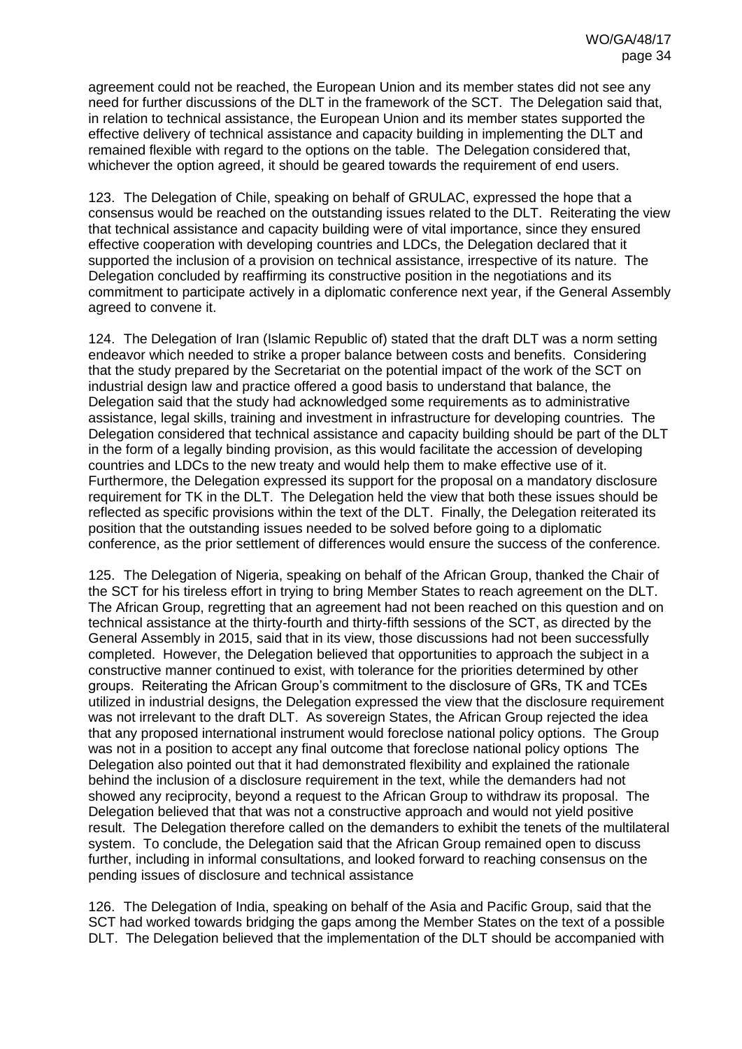agreement could not be reached, the European Union and its member states did not see any need for further discussions of the DLT in the framework of the SCT. The Delegation said that, in relation to technical assistance, the European Union and its member states supported the effective delivery of technical assistance and capacity building in implementing the DLT and remained flexible with regard to the options on the table. The Delegation considered that, whichever the option agreed, it should be geared towards the requirement of end users.

123. The Delegation of Chile, speaking on behalf of GRULAC, expressed the hope that a consensus would be reached on the outstanding issues related to the DLT. Reiterating the view that technical assistance and capacity building were of vital importance, since they ensured effective cooperation with developing countries and LDCs, the Delegation declared that it supported the inclusion of a provision on technical assistance, irrespective of its nature. The Delegation concluded by reaffirming its constructive position in the negotiations and its commitment to participate actively in a diplomatic conference next year, if the General Assembly agreed to convene it.

124. The Delegation of Iran (Islamic Republic of) stated that the draft DLT was a norm setting endeavor which needed to strike a proper balance between costs and benefits. Considering that the study prepared by the Secretariat on the potential impact of the work of the SCT on industrial design law and practice offered a good basis to understand that balance, the Delegation said that the study had acknowledged some requirements as to administrative assistance, legal skills, training and investment in infrastructure for developing countries. The Delegation considered that technical assistance and capacity building should be part of the DLT in the form of a legally binding provision, as this would facilitate the accession of developing countries and LDCs to the new treaty and would help them to make effective use of it. Furthermore, the Delegation expressed its support for the proposal on a mandatory disclosure requirement for TK in the DLT. The Delegation held the view that both these issues should be reflected as specific provisions within the text of the DLT. Finally, the Delegation reiterated its position that the outstanding issues needed to be solved before going to a diplomatic conference, as the prior settlement of differences would ensure the success of the conference.

125. The Delegation of Nigeria, speaking on behalf of the African Group, thanked the Chair of the SCT for his tireless effort in trying to bring Member States to reach agreement on the DLT. The African Group, regretting that an agreement had not been reached on this question and on technical assistance at the thirty-fourth and thirty-fifth sessions of the SCT, as directed by the General Assembly in 2015, said that in its view, those discussions had not been successfully completed. However, the Delegation believed that opportunities to approach the subject in a constructive manner continued to exist, with tolerance for the priorities determined by other groups. Reiterating the African Group's commitment to the disclosure of GRs, TK and TCEs utilized in industrial designs, the Delegation expressed the view that the disclosure requirement was not irrelevant to the draft DLT. As sovereign States, the African Group rejected the idea that any proposed international instrument would foreclose national policy options. The Group was not in a position to accept any final outcome that foreclose national policy options The Delegation also pointed out that it had demonstrated flexibility and explained the rationale behind the inclusion of a disclosure requirement in the text, while the demanders had not showed any reciprocity, beyond a request to the African Group to withdraw its proposal. The Delegation believed that that was not a constructive approach and would not yield positive result. The Delegation therefore called on the demanders to exhibit the tenets of the multilateral system. To conclude, the Delegation said that the African Group remained open to discuss further, including in informal consultations, and looked forward to reaching consensus on the pending issues of disclosure and technical assistance

126. The Delegation of India, speaking on behalf of the Asia and Pacific Group, said that the SCT had worked towards bridging the gaps among the Member States on the text of a possible DLT. The Delegation believed that the implementation of the DLT should be accompanied with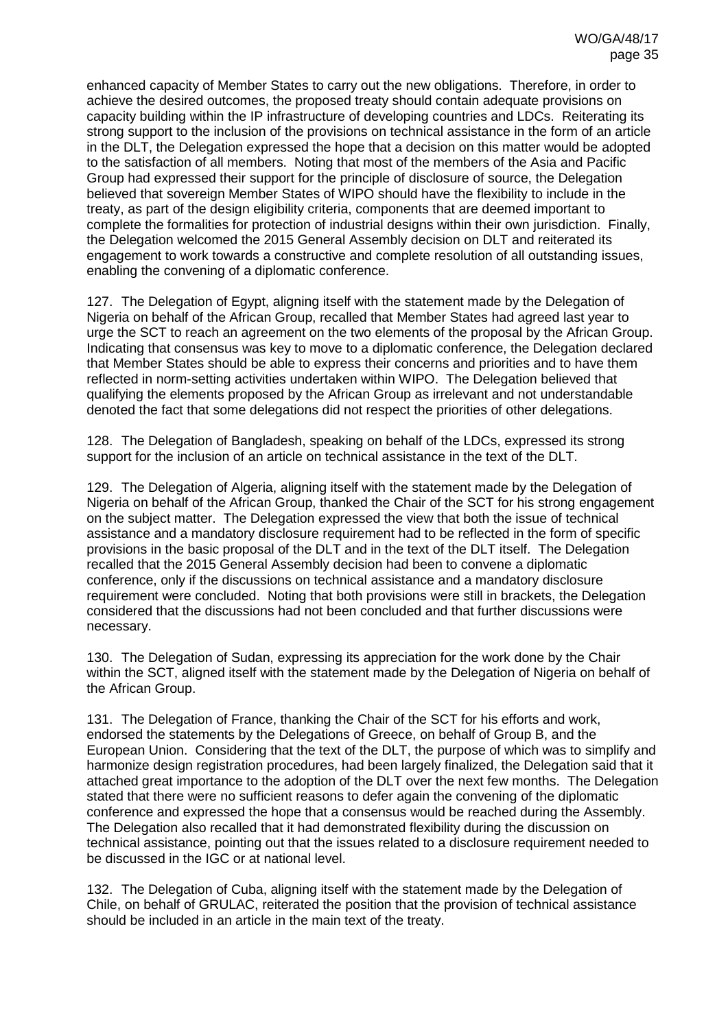enhanced capacity of Member States to carry out the new obligations. Therefore, in order to achieve the desired outcomes, the proposed treaty should contain adequate provisions on capacity building within the IP infrastructure of developing countries and LDCs. Reiterating its strong support to the inclusion of the provisions on technical assistance in the form of an article in the DLT, the Delegation expressed the hope that a decision on this matter would be adopted to the satisfaction of all members. Noting that most of the members of the Asia and Pacific Group had expressed their support for the principle of disclosure of source, the Delegation believed that sovereign Member States of WIPO should have the flexibility to include in the treaty, as part of the design eligibility criteria, components that are deemed important to complete the formalities for protection of industrial designs within their own jurisdiction. Finally, the Delegation welcomed the 2015 General Assembly decision on DLT and reiterated its engagement to work towards a constructive and complete resolution of all outstanding issues, enabling the convening of a diplomatic conference.

127. The Delegation of Egypt, aligning itself with the statement made by the Delegation of Nigeria on behalf of the African Group, recalled that Member States had agreed last year to urge the SCT to reach an agreement on the two elements of the proposal by the African Group. Indicating that consensus was key to move to a diplomatic conference, the Delegation declared that Member States should be able to express their concerns and priorities and to have them reflected in norm-setting activities undertaken within WIPO. The Delegation believed that qualifying the elements proposed by the African Group as irrelevant and not understandable denoted the fact that some delegations did not respect the priorities of other delegations.

128. The Delegation of Bangladesh, speaking on behalf of the LDCs, expressed its strong support for the inclusion of an article on technical assistance in the text of the DLT.

129. The Delegation of Algeria, aligning itself with the statement made by the Delegation of Nigeria on behalf of the African Group, thanked the Chair of the SCT for his strong engagement on the subject matter. The Delegation expressed the view that both the issue of technical assistance and a mandatory disclosure requirement had to be reflected in the form of specific provisions in the basic proposal of the DLT and in the text of the DLT itself. The Delegation recalled that the 2015 General Assembly decision had been to convene a diplomatic conference, only if the discussions on technical assistance and a mandatory disclosure requirement were concluded. Noting that both provisions were still in brackets, the Delegation considered that the discussions had not been concluded and that further discussions were necessary.

130. The Delegation of Sudan, expressing its appreciation for the work done by the Chair within the SCT, aligned itself with the statement made by the Delegation of Nigeria on behalf of the African Group.

131. The Delegation of France, thanking the Chair of the SCT for his efforts and work, endorsed the statements by the Delegations of Greece, on behalf of Group B, and the European Union. Considering that the text of the DLT, the purpose of which was to simplify and harmonize design registration procedures, had been largely finalized, the Delegation said that it attached great importance to the adoption of the DLT over the next few months. The Delegation stated that there were no sufficient reasons to defer again the convening of the diplomatic conference and expressed the hope that a consensus would be reached during the Assembly. The Delegation also recalled that it had demonstrated flexibility during the discussion on technical assistance, pointing out that the issues related to a disclosure requirement needed to be discussed in the IGC or at national level.

132. The Delegation of Cuba, aligning itself with the statement made by the Delegation of Chile, on behalf of GRULAC, reiterated the position that the provision of technical assistance should be included in an article in the main text of the treaty.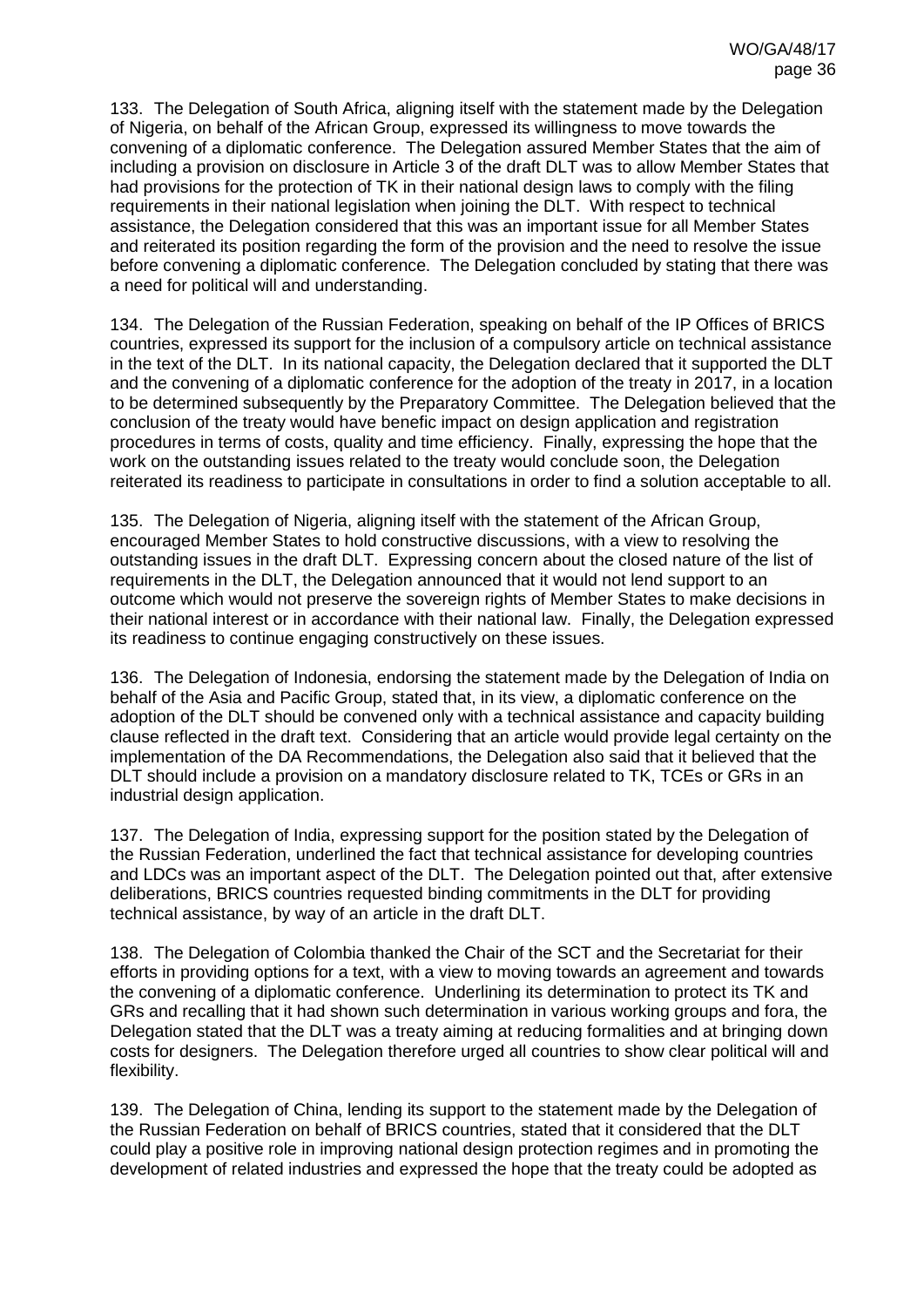133. The Delegation of South Africa, aligning itself with the statement made by the Delegation of Nigeria, on behalf of the African Group, expressed its willingness to move towards the convening of a diplomatic conference. The Delegation assured Member States that the aim of including a provision on disclosure in Article 3 of the draft DLT was to allow Member States that had provisions for the protection of TK in their national design laws to comply with the filing requirements in their national legislation when joining the DLT. With respect to technical assistance, the Delegation considered that this was an important issue for all Member States and reiterated its position regarding the form of the provision and the need to resolve the issue before convening a diplomatic conference. The Delegation concluded by stating that there was a need for political will and understanding.

134. The Delegation of the Russian Federation, speaking on behalf of the IP Offices of BRICS countries, expressed its support for the inclusion of a compulsory article on technical assistance in the text of the DLT. In its national capacity, the Delegation declared that it supported the DLT and the convening of a diplomatic conference for the adoption of the treaty in 2017, in a location to be determined subsequently by the Preparatory Committee. The Delegation believed that the conclusion of the treaty would have benefic impact on design application and registration procedures in terms of costs, quality and time efficiency. Finally, expressing the hope that the work on the outstanding issues related to the treaty would conclude soon, the Delegation reiterated its readiness to participate in consultations in order to find a solution acceptable to all.

135. The Delegation of Nigeria, aligning itself with the statement of the African Group, encouraged Member States to hold constructive discussions, with a view to resolving the outstanding issues in the draft DLT. Expressing concern about the closed nature of the list of requirements in the DLT, the Delegation announced that it would not lend support to an outcome which would not preserve the sovereign rights of Member States to make decisions in their national interest or in accordance with their national law. Finally, the Delegation expressed its readiness to continue engaging constructively on these issues.

136. The Delegation of Indonesia, endorsing the statement made by the Delegation of India on behalf of the Asia and Pacific Group, stated that, in its view, a diplomatic conference on the adoption of the DLT should be convened only with a technical assistance and capacity building clause reflected in the draft text. Considering that an article would provide legal certainty on the implementation of the DA Recommendations, the Delegation also said that it believed that the DLT should include a provision on a mandatory disclosure related to TK, TCEs or GRs in an industrial design application.

137. The Delegation of India, expressing support for the position stated by the Delegation of the Russian Federation, underlined the fact that technical assistance for developing countries and LDCs was an important aspect of the DLT. The Delegation pointed out that, after extensive deliberations, BRICS countries requested binding commitments in the DLT for providing technical assistance, by way of an article in the draft DLT.

138. The Delegation of Colombia thanked the Chair of the SCT and the Secretariat for their efforts in providing options for a text, with a view to moving towards an agreement and towards the convening of a diplomatic conference. Underlining its determination to protect its TK and GRs and recalling that it had shown such determination in various working groups and fora, the Delegation stated that the DLT was a treaty aiming at reducing formalities and at bringing down costs for designers. The Delegation therefore urged all countries to show clear political will and flexibility.

139. The Delegation of China, lending its support to the statement made by the Delegation of the Russian Federation on behalf of BRICS countries, stated that it considered that the DLT could play a positive role in improving national design protection regimes and in promoting the development of related industries and expressed the hope that the treaty could be adopted as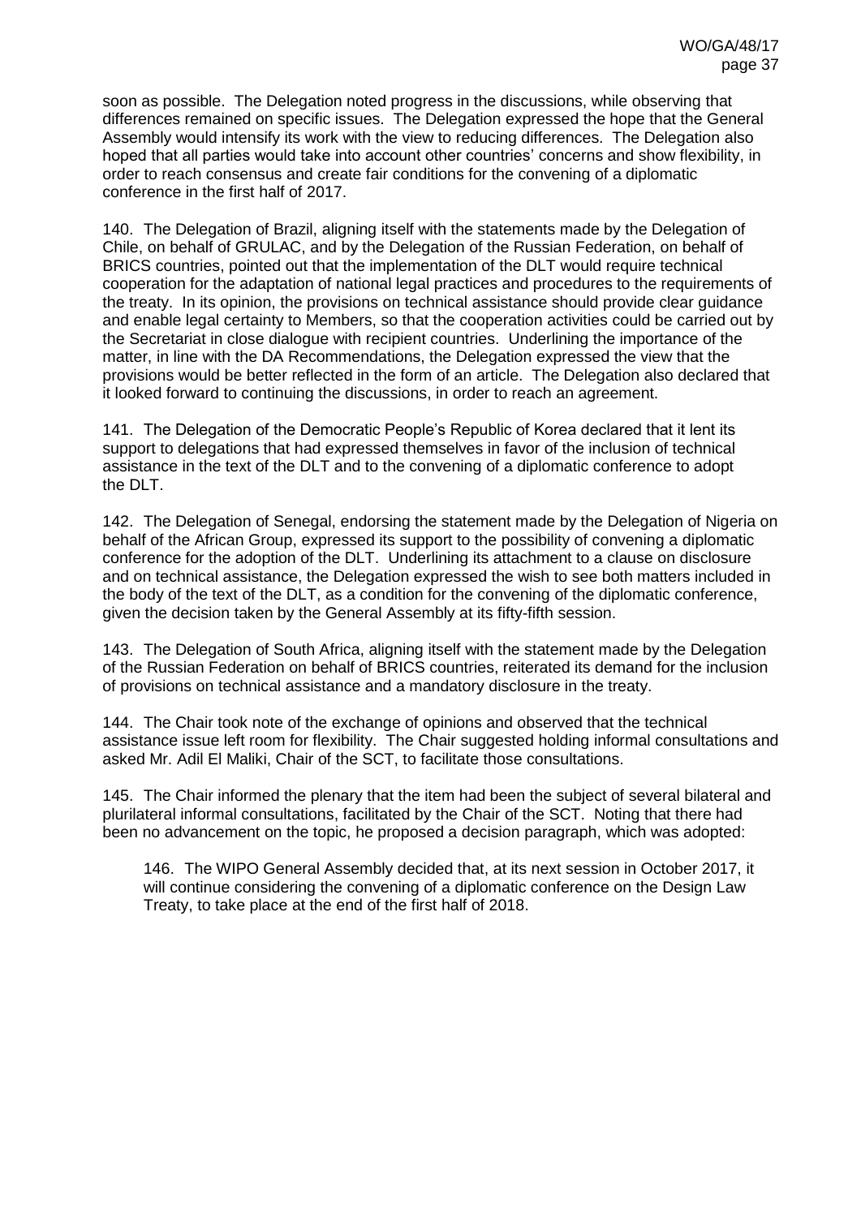soon as possible. The Delegation noted progress in the discussions, while observing that differences remained on specific issues. The Delegation expressed the hope that the General Assembly would intensify its work with the view to reducing differences. The Delegation also hoped that all parties would take into account other countries' concerns and show flexibility, in order to reach consensus and create fair conditions for the convening of a diplomatic conference in the first half of 2017.

140. The Delegation of Brazil, aligning itself with the statements made by the Delegation of Chile, on behalf of GRULAC, and by the Delegation of the Russian Federation, on behalf of BRICS countries, pointed out that the implementation of the DLT would require technical cooperation for the adaptation of national legal practices and procedures to the requirements of the treaty. In its opinion, the provisions on technical assistance should provide clear guidance and enable legal certainty to Members, so that the cooperation activities could be carried out by the Secretariat in close dialogue with recipient countries. Underlining the importance of the matter, in line with the DA Recommendations, the Delegation expressed the view that the provisions would be better reflected in the form of an article. The Delegation also declared that it looked forward to continuing the discussions, in order to reach an agreement.

141. The Delegation of the Democratic People's Republic of Korea declared that it lent its support to delegations that had expressed themselves in favor of the inclusion of technical assistance in the text of the DLT and to the convening of a diplomatic conference to adopt the DLT.

142. The Delegation of Senegal, endorsing the statement made by the Delegation of Nigeria on behalf of the African Group, expressed its support to the possibility of convening a diplomatic conference for the adoption of the DLT. Underlining its attachment to a clause on disclosure and on technical assistance, the Delegation expressed the wish to see both matters included in the body of the text of the DLT, as a condition for the convening of the diplomatic conference, given the decision taken by the General Assembly at its fifty-fifth session.

143. The Delegation of South Africa, aligning itself with the statement made by the Delegation of the Russian Federation on behalf of BRICS countries, reiterated its demand for the inclusion of provisions on technical assistance and a mandatory disclosure in the treaty.

144. The Chair took note of the exchange of opinions and observed that the technical assistance issue left room for flexibility. The Chair suggested holding informal consultations and asked Mr. Adil El Maliki, Chair of the SCT, to facilitate those consultations.

145. The Chair informed the plenary that the item had been the subject of several bilateral and plurilateral informal consultations, facilitated by the Chair of the SCT. Noting that there had been no advancement on the topic, he proposed a decision paragraph, which was adopted:

> 146. The WIPO General Assembly decided that, at its next session in October 2017, it will continue considering the convening of a diplomatic conference on the Design Law Treaty, to take place at the end of the first half of 2018.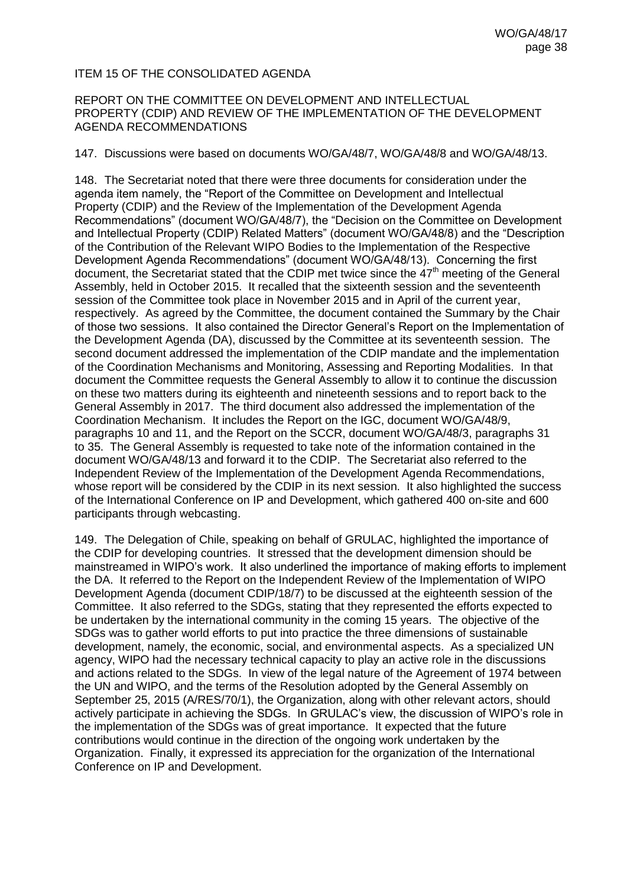ITEM 15 OF THE CONSOLIDATED AGENDA

REPORT ON THE COMMITTEE ON DEVELOPMENT AND INTELLECTUAL PROPERTY (CDIP) AND REVIEW OF THE IMPLEMENTATION OF THE DEVELOPMENT AGENDA RECOMMENDATIONS

147. Discussions were based on documents WO/GA/48/7, WO/GA/48/8 and WO/GA/48/13.

148. The Secretariat noted that there were three documents for consideration under the agenda item namely, the "Report of the Committee on Development and Intellectual Property (CDIP) and the Review of the Implementation of the Development Agenda Recommendations" (document WO/GA/48/7), the "Decision on the Committee on Development and Intellectual Property (CDIP) Related Matters" (document WO/GA/48/8) and the "Description of the Contribution of the Relevant WIPO Bodies to the Implementation of the Respective Development Agenda Recommendations" (document WO/GA/48/13). Concerning the first document, the Secretariat stated that the CDIP met twice since the 47th meeting of the General Assembly, held in October 2015. It recalled that the sixteenth session and the seventeenth session of the Committee took place in November 2015 and in April of the current year, respectively. As agreed by the Committee, the document contained the Summary by the Chair of those two sessions. It also contained the Director General's Report on the Implementation of the Development Agenda (DA), discussed by the Committee at its seventeenth session. The second document addressed the implementation of the CDIP mandate and the implementation of the Coordination Mechanisms and Monitoring, Assessing and Reporting Modalities. In that document the Committee requests the General Assembly to allow it to continue the discussion on these two matters during its eighteenth and nineteenth sessions and to report back to the General Assembly in 2017. The third document also addressed the implementation of the Coordination Mechanism. It includes the Report on the IGC, document WO/GA/48/9, paragraphs 10 and 11, and the Report on the SCCR, document WO/GA/48/3, paragraphs 31 to 35. The General Assembly is requested to take note of the information contained in the document WO/GA/48/13 and forward it to the CDIP. The Secretariat also referred to the Independent Review of the Implementation of the Development Agenda Recommendations, whose report will be considered by the CDIP in its next session. It also highlighted the success of the International Conference on IP and Development, which gathered 400 on-site and 600 participants through webcasting.

149. The Delegation of Chile, speaking on behalf of GRULAC, highlighted the importance of the CDIP for developing countries. It stressed that the development dimension should be mainstreamed in WIPO's work. It also underlined the importance of making efforts to implement the DA. It referred to the Report on the Independent Review of the Implementation of WIPO Development Agenda (document CDIP/18/7) to be discussed at the eighteenth session of the Committee. It also referred to the SDGs, stating that they represented the efforts expected to be undertaken by the international community in the coming 15 years. The objective of the SDGs was to gather world efforts to put into practice the three dimensions of sustainable development, namely, the economic, social, and environmental aspects. As a specialized UN agency, WIPO had the necessary technical capacity to play an active role in the discussions and actions related to the SDGs. In view of the legal nature of the Agreement of 1974 between the UN and WIPO, and the terms of the Resolution adopted by the General Assembly on September 25, 2015 (A/RES/70/1), the Organization, along with other relevant actors, should actively participate in achieving the SDGs. In GRULAC's view, the discussion of WIPO's role in the implementation of the SDGs was of great importance. It expected that the future contributions would continue in the direction of the ongoing work undertaken by the Organization. Finally, it expressed its appreciation for the organization of the International Conference on IP and Development.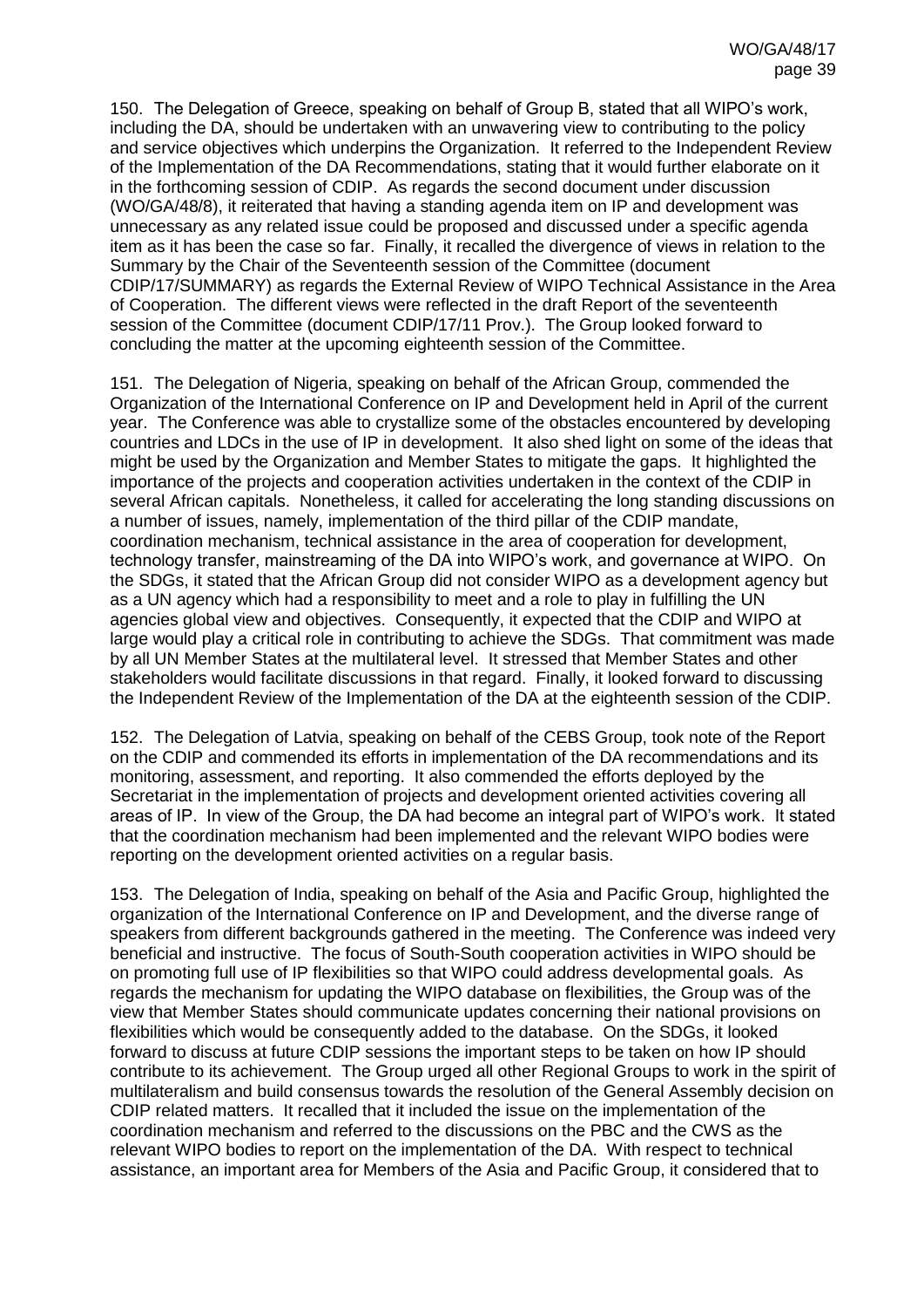150. The Delegation of Greece, speaking on behalf of Group B, stated that all WIPO's work, including the DA, should be undertaken with an unwavering view to contributing to the policy and service objectives which underpins the Organization. It referred to the Independent Review of the Implementation of the DA Recommendations, stating that it would further elaborate on it in the forthcoming session of CDIP. As regards the second document under discussion (WO/GA/48/8), it reiterated that having a standing agenda item on IP and development was unnecessary as any related issue could be proposed and discussed under a specific agenda item as it has been the case so far. Finally, it recalled the divergence of views in relation to the Summary by the Chair of the Seventeenth session of the Committee (document CDIP/17/SUMMARY) as regards the External Review of WIPO Technical Assistance in the Area of Cooperation. The different views were reflected in the draft Report of the seventeenth session of the Committee (document CDIP/17/11 Prov.). The Group looked forward to concluding the matter at the upcoming eighteenth session of the Committee.

151. The Delegation of Nigeria, speaking on behalf of the African Group, commended the Organization of the International Conference on IP and Development held in April of the current year. The Conference was able to crystallize some of the obstacles encountered by developing countries and LDCs in the use of IP in development. It also shed light on some of the ideas that might be used by the Organization and Member States to mitigate the gaps. It highlighted the importance of the projects and cooperation activities undertaken in the context of the CDIP in several African capitals. Nonetheless, it called for accelerating the long standing discussions on a number of issues, namely, implementation of the third pillar of the CDIP mandate, coordination mechanism, technical assistance in the area of cooperation for development, technology transfer, mainstreaming of the DA into WIPO's work, and governance at WIPO. On the SDGs, it stated that the African Group did not consider WIPO as a development agency but as a UN agency which had a responsibility to meet and a role to play in fulfilling the UN agencies global view and objectives. Consequently, it expected that the CDIP and WIPO at large would play a critical role in contributing to achieve the SDGs. That commitment was made by all UN Member States at the multilateral level. It stressed that Member States and other stakeholders would facilitate discussions in that regard. Finally, it looked forward to discussing the Independent Review of the Implementation of the DA at the eighteenth session of the CDIP.

152. The Delegation of Latvia, speaking on behalf of the CEBS Group, took note of the Report on the CDIP and commended its efforts in implementation of the DA recommendations and its monitoring, assessment, and reporting. It also commended the efforts deployed by the Secretariat in the implementation of projects and development oriented activities covering all areas of IP. In view of the Group, the DA had become an integral part of WIPO's work. It stated that the coordination mechanism had been implemented and the relevant WIPO bodies were reporting on the development oriented activities on a regular basis.

153. The Delegation of India, speaking on behalf of the Asia and Pacific Group, highlighted the organization of the International Conference on IP and Development, and the diverse range of speakers from different backgrounds gathered in the meeting. The Conference was indeed very beneficial and instructive. The focus of South-South cooperation activities in WIPO should be on promoting full use of IP flexibilities so that WIPO could address developmental goals. As regards the mechanism for updating the WIPO database on flexibilities, the Group was of the view that Member States should communicate updates concerning their national provisions on flexibilities which would be consequently added to the database. On the SDGs, it looked forward to discuss at future CDIP sessions the important steps to be taken on how IP should contribute to its achievement. The Group urged all other Regional Groups to work in the spirit of multilateralism and build consensus towards the resolution of the General Assembly decision on CDIP related matters. It recalled that it included the issue on the implementation of the coordination mechanism and referred to the discussions on the PBC and the CWS as the relevant WIPO bodies to report on the implementation of the DA. With respect to technical assistance, an important area for Members of the Asia and Pacific Group, it considered that to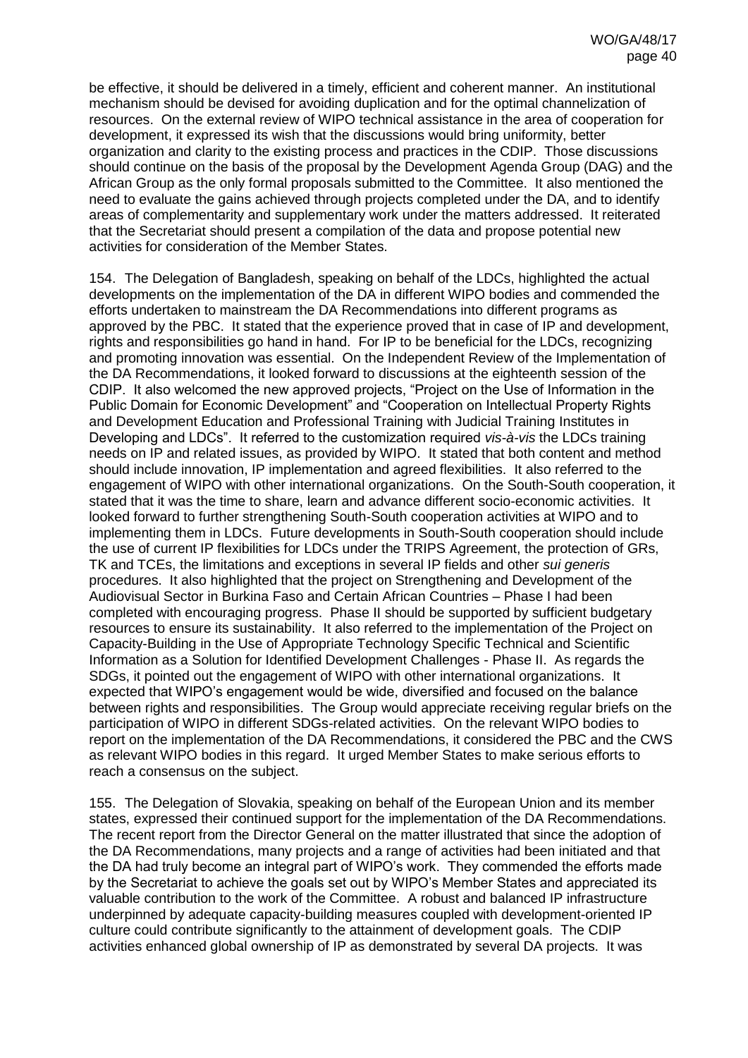be effective, it should be delivered in a timely, efficient and coherent manner. An institutional mechanism should be devised for avoiding duplication and for the optimal channelization of resources. On the external review of WIPO technical assistance in the area of cooperation for development, it expressed its wish that the discussions would bring uniformity, better organization and clarity to the existing process and practices in the CDIP. Those discussions should continue on the basis of the proposal by the Development Agenda Group (DAG) and the African Group as the only formal proposals submitted to the Committee. It also mentioned the need to evaluate the gains achieved through projects completed under the DA, and to identify areas of complementarity and supplementary work under the matters addressed. It reiterated that the Secretariat should present a compilation of the data and propose potential new activities for consideration of the Member States.

154. The Delegation of Bangladesh, speaking on behalf of the LDCs, highlighted the actual developments on the implementation of the DA in different WIPO bodies and commended the efforts undertaken to mainstream the DA Recommendations into different programs as approved by the PBC. It stated that the experience proved that in case of IP and development, rights and responsibilities go hand in hand. For IP to be beneficial for the LDCs, recognizing and promoting innovation was essential. On the Independent Review of the Implementation of the DA Recommendations, it looked forward to discussions at the eighteenth session of the CDIP. It also welcomed the new approved projects, "Project on the Use of Information in the Public Domain for Economic Development" and "Cooperation on Intellectual Property Rights and Development Education and Professional Training with Judicial Training Institutes in Developing and LDCs". It referred to the customization required *vis-à-vis* the LDCs training needs on IP and related issues, as provided by WIPO. It stated that both content and method should include innovation, IP implementation and agreed flexibilities. It also referred to the engagement of WIPO with other international organizations. On the South-South cooperation, it stated that it was the time to share, learn and advance different socio-economic activities. It looked forward to further strengthening South-South cooperation activities at WIPO and to implementing them in LDCs. Future developments in South-South cooperation should include the use of current IP flexibilities for LDCs under the TRIPS Agreement, the protection of GRs, TK and TCEs, the limitations and exceptions in several IP fields and other *sui generis* procedures. It also highlighted that the project on Strengthening and Development of the Audiovisual Sector in Burkina Faso and Certain African Countries – Phase I had been completed with encouraging progress. Phase II should be supported by sufficient budgetary resources to ensure its sustainability. It also referred to the implementation of the Project on Capacity-Building in the Use of Appropriate Technology Specific Technical and Scientific Information as a Solution for Identified Development Challenges - Phase II. As regards the SDGs, it pointed out the engagement of WIPO with other international organizations. It expected that WIPO's engagement would be wide, diversified and focused on the balance between rights and responsibilities. The Group would appreciate receiving regular briefs on the participation of WIPO in different SDGs-related activities. On the relevant WIPO bodies to report on the implementation of the DA Recommendations, it considered the PBC and the CWS as relevant WIPO bodies in this regard. It urged Member States to make serious efforts to reach a consensus on the subject.

155. The Delegation of Slovakia, speaking on behalf of the European Union and its member states, expressed their continued support for the implementation of the DA Recommendations. The recent report from the Director General on the matter illustrated that since the adoption of the DA Recommendations, many projects and a range of activities had been initiated and that the DA had truly become an integral part of WIPO's work. They commended the efforts made by the Secretariat to achieve the goals set out by WIPO's Member States and appreciated its valuable contribution to the work of the Committee. A robust and balanced IP infrastructure underpinned by adequate capacity-building measures coupled with development-oriented IP culture could contribute significantly to the attainment of development goals. The CDIP activities enhanced global ownership of IP as demonstrated by several DA projects. It was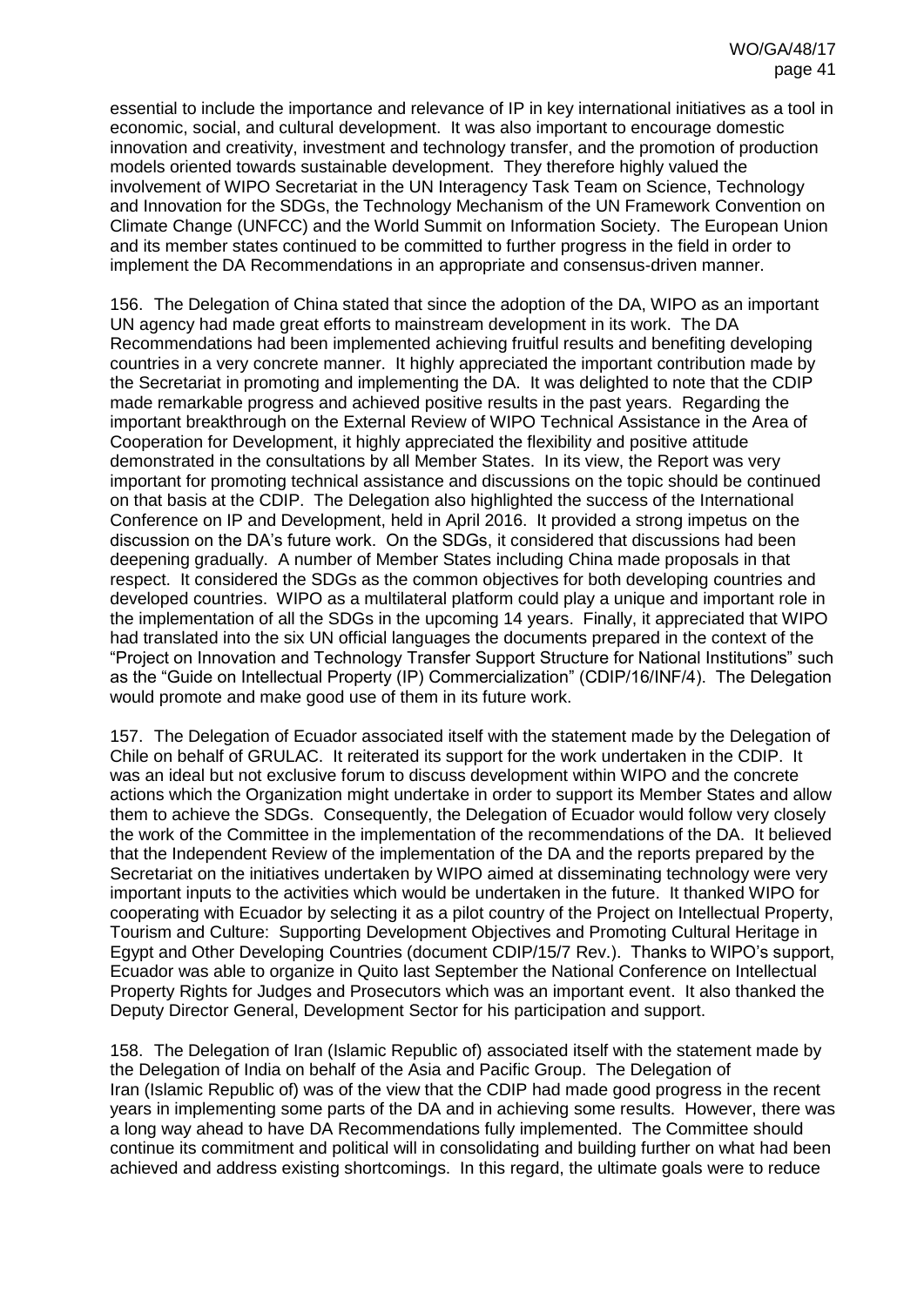essential to include the importance and relevance of IP in key international initiatives as a tool in economic, social, and cultural development. It was also important to encourage domestic innovation and creativity, investment and technology transfer, and the promotion of production models oriented towards sustainable development. They therefore highly valued the involvement of WIPO Secretariat in the UN Interagency Task Team on Science, Technology and Innovation for the SDGs, the Technology Mechanism of the UN Framework Convention on Climate Change (UNFCC) and the World Summit on Information Society. The European Union and its member states continued to be committed to further progress in the field in order to implement the DA Recommendations in an appropriate and consensus-driven manner.

156. The Delegation of China stated that since the adoption of the DA, WIPO as an important UN agency had made great efforts to mainstream development in its work. The DA Recommendations had been implemented achieving fruitful results and benefiting developing countries in a very concrete manner. It highly appreciated the important contribution made by the Secretariat in promoting and implementing the DA. It was delighted to note that the CDIP made remarkable progress and achieved positive results in the past years. Regarding the important breakthrough on the External Review of WIPO Technical Assistance in the Area of Cooperation for Development, it highly appreciated the flexibility and positive attitude demonstrated in the consultations by all Member States. In its view, the Report was very important for promoting technical assistance and discussions on the topic should be continued on that basis at the CDIP. The Delegation also highlighted the success of the International Conference on IP and Development, held in April 2016. It provided a strong impetus on the discussion on the DA's future work. On the SDGs, it considered that discussions had been deepening gradually. A number of Member States including China made proposals in that respect. It considered the SDGs as the common objectives for both developing countries and developed countries. WIPO as a multilateral platform could play a unique and important role in the implementation of all the SDGs in the upcoming 14 years. Finally, it appreciated that WIPO had translated into the six UN official languages the documents prepared in the context of the "Project on Innovation and Technology Transfer Support Structure for National Institutions" such as the "Guide on Intellectual Property (IP) Commercialization" (CDIP/16/INF/4). The Delegation would promote and make good use of them in its future work.

157. The Delegation of Ecuador associated itself with the statement made by the Delegation of Chile on behalf of GRULAC. It reiterated its support for the work undertaken in the CDIP. It was an ideal but not exclusive forum to discuss development within WIPO and the concrete actions which the Organization might undertake in order to support its Member States and allow them to achieve the SDGs. Consequently, the Delegation of Ecuador would follow very closely the work of the Committee in the implementation of the recommendations of the DA. It believed that the Independent Review of the implementation of the DA and the reports prepared by the Secretariat on the initiatives undertaken by WIPO aimed at disseminating technology were very important inputs to the activities which would be undertaken in the future. It thanked WIPO for cooperating with Ecuador by selecting it as a pilot country of the Project on Intellectual Property, Tourism and Culture: Supporting Development Objectives and Promoting Cultural Heritage in Egypt and Other Developing Countries (document CDIP/15/7 Rev.). Thanks to WIPO's support, Ecuador was able to organize in Quito last September the National Conference on Intellectual Property Rights for Judges and Prosecutors which was an important event. It also thanked the Deputy Director General, Development Sector for his participation and support.

158. The Delegation of Iran (Islamic Republic of) associated itself with the statement made by the Delegation of India on behalf of the Asia and Pacific Group. The Delegation of Iran (Islamic Republic of) was of the view that the CDIP had made good progress in the recent years in implementing some parts of the DA and in achieving some results. However, there was a long way ahead to have DA Recommendations fully implemented. The Committee should continue its commitment and political will in consolidating and building further on what had been achieved and address existing shortcomings. In this regard, the ultimate goals were to reduce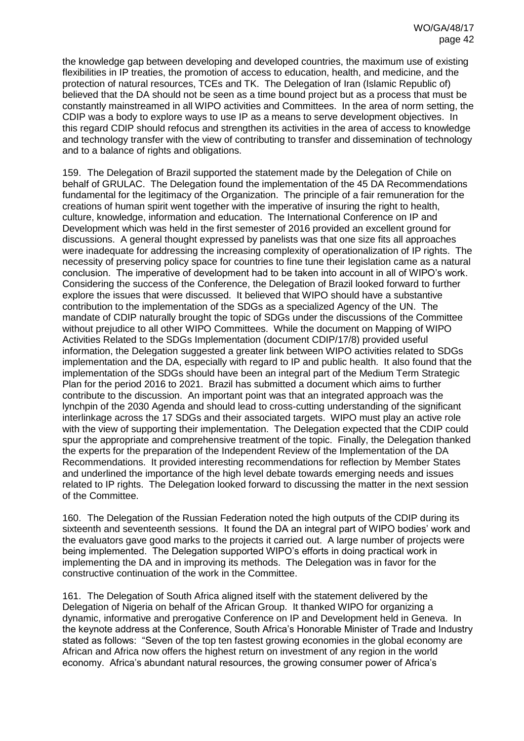the knowledge gap between developing and developed countries, the maximum use of existing flexibilities in IP treaties, the promotion of access to education, health, and medicine, and the protection of natural resources, TCEs and TK. The Delegation of Iran (Islamic Republic of) believed that the DA should not be seen as a time bound project but as a process that must be constantly mainstreamed in all WIPO activities and Committees. In the area of norm setting, the CDIP was a body to explore ways to use IP as a means to serve development objectives. In this regard CDIP should refocus and strengthen its activities in the area of access to knowledge and technology transfer with the view of contributing to transfer and dissemination of technology and to a balance of rights and obligations.

159. The Delegation of Brazil supported the statement made by the Delegation of Chile on behalf of GRULAC. The Delegation found the implementation of the 45 DA Recommendations fundamental for the legitimacy of the Organization. The principle of a fair remuneration for the creations of human spirit went together with the imperative of insuring the right to health, culture, knowledge, information and education. The International Conference on IP and Development which was held in the first semester of 2016 provided an excellent ground for discussions. A general thought expressed by panelists was that one size fits all approaches were inadequate for addressing the increasing complexity of operationalization of IP rights. The necessity of preserving policy space for countries to fine tune their legislation came as a natural conclusion. The imperative of development had to be taken into account in all of WIPO's work. Considering the success of the Conference, the Delegation of Brazil looked forward to further explore the issues that were discussed. It believed that WIPO should have a substantive contribution to the implementation of the SDGs as a specialized Agency of the UN. The mandate of CDIP naturally brought the topic of SDGs under the discussions of the Committee without prejudice to all other WIPO Committees. While the document on Mapping of WIPO Activities Related to the SDGs Implementation (document CDIP/17/8) provided useful information, the Delegation suggested a greater link between WIPO activities related to SDGs implementation and the DA, especially with regard to IP and public health. It also found that the implementation of the SDGs should have been an integral part of the Medium Term Strategic Plan for the period 2016 to 2021. Brazil has submitted a document which aims to further contribute to the discussion. An important point was that an integrated approach was the lynchpin of the 2030 Agenda and should lead to cross-cutting understanding of the significant interlinkage across the 17 SDGs and their associated targets. WIPO must play an active role with the view of supporting their implementation. The Delegation expected that the CDIP could spur the appropriate and comprehensive treatment of the topic. Finally, the Delegation thanked the experts for the preparation of the Independent Review of the Implementation of the DA Recommendations. It provided interesting recommendations for reflection by Member States and underlined the importance of the high level debate towards emerging needs and issues related to IP rights. The Delegation looked forward to discussing the matter in the next session of the Committee.

160. The Delegation of the Russian Federation noted the high outputs of the CDIP during its sixteenth and seventeenth sessions. It found the DA an integral part of WIPO bodies' work and the evaluators gave good marks to the projects it carried out. A large number of projects were being implemented. The Delegation supported WIPO's efforts in doing practical work in implementing the DA and in improving its methods. The Delegation was in favor for the constructive continuation of the work in the Committee.

161. The Delegation of South Africa aligned itself with the statement delivered by the Delegation of Nigeria on behalf of the African Group. It thanked WIPO for organizing a dynamic, informative and prerogative Conference on IP and Development held in Geneva. In the keynote address at the Conference, South Africa's Honorable Minister of Trade and Industry stated as follows: "Seven of the top ten fastest growing economies in the global economy are African and Africa now offers the highest return on investment of any region in the world economy. Africa's abundant natural resources, the growing consumer power of Africa's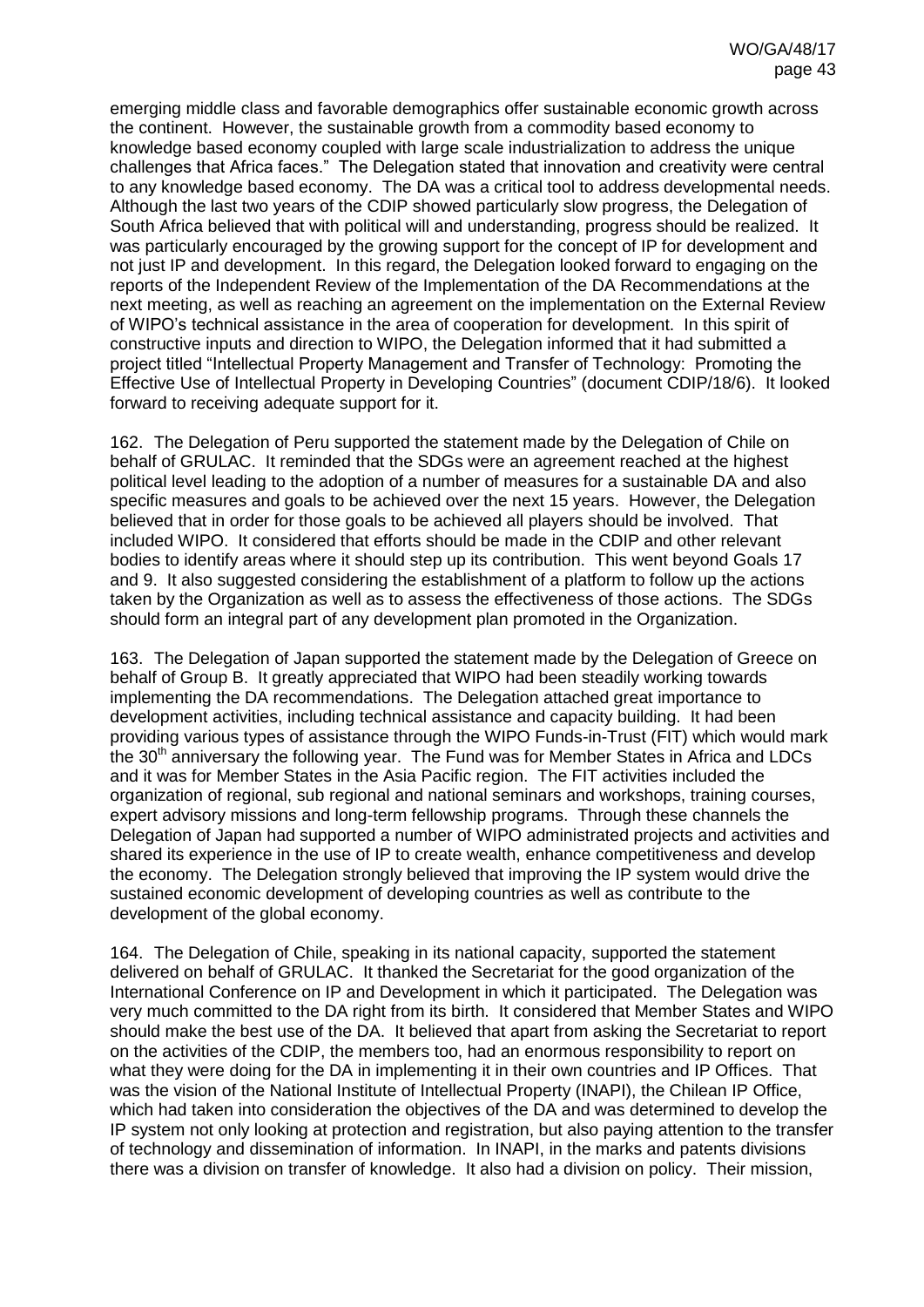emerging middle class and favorable demographics offer sustainable economic growth across the continent. However, the sustainable growth from a commodity based economy to knowledge based economy coupled with large scale industrialization to address the unique challenges that Africa faces." The Delegation stated that innovation and creativity were central to any knowledge based economy. The DA was a critical tool to address developmental needs. Although the last two years of the CDIP showed particularly slow progress, the Delegation of South Africa believed that with political will and understanding, progress should be realized. It was particularly encouraged by the growing support for the concept of IP for development and not just IP and development. In this regard, the Delegation looked forward to engaging on the reports of the Independent Review of the Implementation of the DA Recommendations at the next meeting, as well as reaching an agreement on the implementation on the External Review of WIPO's technical assistance in the area of cooperation for development. In this spirit of constructive inputs and direction to WIPO, the Delegation informed that it had submitted a project titled "Intellectual Property Management and Transfer of Technology: Promoting the Effective Use of Intellectual Property in Developing Countries" (document CDIP/18/6). It looked forward to receiving adequate support for it.

162. The Delegation of Peru supported the statement made by the Delegation of Chile on behalf of GRULAC. It reminded that the SDGs were an agreement reached at the highest political level leading to the adoption of a number of measures for a sustainable DA and also specific measures and goals to be achieved over the next 15 years. However, the Delegation believed that in order for those goals to be achieved all players should be involved. That included WIPO. It considered that efforts should be made in the CDIP and other relevant bodies to identify areas where it should step up its contribution. This went beyond Goals 17 and 9. It also suggested considering the establishment of a platform to follow up the actions taken by the Organization as well as to assess the effectiveness of those actions. The SDGs should form an integral part of any development plan promoted in the Organization.

163. The Delegation of Japan supported the statement made by the Delegation of Greece on behalf of Group B. It greatly appreciated that WIPO had been steadily working towards implementing the DA recommendations. The Delegation attached great importance to development activities, including technical assistance and capacity building. It had been providing various types of assistance through the WIPO Funds-in-Trust (FIT) which would mark the 30th anniversary the following year. The Fund was for Member States in Africa and LDCs and it was for Member States in the Asia Pacific region. The FIT activities included the organization of regional, sub regional and national seminars and workshops, training courses, expert advisory missions and long-term fellowship programs. Through these channels the Delegation of Japan had supported a number of WIPO administrated projects and activities and shared its experience in the use of IP to create wealth, enhance competitiveness and develop the economy. The Delegation strongly believed that improving the IP system would drive the sustained economic development of developing countries as well as contribute to the development of the global economy.

164. The Delegation of Chile, speaking in its national capacity, supported the statement delivered on behalf of GRULAC. It thanked the Secretariat for the good organization of the International Conference on IP and Development in which it participated. The Delegation was very much committed to the DA right from its birth. It considered that Member States and WIPO should make the best use of the DA. It believed that apart from asking the Secretariat to report on the activities of the CDIP, the members too, had an enormous responsibility to report on what they were doing for the DA in implementing it in their own countries and IP Offices. That was the vision of the National Institute of Intellectual Property (INAPI), the Chilean IP Office, which had taken into consideration the objectives of the DA and was determined to develop the IP system not only looking at protection and registration, but also paying attention to the transfer of technology and dissemination of information. In INAPI, in the marks and patents divisions there was a division on transfer of knowledge. It also had a division on policy. Their mission,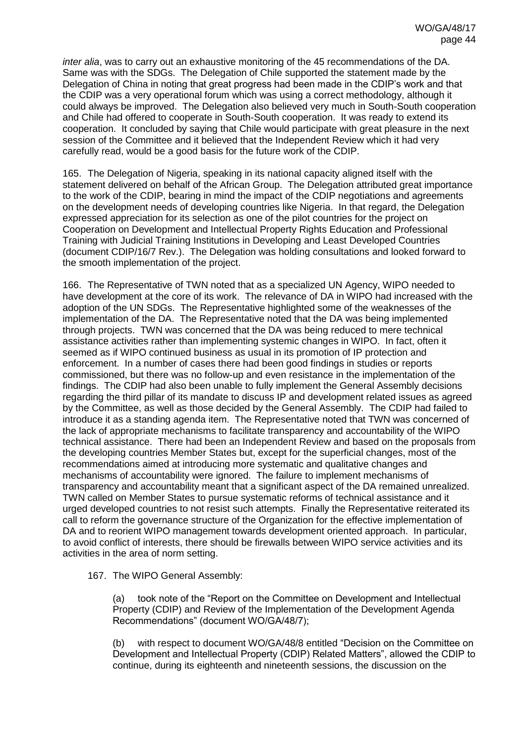*inter alia*, was to carry out an exhaustive monitoring of the 45 recommendations of the DA. Same was with the SDGs. The Delegation of Chile supported the statement made by the Delegation of China in noting that great progress had been made in the CDIP's work and that the CDIP was a very operational forum which was using a correct methodology, although it could always be improved. The Delegation also believed very much in South-South cooperation and Chile had offered to cooperate in South-South cooperation. It was ready to extend its cooperation. It concluded by saying that Chile would participate with great pleasure in the next session of the Committee and it believed that the Independent Review which it had very carefully read, would be a good basis for the future work of the CDIP.

165. The Delegation of Nigeria, speaking in its national capacity aligned itself with the statement delivered on behalf of the African Group. The Delegation attributed great importance to the work of the CDIP, bearing in mind the impact of the CDIP negotiations and agreements on the development needs of developing countries like Nigeria. In that regard, the Delegation expressed appreciation for its selection as one of the pilot countries for the project on Cooperation on Development and Intellectual Property Rights Education and Professional Training with Judicial Training Institutions in Developing and Least Developed Countries (document CDIP/16/7 Rev.). The Delegation was holding consultations and looked forward to the smooth implementation of the project.

166. The Representative of TWN noted that as a specialized UN Agency, WIPO needed to have development at the core of its work. The relevance of DA in WIPO had increased with the adoption of the UN SDGs. The Representative highlighted some of the weaknesses of the implementation of the DA. The Representative noted that the DA was being implemented through projects. TWN was concerned that the DA was being reduced to mere technical assistance activities rather than implementing systemic changes in WIPO. In fact, often it seemed as if WIPO continued business as usual in its promotion of IP protection and enforcement. In a number of cases there had been good findings in studies or reports commissioned, but there was no follow-up and even resistance in the implementation of the findings. The CDIP had also been unable to fully implement the General Assembly decisions regarding the third pillar of its mandate to discuss IP and development related issues as agreed by the Committee, as well as those decided by the General Assembly. The CDIP had failed to introduce it as a standing agenda item. The Representative noted that TWN was concerned of the lack of appropriate mechanisms to facilitate transparency and accountability of the WIPO technical assistance. There had been an Independent Review and based on the proposals from the developing countries Member States but, except for the superficial changes, most of the recommendations aimed at introducing more systematic and qualitative changes and mechanisms of accountability were ignored. The failure to implement mechanisms of transparency and accountability meant that a significant aspect of the DA remained unrealized. TWN called on Member States to pursue systematic reforms of technical assistance and it urged developed countries to not resist such attempts. Finally the Representative reiterated its call to reform the governance structure of the Organization for the effective implementation of DA and to reorient WIPO management towards development oriented approach. In particular, to avoid conflict of interests, there should be firewalls between WIPO service activities and its activities in the area of norm setting.

167. The WIPO General Assembly:

(a) took note of the "Report on the Committee on Development and Intellectual Property (CDIP) and Review of the Implementation of the Development Agenda Recommendations" (document WO/GA/48/7);

(b) with respect to document WO/GA/48/8 entitled "Decision on the Committee on Development and Intellectual Property (CDIP) Related Matters", allowed the CDIP to continue, during its eighteenth and nineteenth sessions, the discussion on the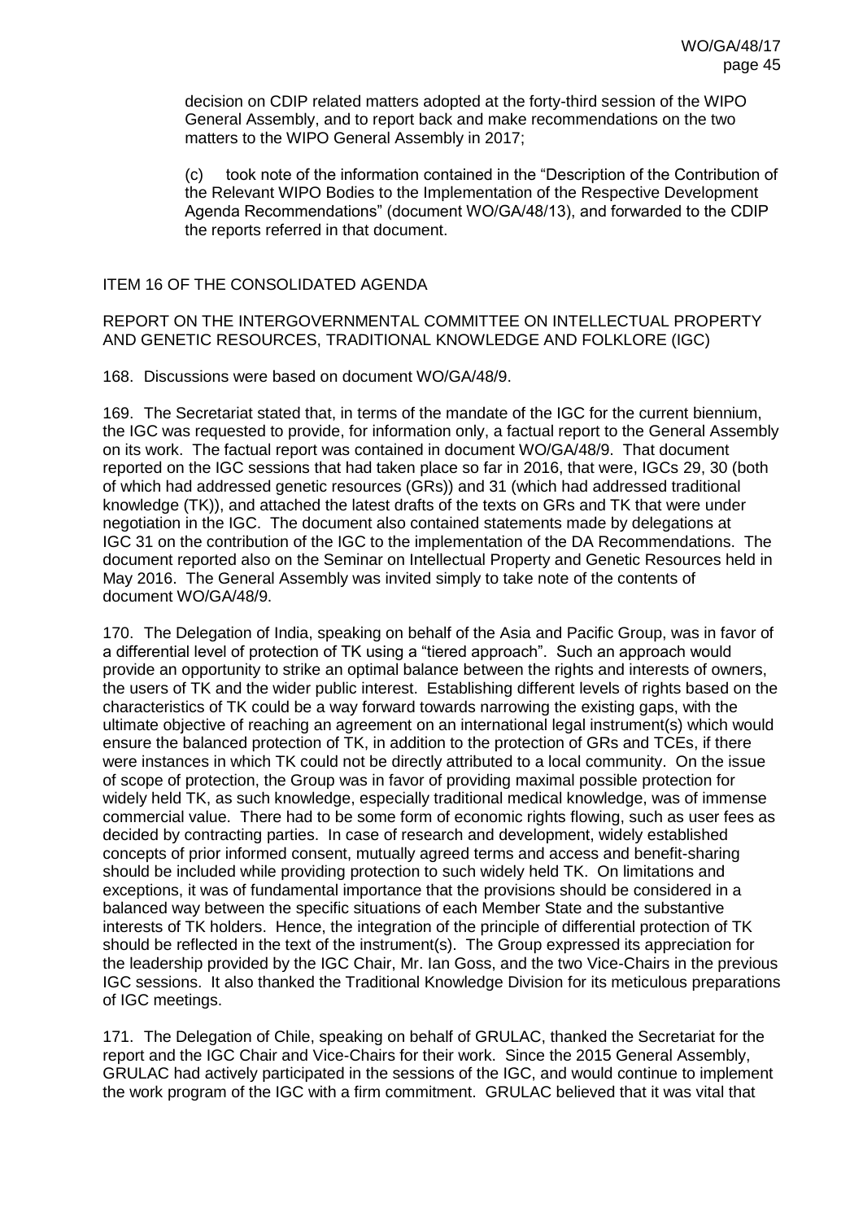decision on CDIP related matters adopted at the forty-third session of the WIPO General Assembly, and to report back and make recommendations on the two matters to the WIPO General Assembly in 2017;

(c) took note of the information contained in the "Description of the Contribution of the Relevant WIPO Bodies to the Implementation of the Respective Development Agenda Recommendations" (document WO/GA/48/13), and forwarded to the CDIP the reports referred in that document.

## ITEM 16 OF THE CONSOLIDATED AGENDA

## REPORT ON THE INTERGOVERNMENTAL COMMITTEE ON INTELLECTUAL PROPERTY AND GENETIC RESOURCES, TRADITIONAL KNOWLEDGE AND FOLKLORE (IGC)

168. Discussions were based on document WO/GA/48/9.

169. The Secretariat stated that, in terms of the mandate of the IGC for the current biennium, the IGC was requested to provide, for information only, a factual report to the General Assembly on its work. The factual report was contained in document WO/GA/48/9. That document reported on the IGC sessions that had taken place so far in 2016, that were, IGCs 29, 30 (both of which had addressed genetic resources (GRs)) and 31 (which had addressed traditional knowledge (TK)), and attached the latest drafts of the texts on GRs and TK that were under negotiation in the IGC. The document also contained statements made by delegations at IGC 31 on the contribution of the IGC to the implementation of the DA Recommendations. The document reported also on the Seminar on Intellectual Property and Genetic Resources held in May 2016. The General Assembly was invited simply to take note of the contents of document WO/GA/48/9.

170. The Delegation of India, speaking on behalf of the Asia and Pacific Group, was in favor of a differential level of protection of TK using a "tiered approach". Such an approach would provide an opportunity to strike an optimal balance between the rights and interests of owners, the users of TK and the wider public interest. Establishing different levels of rights based on the characteristics of TK could be a way forward towards narrowing the existing gaps, with the ultimate objective of reaching an agreement on an international legal instrument(s) which would ensure the balanced protection of TK, in addition to the protection of GRs and TCEs, if there were instances in which TK could not be directly attributed to a local community. On the issue of scope of protection, the Group was in favor of providing maximal possible protection for widely held TK, as such knowledge, especially traditional medical knowledge, was of immense commercial value. There had to be some form of economic rights flowing, such as user fees as decided by contracting parties. In case of research and development, widely established concepts of prior informed consent, mutually agreed terms and access and benefit-sharing should be included while providing protection to such widely held TK. On limitations and exceptions, it was of fundamental importance that the provisions should be considered in a balanced way between the specific situations of each Member State and the substantive interests of TK holders. Hence, the integration of the principle of differential protection of TK should be reflected in the text of the instrument(s). The Group expressed its appreciation for the leadership provided by the IGC Chair, Mr. Ian Goss, and the two Vice-Chairs in the previous IGC sessions. It also thanked the Traditional Knowledge Division for its meticulous preparations of IGC meetings.

171. The Delegation of Chile, speaking on behalf of GRULAC, thanked the Secretariat for the report and the IGC Chair and Vice-Chairs for their work. Since the 2015 General Assembly, GRULAC had actively participated in the sessions of the IGC, and would continue to implement the work program of the IGC with a firm commitment. GRULAC believed that it was vital that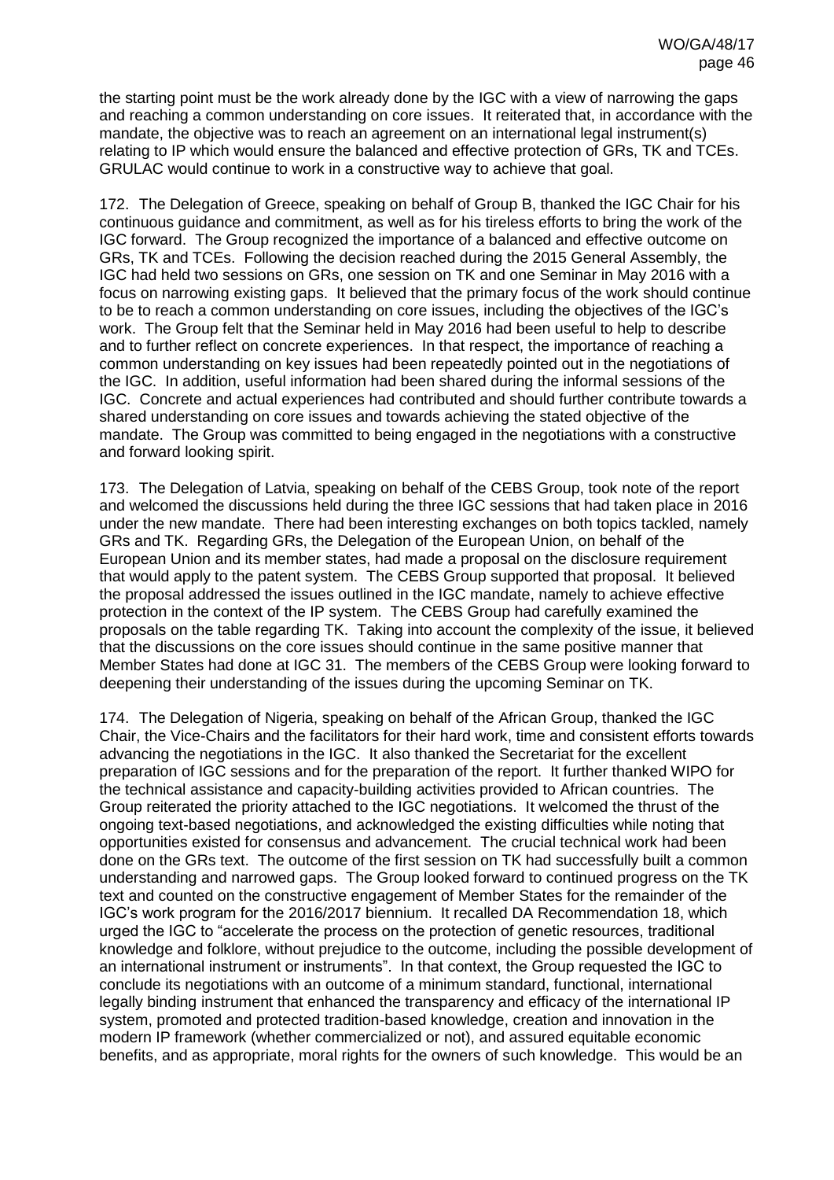the starting point must be the work already done by the IGC with a view of narrowing the gaps and reaching a common understanding on core issues. It reiterated that, in accordance with the mandate, the objective was to reach an agreement on an international legal instrument(s) relating to IP which would ensure the balanced and effective protection of GRs, TK and TCEs. GRULAC would continue to work in a constructive way to achieve that goal.

172. The Delegation of Greece, speaking on behalf of Group B, thanked the IGC Chair for his continuous guidance and commitment, as well as for his tireless efforts to bring the work of the IGC forward. The Group recognized the importance of a balanced and effective outcome on GRs, TK and TCEs. Following the decision reached during the 2015 General Assembly, the IGC had held two sessions on GRs, one session on TK and one Seminar in May 2016 with a focus on narrowing existing gaps. It believed that the primary focus of the work should continue to be to reach a common understanding on core issues, including the objectives of the IGC's work. The Group felt that the Seminar held in May 2016 had been useful to help to describe and to further reflect on concrete experiences. In that respect, the importance of reaching a common understanding on key issues had been repeatedly pointed out in the negotiations of the IGC. In addition, useful information had been shared during the informal sessions of the IGC. Concrete and actual experiences had contributed and should further contribute towards a shared understanding on core issues and towards achieving the stated objective of the mandate. The Group was committed to being engaged in the negotiations with a constructive and forward looking spirit.

173. The Delegation of Latvia, speaking on behalf of the CEBS Group, took note of the report and welcomed the discussions held during the three IGC sessions that had taken place in 2016 under the new mandate. There had been interesting exchanges on both topics tackled, namely GRs and TK. Regarding GRs, the Delegation of the European Union, on behalf of the European Union and its member states, had made a proposal on the disclosure requirement that would apply to the patent system. The CEBS Group supported that proposal. It believed the proposal addressed the issues outlined in the IGC mandate, namely to achieve effective protection in the context of the IP system. The CEBS Group had carefully examined the proposals on the table regarding TK. Taking into account the complexity of the issue, it believed that the discussions on the core issues should continue in the same positive manner that Member States had done at IGC 31. The members of the CEBS Group were looking forward to deepening their understanding of the issues during the upcoming Seminar on TK.

174. The Delegation of Nigeria, speaking on behalf of the African Group, thanked the IGC Chair, the Vice-Chairs and the facilitators for their hard work, time and consistent efforts towards advancing the negotiations in the IGC. It also thanked the Secretariat for the excellent preparation of IGC sessions and for the preparation of the report. It further thanked WIPO for the technical assistance and capacity-building activities provided to African countries. The Group reiterated the priority attached to the IGC negotiations. It welcomed the thrust of the ongoing text-based negotiations, and acknowledged the existing difficulties while noting that opportunities existed for consensus and advancement. The crucial technical work had been done on the GRs text. The outcome of the first session on TK had successfully built a common understanding and narrowed gaps. The Group looked forward to continued progress on the TK text and counted on the constructive engagement of Member States for the remainder of the IGC's work program for the 2016/2017 biennium. It recalled DA Recommendation 18, which urged the IGC to "accelerate the process on the protection of genetic resources, traditional knowledge and folklore, without prejudice to the outcome, including the possible development of an international instrument or instruments". In that context, the Group requested the IGC to conclude its negotiations with an outcome of a minimum standard, functional, international legally binding instrument that enhanced the transparency and efficacy of the international IP system, promoted and protected tradition-based knowledge, creation and innovation in the modern IP framework (whether commercialized or not), and assured equitable economic benefits, and as appropriate, moral rights for the owners of such knowledge. This would be an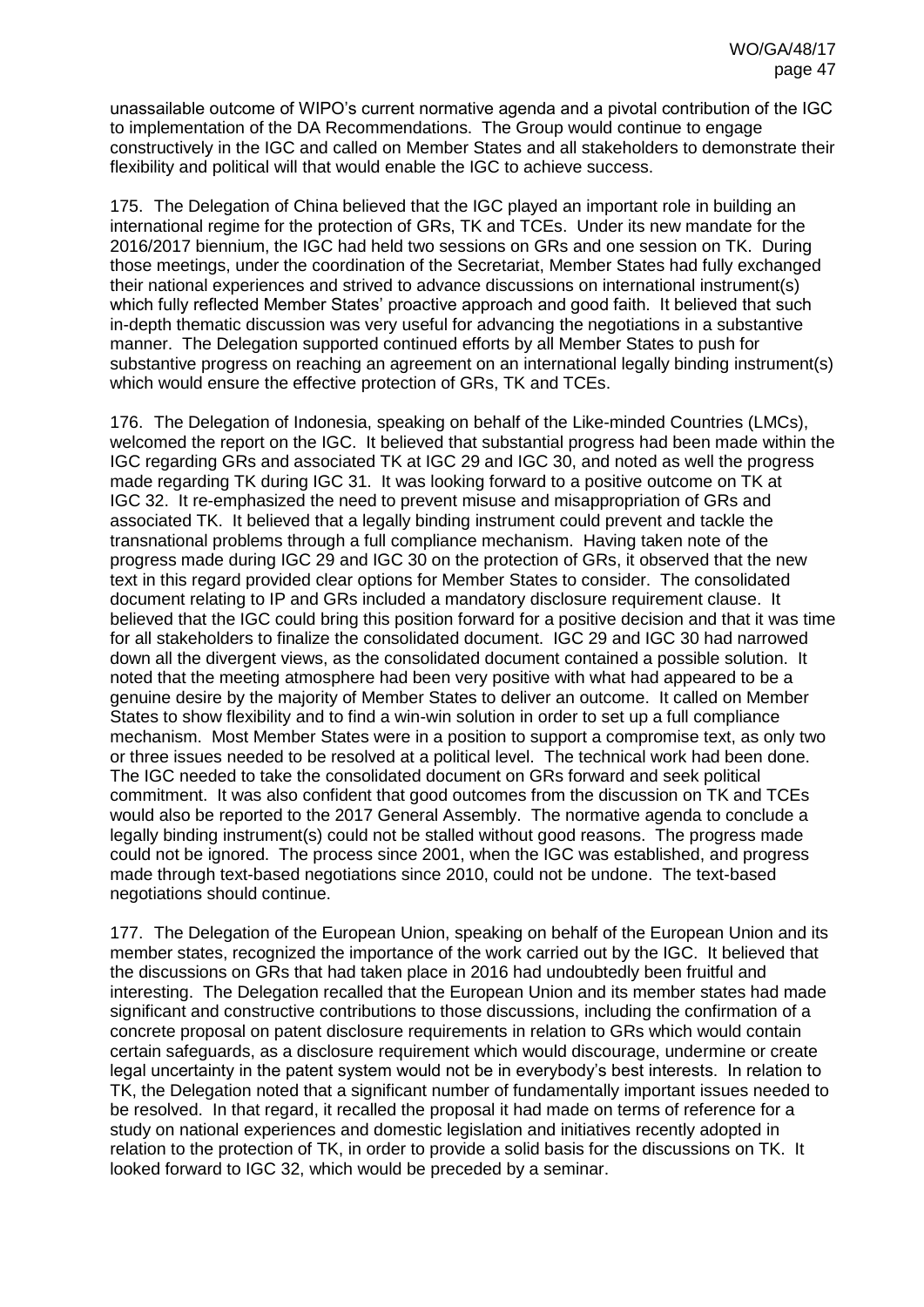unassailable outcome of WIPO's current normative agenda and a pivotal contribution of the IGC to implementation of the DA Recommendations. The Group would continue to engage constructively in the IGC and called on Member States and all stakeholders to demonstrate their flexibility and political will that would enable the IGC to achieve success.

175. The Delegation of China believed that the IGC played an important role in building an international regime for the protection of GRs, TK and TCEs. Under its new mandate for the 2016/2017 biennium, the IGC had held two sessions on GRs and one session on TK. During those meetings, under the coordination of the Secretariat, Member States had fully exchanged their national experiences and strived to advance discussions on international instrument(s) which fully reflected Member States' proactive approach and good faith. It believed that such in-depth thematic discussion was very useful for advancing the negotiations in a substantive manner. The Delegation supported continued efforts by all Member States to push for substantive progress on reaching an agreement on an international legally binding instrument(s) which would ensure the effective protection of GRs, TK and TCEs.

176. The Delegation of Indonesia, speaking on behalf of the Like-minded Countries (LMCs), welcomed the report on the IGC. It believed that substantial progress had been made within the IGC regarding GRs and associated TK at IGC 29 and IGC 30, and noted as well the progress made regarding TK during IGC 31. It was looking forward to a positive outcome on TK at IGC 32. It re-emphasized the need to prevent misuse and misappropriation of GRs and associated TK. It believed that a legally binding instrument could prevent and tackle the transnational problems through a full compliance mechanism. Having taken note of the progress made during IGC 29 and IGC 30 on the protection of GRs, it observed that the new text in this regard provided clear options for Member States to consider. The consolidated document relating to IP and GRs included a mandatory disclosure requirement clause. It believed that the IGC could bring this position forward for a positive decision and that it was time for all stakeholders to finalize the consolidated document. IGC 29 and IGC 30 had narrowed down all the divergent views, as the consolidated document contained a possible solution. It noted that the meeting atmosphere had been very positive with what had appeared to be a genuine desire by the majority of Member States to deliver an outcome. It called on Member States to show flexibility and to find a win-win solution in order to set up a full compliance mechanism. Most Member States were in a position to support a compromise text, as only two or three issues needed to be resolved at a political level. The technical work had been done. The IGC needed to take the consolidated document on GRs forward and seek political commitment. It was also confident that good outcomes from the discussion on TK and TCEs would also be reported to the 2017 General Assembly. The normative agenda to conclude a legally binding instrument(s) could not be stalled without good reasons. The progress made could not be ignored. The process since 2001, when the IGC was established, and progress made through text-based negotiations since 2010, could not be undone. The text-based negotiations should continue.

177. The Delegation of the European Union, speaking on behalf of the European Union and its member states, recognized the importance of the work carried out by the IGC. It believed that the discussions on GRs that had taken place in 2016 had undoubtedly been fruitful and interesting. The Delegation recalled that the European Union and its member states had made significant and constructive contributions to those discussions, including the confirmation of a concrete proposal on patent disclosure requirements in relation to GRs which would contain certain safeguards, as a disclosure requirement which would discourage, undermine or create legal uncertainty in the patent system would not be in everybody's best interests. In relation to TK, the Delegation noted that a significant number of fundamentally important issues needed to be resolved. In that regard, it recalled the proposal it had made on terms of reference for a study on national experiences and domestic legislation and initiatives recently adopted in relation to the protection of TK, in order to provide a solid basis for the discussions on TK. It looked forward to IGC 32, which would be preceded by a seminar.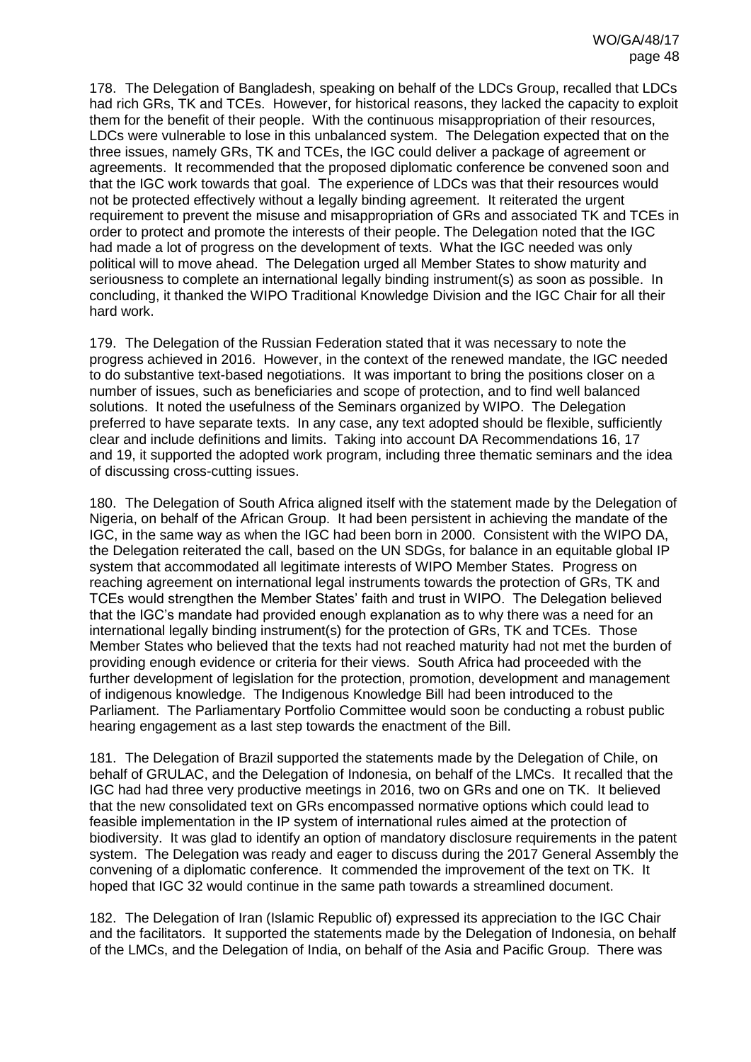178. The Delegation of Bangladesh, speaking on behalf of the LDCs Group, recalled that LDCs had rich GRs, TK and TCEs. However, for historical reasons, they lacked the capacity to exploit them for the benefit of their people. With the continuous misappropriation of their resources, LDCs were vulnerable to lose in this unbalanced system. The Delegation expected that on the three issues, namely GRs, TK and TCEs, the IGC could deliver a package of agreement or agreements. It recommended that the proposed diplomatic conference be convened soon and that the IGC work towards that goal. The experience of LDCs was that their resources would not be protected effectively without a legally binding agreement. It reiterated the urgent requirement to prevent the misuse and misappropriation of GRs and associated TK and TCEs in order to protect and promote the interests of their people. The Delegation noted that the IGC had made a lot of progress on the development of texts. What the IGC needed was only political will to move ahead. The Delegation urged all Member States to show maturity and seriousness to complete an international legally binding instrument(s) as soon as possible. In concluding, it thanked the WIPO Traditional Knowledge Division and the IGC Chair for all their hard work.

179. The Delegation of the Russian Federation stated that it was necessary to note the progress achieved in 2016. However, in the context of the renewed mandate, the IGC needed to do substantive text-based negotiations. It was important to bring the positions closer on a number of issues, such as beneficiaries and scope of protection, and to find well balanced solutions. It noted the usefulness of the Seminars organized by WIPO. The Delegation preferred to have separate texts. In any case, any text adopted should be flexible, sufficiently clear and include definitions and limits. Taking into account DA Recommendations 16, 17 and 19, it supported the adopted work program, including three thematic seminars and the idea of discussing cross-cutting issues.

180. The Delegation of South Africa aligned itself with the statement made by the Delegation of Nigeria, on behalf of the African Group. It had been persistent in achieving the mandate of the IGC, in the same way as when the IGC had been born in 2000. Consistent with the WIPO DA, the Delegation reiterated the call, based on the UN SDGs, for balance in an equitable global IP system that accommodated all legitimate interests of WIPO Member States. Progress on reaching agreement on international legal instruments towards the protection of GRs, TK and TCEs would strengthen the Member States' faith and trust in WIPO. The Delegation believed that the IGC's mandate had provided enough explanation as to why there was a need for an international legally binding instrument(s) for the protection of GRs, TK and TCEs. Those Member States who believed that the texts had not reached maturity had not met the burden of providing enough evidence or criteria for their views. South Africa had proceeded with the further development of legislation for the protection, promotion, development and management of indigenous knowledge. The Indigenous Knowledge Bill had been introduced to the Parliament. The Parliamentary Portfolio Committee would soon be conducting a robust public hearing engagement as a last step towards the enactment of the Bill.

181. The Delegation of Brazil supported the statements made by the Delegation of Chile, on behalf of GRULAC, and the Delegation of Indonesia, on behalf of the LMCs. It recalled that the IGC had had three very productive meetings in 2016, two on GRs and one on TK. It believed that the new consolidated text on GRs encompassed normative options which could lead to feasible implementation in the IP system of international rules aimed at the protection of biodiversity. It was glad to identify an option of mandatory disclosure requirements in the patent system. The Delegation was ready and eager to discuss during the 2017 General Assembly the convening of a diplomatic conference. It commended the improvement of the text on TK. It hoped that IGC 32 would continue in the same path towards a streamlined document.

182. The Delegation of Iran (Islamic Republic of) expressed its appreciation to the IGC Chair and the facilitators. It supported the statements made by the Delegation of Indonesia, on behalf of the LMCs, and the Delegation of India, on behalf of the Asia and Pacific Group. There was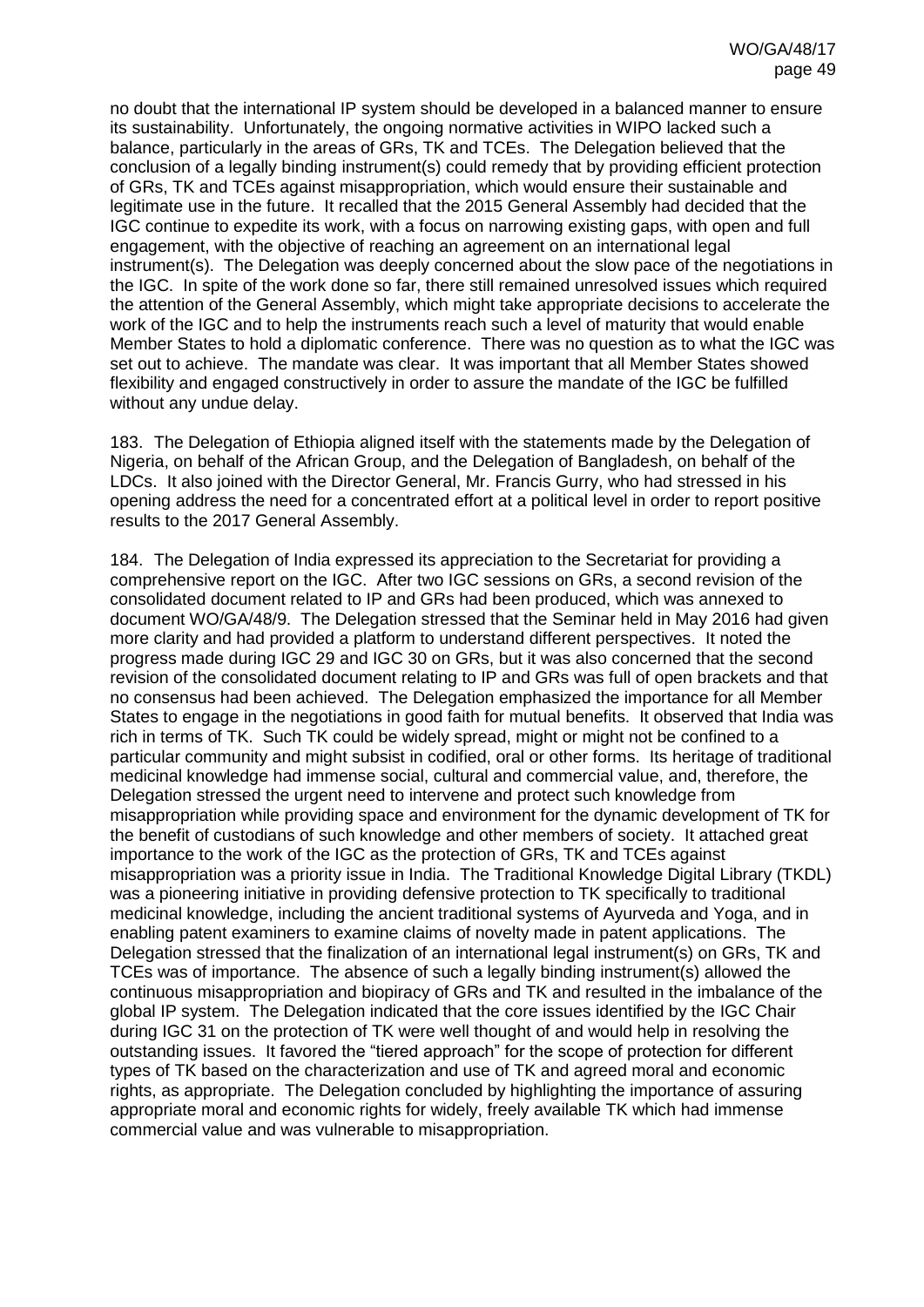no doubt that the international IP system should be developed in a balanced manner to ensure its sustainability. Unfortunately, the ongoing normative activities in WIPO lacked such a balance, particularly in the areas of GRs, TK and TCEs. The Delegation believed that the conclusion of a legally binding instrument(s) could remedy that by providing efficient protection of GRs, TK and TCEs against misappropriation, which would ensure their sustainable and legitimate use in the future. It recalled that the 2015 General Assembly had decided that the IGC continue to expedite its work, with a focus on narrowing existing gaps, with open and full engagement, with the objective of reaching an agreement on an international legal instrument(s). The Delegation was deeply concerned about the slow pace of the negotiations in the IGC. In spite of the work done so far, there still remained unresolved issues which required the attention of the General Assembly, which might take appropriate decisions to accelerate the work of the IGC and to help the instruments reach such a level of maturity that would enable Member States to hold a diplomatic conference. There was no question as to what the IGC was set out to achieve. The mandate was clear. It was important that all Member States showed flexibility and engaged constructively in order to assure the mandate of the IGC be fulfilled without any undue delay.

183. The Delegation of Ethiopia aligned itself with the statements made by the Delegation of Nigeria, on behalf of the African Group, and the Delegation of Bangladesh, on behalf of the LDCs. It also joined with the Director General, Mr. Francis Gurry, who had stressed in his opening address the need for a concentrated effort at a political level in order to report positive results to the 2017 General Assembly.

184. The Delegation of India expressed its appreciation to the Secretariat for providing a comprehensive report on the IGC. After two IGC sessions on GRs, a second revision of the consolidated document related to IP and GRs had been produced, which was annexed to document WO/GA/48/9. The Delegation stressed that the Seminar held in May 2016 had given more clarity and had provided a platform to understand different perspectives. It noted the progress made during IGC 29 and IGC 30 on GRs, but it was also concerned that the second revision of the consolidated document relating to IP and GRs was full of open brackets and that no consensus had been achieved. The Delegation emphasized the importance for all Member States to engage in the negotiations in good faith for mutual benefits. It observed that India was rich in terms of TK. Such TK could be widely spread, might or might not be confined to a particular community and might subsist in codified, oral or other forms. Its heritage of traditional medicinal knowledge had immense social, cultural and commercial value, and, therefore, the Delegation stressed the urgent need to intervene and protect such knowledge from misappropriation while providing space and environment for the dynamic development of TK for the benefit of custodians of such knowledge and other members of society. It attached great importance to the work of the IGC as the protection of GRs, TK and TCEs against misappropriation was a priority issue in India. The Traditional Knowledge Digital Library (TKDL) was a pioneering initiative in providing defensive protection to TK specifically to traditional medicinal knowledge, including the ancient traditional systems of Ayurveda and Yoga, and in enabling patent examiners to examine claims of novelty made in patent applications. The Delegation stressed that the finalization of an international legal instrument(s) on GRs, TK and TCEs was of importance. The absence of such a legally binding instrument(s) allowed the continuous misappropriation and biopiracy of GRs and TK and resulted in the imbalance of the global IP system. The Delegation indicated that the core issues identified by the IGC Chair during IGC 31 on the protection of TK were well thought of and would help in resolving the outstanding issues. It favored the "tiered approach" for the scope of protection for different types of TK based on the characterization and use of TK and agreed moral and economic rights, as appropriate. The Delegation concluded by highlighting the importance of assuring appropriate moral and economic rights for widely, freely available TK which had immense commercial value and was vulnerable to misappropriation.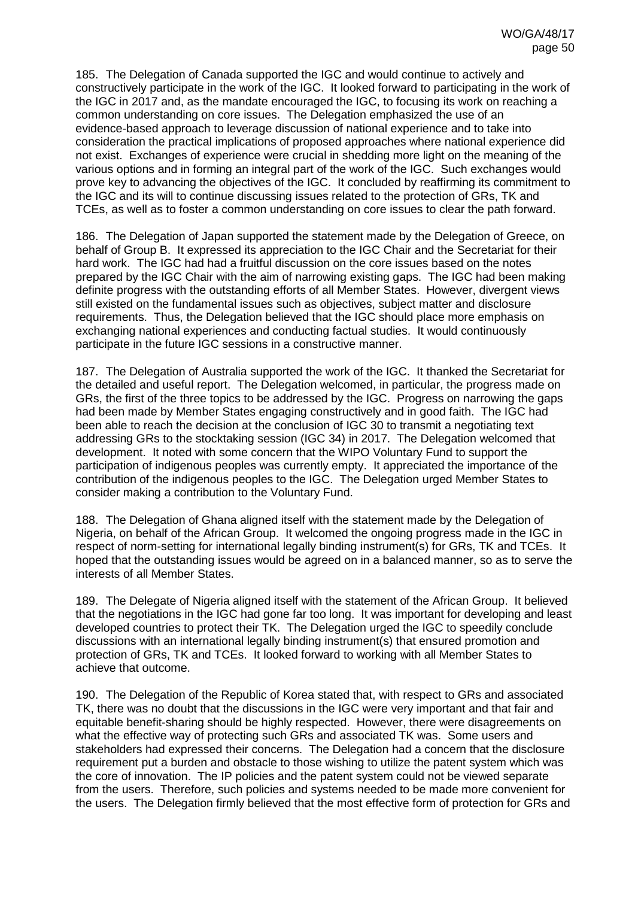185. The Delegation of Canada supported the IGC and would continue to actively and constructively participate in the work of the IGC. It looked forward to participating in the work of the IGC in 2017 and, as the mandate encouraged the IGC, to focusing its work on reaching a common understanding on core issues. The Delegation emphasized the use of an evidence-based approach to leverage discussion of national experience and to take into consideration the practical implications of proposed approaches where national experience did not exist. Exchanges of experience were crucial in shedding more light on the meaning of the various options and in forming an integral part of the work of the IGC. Such exchanges would prove key to advancing the objectives of the IGC. It concluded by reaffirming its commitment to the IGC and its will to continue discussing issues related to the protection of GRs, TK and TCEs, as well as to foster a common understanding on core issues to clear the path forward.

186. The Delegation of Japan supported the statement made by the Delegation of Greece, on behalf of Group B. It expressed its appreciation to the IGC Chair and the Secretariat for their hard work. The IGC had had a fruitful discussion on the core issues based on the notes prepared by the IGC Chair with the aim of narrowing existing gaps. The IGC had been making definite progress with the outstanding efforts of all Member States. However, divergent views still existed on the fundamental issues such as objectives, subject matter and disclosure requirements. Thus, the Delegation believed that the IGC should place more emphasis on exchanging national experiences and conducting factual studies. It would continuously participate in the future IGC sessions in a constructive manner.

187. The Delegation of Australia supported the work of the IGC. It thanked the Secretariat for the detailed and useful report. The Delegation welcomed, in particular, the progress made on GRs, the first of the three topics to be addressed by the IGC. Progress on narrowing the gaps had been made by Member States engaging constructively and in good faith. The IGC had been able to reach the decision at the conclusion of IGC 30 to transmit a negotiating text addressing GRs to the stocktaking session (IGC 34) in 2017. The Delegation welcomed that development. It noted with some concern that the WIPO Voluntary Fund to support the participation of indigenous peoples was currently empty. It appreciated the importance of the contribution of the indigenous peoples to the IGC. The Delegation urged Member States to consider making a contribution to the Voluntary Fund.

188. The Delegation of Ghana aligned itself with the statement made by the Delegation of Nigeria, on behalf of the African Group. It welcomed the ongoing progress made in the IGC in respect of norm-setting for international legally binding instrument(s) for GRs, TK and TCEs. It hoped that the outstanding issues would be agreed on in a balanced manner, so as to serve the interests of all Member States.

189. The Delegate of Nigeria aligned itself with the statement of the African Group. It believed that the negotiations in the IGC had gone far too long. It was important for developing and least developed countries to protect their TK. The Delegation urged the IGC to speedily conclude discussions with an international legally binding instrument(s) that ensured promotion and protection of GRs, TK and TCEs. It looked forward to working with all Member States to achieve that outcome.

190. The Delegation of the Republic of Korea stated that, with respect to GRs and associated TK, there was no doubt that the discussions in the IGC were very important and that fair and equitable benefit-sharing should be highly respected. However, there were disagreements on what the effective way of protecting such GRs and associated TK was. Some users and stakeholders had expressed their concerns. The Delegation had a concern that the disclosure requirement put a burden and obstacle to those wishing to utilize the patent system which was the core of innovation. The IP policies and the patent system could not be viewed separate from the users. Therefore, such policies and systems needed to be made more convenient for the users. The Delegation firmly believed that the most effective form of protection for GRs and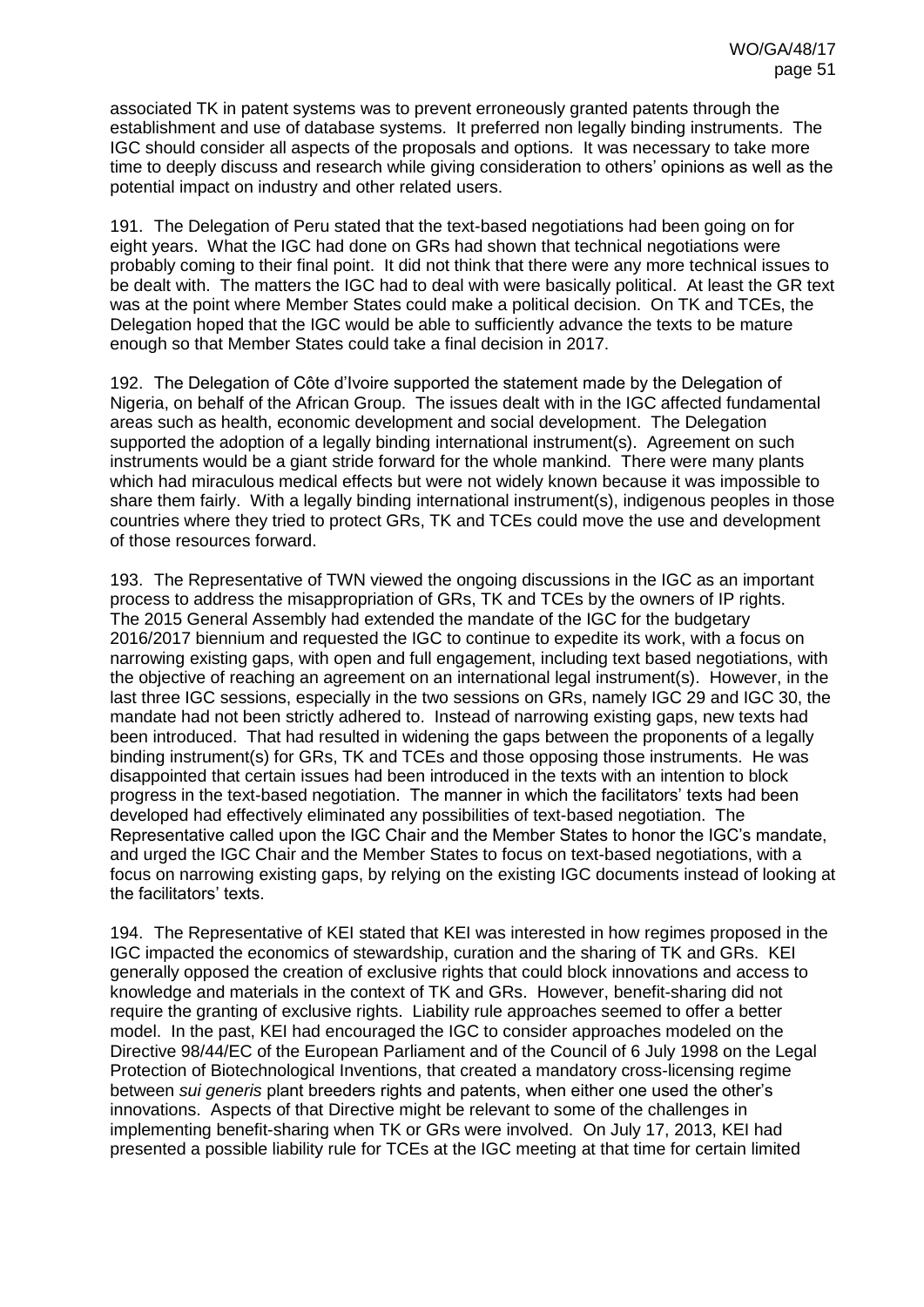associated TK in patent systems was to prevent erroneously granted patents through the establishment and use of database systems. It preferred non legally binding instruments. The IGC should consider all aspects of the proposals and options. It was necessary to take more time to deeply discuss and research while giving consideration to others' opinions as well as the potential impact on industry and other related users.

191. The Delegation of Peru stated that the text-based negotiations had been going on for eight years. What the IGC had done on GRs had shown that technical negotiations were probably coming to their final point. It did not think that there were any more technical issues to be dealt with. The matters the IGC had to deal with were basically political. At least the GR text was at the point where Member States could make a political decision. On TK and TCEs, the Delegation hoped that the IGC would be able to sufficiently advance the texts to be mature enough so that Member States could take a final decision in 2017.

192. The Delegation of Côte d'Ivoire supported the statement made by the Delegation of Nigeria, on behalf of the African Group. The issues dealt with in the IGC affected fundamental areas such as health, economic development and social development. The Delegation supported the adoption of a legally binding international instrument(s). Agreement on such instruments would be a giant stride forward for the whole mankind. There were many plants which had miraculous medical effects but were not widely known because it was impossible to share them fairly. With a legally binding international instrument(s), indigenous peoples in those countries where they tried to protect GRs, TK and TCEs could move the use and development of those resources forward.

193. The Representative of TWN viewed the ongoing discussions in the IGC as an important process to address the misappropriation of GRs, TK and TCEs by the owners of IP rights. The 2015 General Assembly had extended the mandate of the IGC for the budgetary 2016/2017 biennium and requested the IGC to continue to expedite its work, with a focus on narrowing existing gaps, with open and full engagement, including text based negotiations, with the objective of reaching an agreement on an international legal instrument(s). However, in the last three IGC sessions, especially in the two sessions on GRs, namely IGC 29 and IGC 30, the mandate had not been strictly adhered to. Instead of narrowing existing gaps, new texts had been introduced. That had resulted in widening the gaps between the proponents of a legally binding instrument(s) for GRs, TK and TCEs and those opposing those instruments. He was disappointed that certain issues had been introduced in the texts with an intention to block progress in the text-based negotiation. The manner in which the facilitators' texts had been developed had effectively eliminated any possibilities of text-based negotiation. The Representative called upon the IGC Chair and the Member States to honor the IGC's mandate, and urged the IGC Chair and the Member States to focus on text-based negotiations, with a focus on narrowing existing gaps, by relying on the existing IGC documents instead of looking at the facilitators' texts.

194. The Representative of KEI stated that KEI was interested in how regimes proposed in the IGC impacted the economics of stewardship, curation and the sharing of TK and GRs. KEI generally opposed the creation of exclusive rights that could block innovations and access to knowledge and materials in the context of TK and GRs. However, benefit-sharing did not require the granting of exclusive rights. Liability rule approaches seemed to offer a better model. In the past, KEI had encouraged the IGC to consider approaches modeled on the Directive 98/44/EC of the European Parliament and of the Council of 6 July 1998 on the Legal Protection of Biotechnological Inventions, that created a mandatory cross-licensing regime between *sui generis* plant breeders rights and patents, when either one used the other's innovations. Aspects of that Directive might be relevant to some of the challenges in implementing benefit-sharing when TK or GRs were involved. On July 17, 2013, KEI had presented a possible liability rule for TCEs at the IGC meeting at that time for certain limited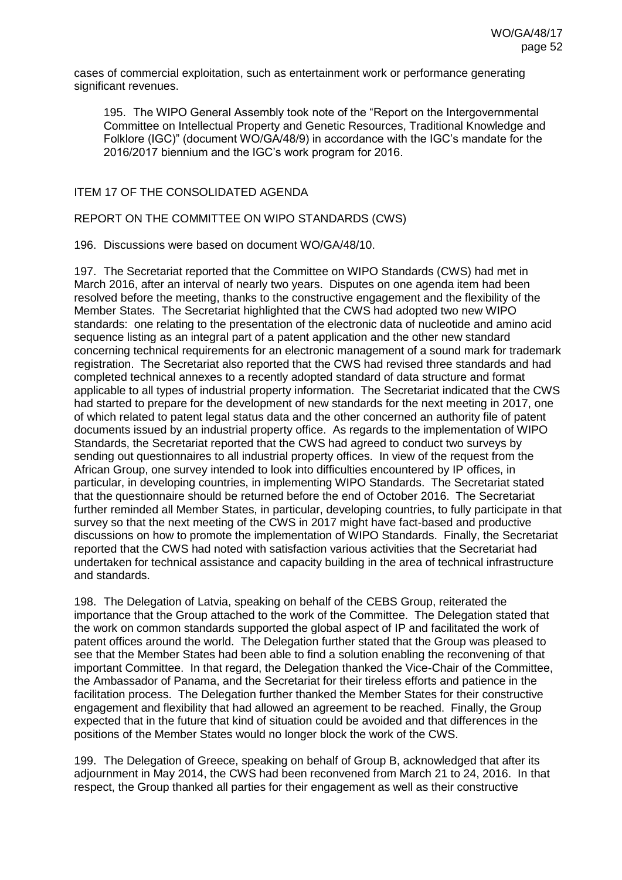cases of commercial exploitation, such as entertainment work or performance generating significant revenues.

> 195. The WIPO General Assembly took note of the "Report on the Intergovernmental Committee on Intellectual Property and Genetic Resources, Traditional Knowledge and Folklore (IGC)" (document WO/GA/48/9) in accordance with the IGC's mandate for the 2016/2017 biennium and the IGC's work program for 2016.

ITEM 17 OF THE CONSOLIDATED AGENDA

REPORT ON THE COMMITTEE ON WIPO STANDARDS (CWS)

196. Discussions were based on document WO/GA/48/10.

197. The Secretariat reported that the Committee on WIPO Standards (CWS) had met in March 2016, after an interval of nearly two years. Disputes on one agenda item had been resolved before the meeting, thanks to the constructive engagement and the flexibility of the Member States. The Secretariat highlighted that the CWS had adopted two new WIPO standards: one relating to the presentation of the electronic data of nucleotide and amino acid sequence listing as an integral part of a patent application and the other new standard concerning technical requirements for an electronic management of a sound mark for trademark registration. The Secretariat also reported that the CWS had revised three standards and had completed technical annexes to a recently adopted standard of data structure and format applicable to all types of industrial property information. The Secretariat indicated that the CWS had started to prepare for the development of new standards for the next meeting in 2017, one of which related to patent legal status data and the other concerned an authority file of patent documents issued by an industrial property office. As regards to the implementation of WIPO Standards, the Secretariat reported that the CWS had agreed to conduct two surveys by sending out questionnaires to all industrial property offices. In view of the request from the African Group, one survey intended to look into difficulties encountered by IP offices, in particular, in developing countries, in implementing WIPO Standards. The Secretariat stated that the questionnaire should be returned before the end of October 2016. The Secretariat further reminded all Member States, in particular, developing countries, to fully participate in that survey so that the next meeting of the CWS in 2017 might have fact-based and productive discussions on how to promote the implementation of WIPO Standards. Finally, the Secretariat reported that the CWS had noted with satisfaction various activities that the Secretariat had undertaken for technical assistance and capacity building in the area of technical infrastructure and standards.

198. The Delegation of Latvia, speaking on behalf of the CEBS Group, reiterated the importance that the Group attached to the work of the Committee. The Delegation stated that the work on common standards supported the global aspect of IP and facilitated the work of patent offices around the world. The Delegation further stated that the Group was pleased to see that the Member States had been able to find a solution enabling the reconvening of that important Committee. In that regard, the Delegation thanked the Vice-Chair of the Committee, the Ambassador of Panama, and the Secretariat for their tireless efforts and patience in the facilitation process. The Delegation further thanked the Member States for their constructive engagement and flexibility that had allowed an agreement to be reached. Finally, the Group expected that in the future that kind of situation could be avoided and that differences in the positions of the Member States would no longer block the work of the CWS.

199. The Delegation of Greece, speaking on behalf of Group B, acknowledged that after its adjournment in May 2014, the CWS had been reconvened from March 21 to 24, 2016. In that respect, the Group thanked all parties for their engagement as well as their constructive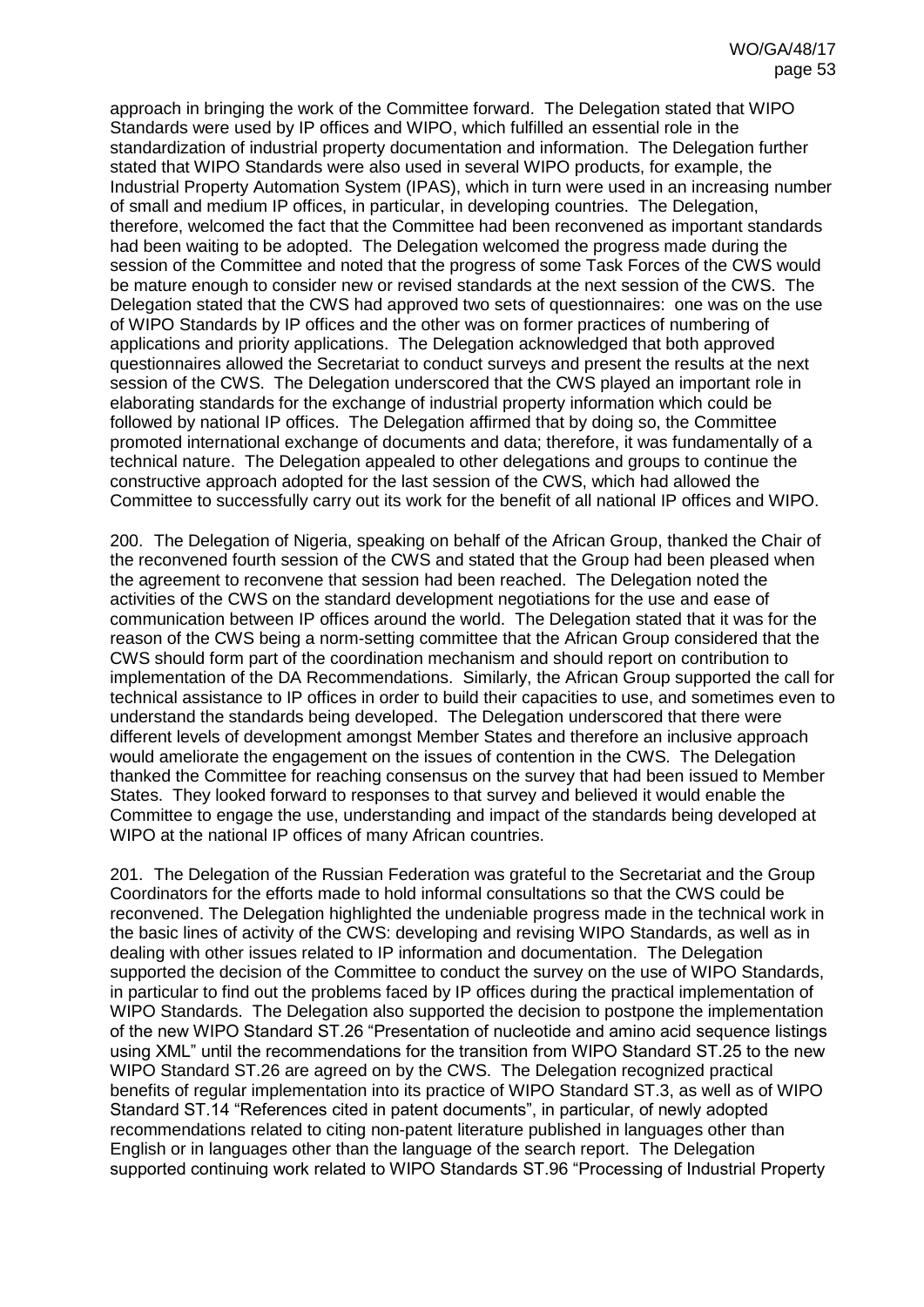approach in bringing the work of the Committee forward. The Delegation stated that WIPO Standards were used by IP offices and WIPO, which fulfilled an essential role in the standardization of industrial property documentation and information. The Delegation further stated that WIPO Standards were also used in several WIPO products, for example, the Industrial Property Automation System (IPAS), which in turn were used in an increasing number of small and medium IP offices, in particular, in developing countries. The Delegation, therefore, welcomed the fact that the Committee had been reconvened as important standards had been waiting to be adopted. The Delegation welcomed the progress made during the session of the Committee and noted that the progress of some Task Forces of the CWS would be mature enough to consider new or revised standards at the next session of the CWS. The Delegation stated that the CWS had approved two sets of questionnaires: one was on the use of WIPO Standards by IP offices and the other was on former practices of numbering of applications and priority applications. The Delegation acknowledged that both approved questionnaires allowed the Secretariat to conduct surveys and present the results at the next session of the CWS. The Delegation underscored that the CWS played an important role in elaborating standards for the exchange of industrial property information which could be followed by national IP offices. The Delegation affirmed that by doing so, the Committee promoted international exchange of documents and data; therefore, it was fundamentally of a technical nature. The Delegation appealed to other delegations and groups to continue the constructive approach adopted for the last session of the CWS, which had allowed the Committee to successfully carry out its work for the benefit of all national IP offices and WIPO.

200. The Delegation of Nigeria, speaking on behalf of the African Group, thanked the Chair of the reconvened fourth session of the CWS and stated that the Group had been pleased when the agreement to reconvene that session had been reached. The Delegation noted the activities of the CWS on the standard development negotiations for the use and ease of communication between IP offices around the world. The Delegation stated that it was for the reason of the CWS being a norm-setting committee that the African Group considered that the CWS should form part of the coordination mechanism and should report on contribution to implementation of the DA Recommendations. Similarly, the African Group supported the call for technical assistance to IP offices in order to build their capacities to use, and sometimes even to understand the standards being developed. The Delegation underscored that there were different levels of development amongst Member States and therefore an inclusive approach would ameliorate the engagement on the issues of contention in the CWS. The Delegation thanked the Committee for reaching consensus on the survey that had been issued to Member States. They looked forward to responses to that survey and believed it would enable the Committee to engage the use, understanding and impact of the standards being developed at WIPO at the national IP offices of many African countries.

201. The Delegation of the Russian Federation was grateful to the Secretariat and the Group Coordinators for the efforts made to hold informal consultations so that the CWS could be reconvened. The Delegation highlighted the undeniable progress made in the technical work in the basic lines of activity of the CWS: developing and revising WIPO Standards, as well as in dealing with other issues related to IP information and documentation. The Delegation supported the decision of the Committee to conduct the survey on the use of WIPO Standards, in particular to find out the problems faced by IP offices during the practical implementation of WIPO Standards. The Delegation also supported the decision to postpone the implementation of the new WIPO Standard ST.26 "Presentation of nucleotide and amino acid sequence listings using XML" until the recommendations for the transition from WIPO Standard ST.25 to the new WIPO Standard ST.26 are agreed on by the CWS. The Delegation recognized practical benefits of regular implementation into its practice of WIPO Standard ST.3, as well as of WIPO Standard ST.14 "References cited in patent documents", in particular, of newly adopted recommendations related to citing non-patent literature published in languages other than English or in languages other than the language of the search report. The Delegation supported continuing work related to WIPO Standards ST.96 "Processing of Industrial Property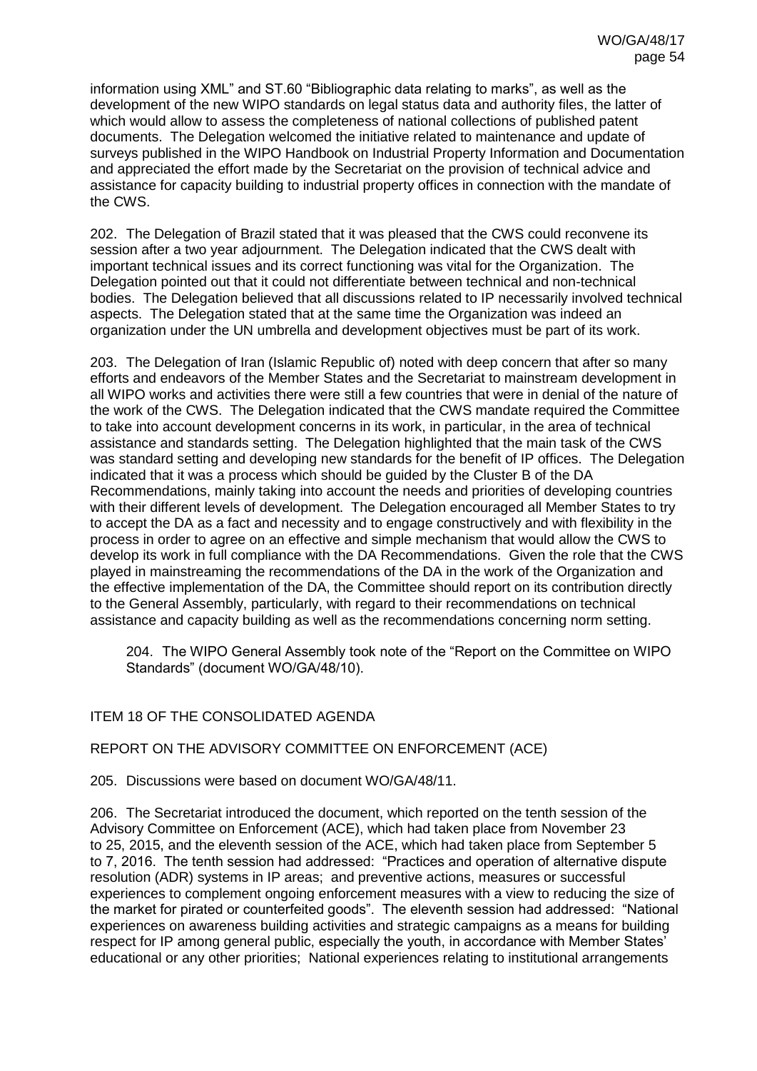information using XML" and ST.60 "Bibliographic data relating to marks", as well as the development of the new WIPO standards on legal status data and authority files, the latter of which would allow to assess the completeness of national collections of published patent documents. The Delegation welcomed the initiative related to maintenance and update of surveys published in the WIPO Handbook on Industrial Property Information and Documentation and appreciated the effort made by the Secretariat on the provision of technical advice and assistance for capacity building to industrial property offices in connection with the mandate of the CWS.

202. The Delegation of Brazil stated that it was pleased that the CWS could reconvene its session after a two year adjournment. The Delegation indicated that the CWS dealt with important technical issues and its correct functioning was vital for the Organization. The Delegation pointed out that it could not differentiate between technical and non-technical bodies. The Delegation believed that all discussions related to IP necessarily involved technical aspects. The Delegation stated that at the same time the Organization was indeed an organization under the UN umbrella and development objectives must be part of its work.

203. The Delegation of Iran (Islamic Republic of) noted with deep concern that after so many efforts and endeavors of the Member States and the Secretariat to mainstream development in all WIPO works and activities there were still a few countries that were in denial of the nature of the work of the CWS. The Delegation indicated that the CWS mandate required the Committee to take into account development concerns in its work, in particular, in the area of technical assistance and standards setting. The Delegation highlighted that the main task of the CWS was standard setting and developing new standards for the benefit of IP offices. The Delegation indicated that it was a process which should be guided by the Cluster B of the DA Recommendations, mainly taking into account the needs and priorities of developing countries with their different levels of development. The Delegation encouraged all Member States to try to accept the DA as a fact and necessity and to engage constructively and with flexibility in the process in order to agree on an effective and simple mechanism that would allow the CWS to develop its work in full compliance with the DA Recommendations. Given the role that the CWS played in mainstreaming the recommendations of the DA in the work of the Organization and the effective implementation of the DA, the Committee should report on its contribution directly to the General Assembly, particularly, with regard to their recommendations on technical assistance and capacity building as well as the recommendations concerning norm setting.

> 204. The WIPO General Assembly took note of the "Report on the Committee on WIPO Standards" (document WO/GA/48/10).

ITEM 18 OF THE CONSOLIDATED AGENDA

REPORT ON THE ADVISORY COMMITTEE ON ENFORCEMENT (ACE)

205. Discussions were based on document WO/GA/48/11.

206. The Secretariat introduced the document, which reported on the tenth session of the Advisory Committee on Enforcement (ACE), which had taken place from November 23 to 25, 2015, and the eleventh session of the ACE, which had taken place from September 5 to 7, 2016. The tenth session had addressed: "Practices and operation of alternative dispute resolution (ADR) systems in IP areas; and preventive actions, measures or successful experiences to complement ongoing enforcement measures with a view to reducing the size of the market for pirated or counterfeited goods". The eleventh session had addressed: "National experiences on awareness building activities and strategic campaigns as a means for building respect for IP among general public, especially the youth, in accordance with Member States' educational or any other priorities; National experiences relating to institutional arrangements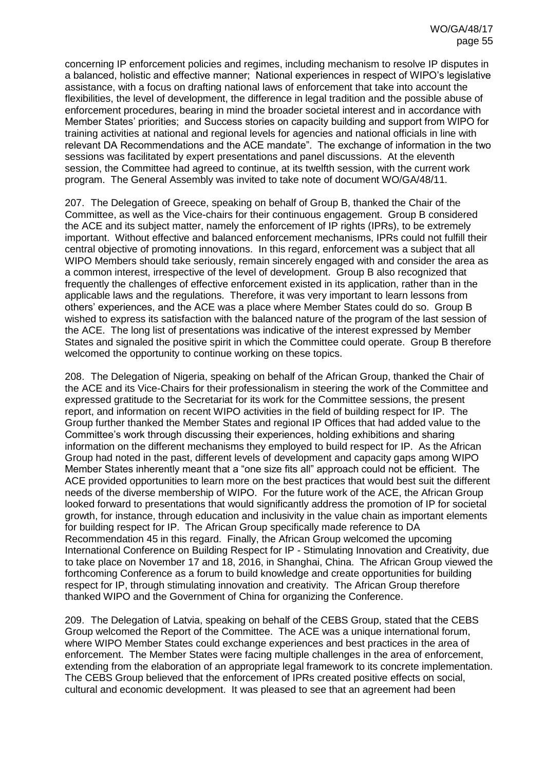concerning IP enforcement policies and regimes, including mechanism to resolve IP disputes in a balanced, holistic and effective manner; National experiences in respect of WIPO's legislative assistance, with a focus on drafting national laws of enforcement that take into account the flexibilities, the level of development, the difference in legal tradition and the possible abuse of enforcement procedures, bearing in mind the broader societal interest and in accordance with Member States' priorities; and Success stories on capacity building and support from WIPO for training activities at national and regional levels for agencies and national officials in line with relevant DA Recommendations and the ACE mandate". The exchange of information in the two sessions was facilitated by expert presentations and panel discussions. At the eleventh session, the Committee had agreed to continue, at its twelfth session, with the current work program. The General Assembly was invited to take note of document WO/GA/48/11.

207. The Delegation of Greece, speaking on behalf of Group B, thanked the Chair of the Committee, as well as the Vice-chairs for their continuous engagement. Group B considered the ACE and its subject matter, namely the enforcement of IP rights (IPRs), to be extremely important. Without effective and balanced enforcement mechanisms, IPRs could not fulfill their central objective of promoting innovations. In this regard, enforcement was a subject that all WIPO Members should take seriously, remain sincerely engaged with and consider the area as a common interest, irrespective of the level of development. Group B also recognized that frequently the challenges of effective enforcement existed in its application, rather than in the applicable laws and the regulations. Therefore, it was very important to learn lessons from others' experiences, and the ACE was a place where Member States could do so. Group B wished to express its satisfaction with the balanced nature of the program of the last session of the ACE. The long list of presentations was indicative of the interest expressed by Member States and signaled the positive spirit in which the Committee could operate. Group B therefore welcomed the opportunity to continue working on these topics.

208. The Delegation of Nigeria, speaking on behalf of the African Group, thanked the Chair of the ACE and its Vice-Chairs for their professionalism in steering the work of the Committee and expressed gratitude to the Secretariat for its work for the Committee sessions, the present report, and information on recent WIPO activities in the field of building respect for IP. The Group further thanked the Member States and regional IP Offices that had added value to the Committee's work through discussing their experiences, holding exhibitions and sharing information on the different mechanisms they employed to build respect for IP. As the African Group had noted in the past, different levels of development and capacity gaps among WIPO Member States inherently meant that a "one size fits all" approach could not be efficient. The ACE provided opportunities to learn more on the best practices that would best suit the different needs of the diverse membership of WIPO. For the future work of the ACE, the African Group looked forward to presentations that would significantly address the promotion of IP for societal growth, for instance, through education and inclusivity in the value chain as important elements for building respect for IP. The African Group specifically made reference to DA Recommendation 45 in this regard. Finally, the African Group welcomed the upcoming International Conference on Building Respect for IP - Stimulating Innovation and Creativity, due to take place on November 17 and 18, 2016, in Shanghai, China. The African Group viewed the forthcoming Conference as a forum to build knowledge and create opportunities for building respect for IP, through stimulating innovation and creativity. The African Group therefore thanked WIPO and the Government of China for organizing the Conference.

209. The Delegation of Latvia, speaking on behalf of the CEBS Group, stated that the CEBS Group welcomed the Report of the Committee. The ACE was a unique international forum, where WIPO Member States could exchange experiences and best practices in the area of enforcement. The Member States were facing multiple challenges in the area of enforcement, extending from the elaboration of an appropriate legal framework to its concrete implementation. The CEBS Group believed that the enforcement of IPRs created positive effects on social, cultural and economic development. It was pleased to see that an agreement had been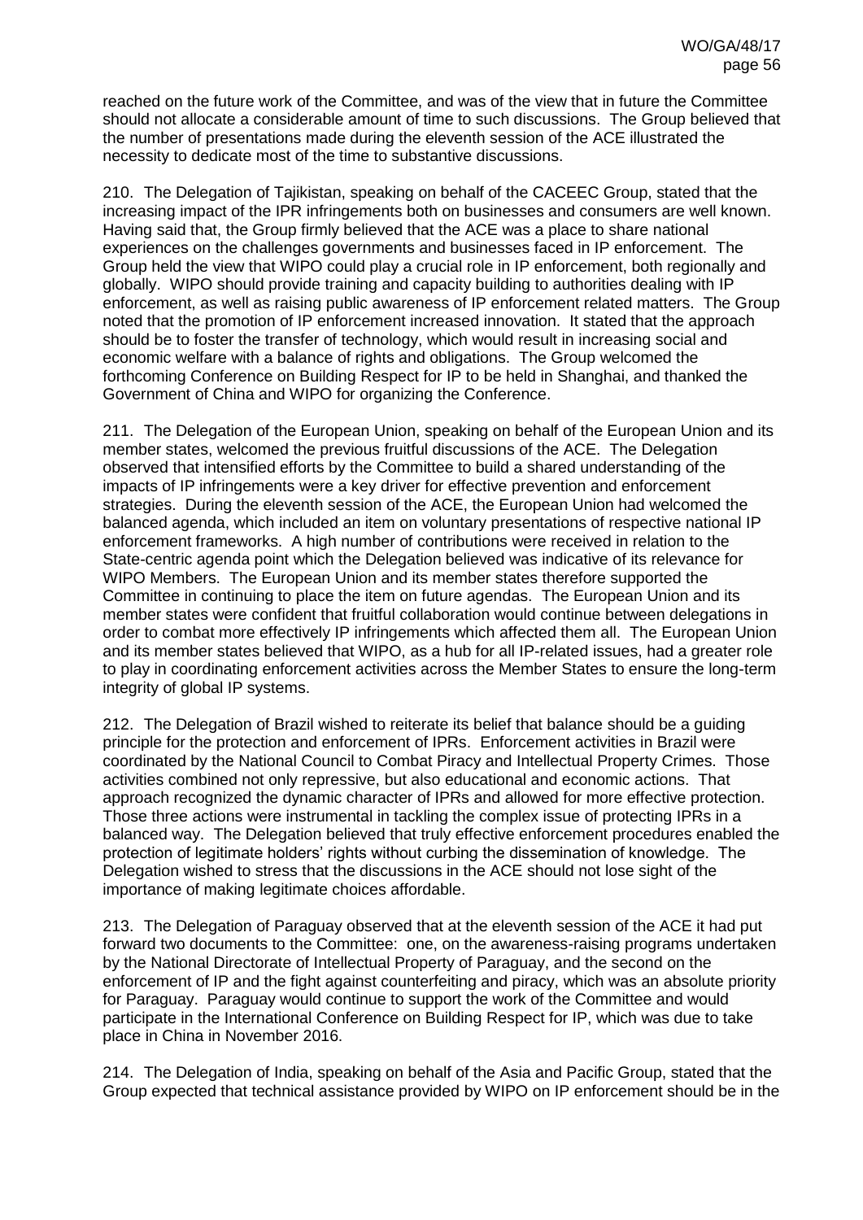reached on the future work of the Committee, and was of the view that in future the Committee should not allocate a considerable amount of time to such discussions. The Group believed that the number of presentations made during the eleventh session of the ACE illustrated the necessity to dedicate most of the time to substantive discussions.

210. The Delegation of Tajikistan, speaking on behalf of the CACEEC Group, stated that the increasing impact of the IPR infringements both on businesses and consumers are well known. Having said that, the Group firmly believed that the ACE was a place to share national experiences on the challenges governments and businesses faced in IP enforcement. The Group held the view that WIPO could play a crucial role in IP enforcement, both regionally and globally. WIPO should provide training and capacity building to authorities dealing with IP enforcement, as well as raising public awareness of IP enforcement related matters. The Group noted that the promotion of IP enforcement increased innovation. It stated that the approach should be to foster the transfer of technology, which would result in increasing social and economic welfare with a balance of rights and obligations. The Group welcomed the forthcoming Conference on Building Respect for IP to be held in Shanghai, and thanked the Government of China and WIPO for organizing the Conference.

211. The Delegation of the European Union, speaking on behalf of the European Union and its member states, welcomed the previous fruitful discussions of the ACE. The Delegation observed that intensified efforts by the Committee to build a shared understanding of the impacts of IP infringements were a key driver for effective prevention and enforcement strategies. During the eleventh session of the ACE, the European Union had welcomed the balanced agenda, which included an item on voluntary presentations of respective national IP enforcement frameworks. A high number of contributions were received in relation to the State-centric agenda point which the Delegation believed was indicative of its relevance for WIPO Members. The European Union and its member states therefore supported the Committee in continuing to place the item on future agendas. The European Union and its member states were confident that fruitful collaboration would continue between delegations in order to combat more effectively IP infringements which affected them all. The European Union and its member states believed that WIPO, as a hub for all IP-related issues, had a greater role to play in coordinating enforcement activities across the Member States to ensure the long-term integrity of global IP systems.

212. The Delegation of Brazil wished to reiterate its belief that balance should be a guiding principle for the protection and enforcement of IPRs. Enforcement activities in Brazil were coordinated by the National Council to Combat Piracy and Intellectual Property Crimes. Those activities combined not only repressive, but also educational and economic actions. That approach recognized the dynamic character of IPRs and allowed for more effective protection. Those three actions were instrumental in tackling the complex issue of protecting IPRs in a balanced way. The Delegation believed that truly effective enforcement procedures enabled the protection of legitimate holders' rights without curbing the dissemination of knowledge. The Delegation wished to stress that the discussions in the ACE should not lose sight of the importance of making legitimate choices affordable.

213. The Delegation of Paraguay observed that at the eleventh session of the ACE it had put forward two documents to the Committee: one, on the awareness-raising programs undertaken by the National Directorate of Intellectual Property of Paraguay, and the second on the enforcement of IP and the fight against counterfeiting and piracy, which was an absolute priority for Paraguay. Paraguay would continue to support the work of the Committee and would participate in the International Conference on Building Respect for IP, which was due to take place in China in November 2016.

214. The Delegation of India, speaking on behalf of the Asia and Pacific Group, stated that the Group expected that technical assistance provided by WIPO on IP enforcement should be in the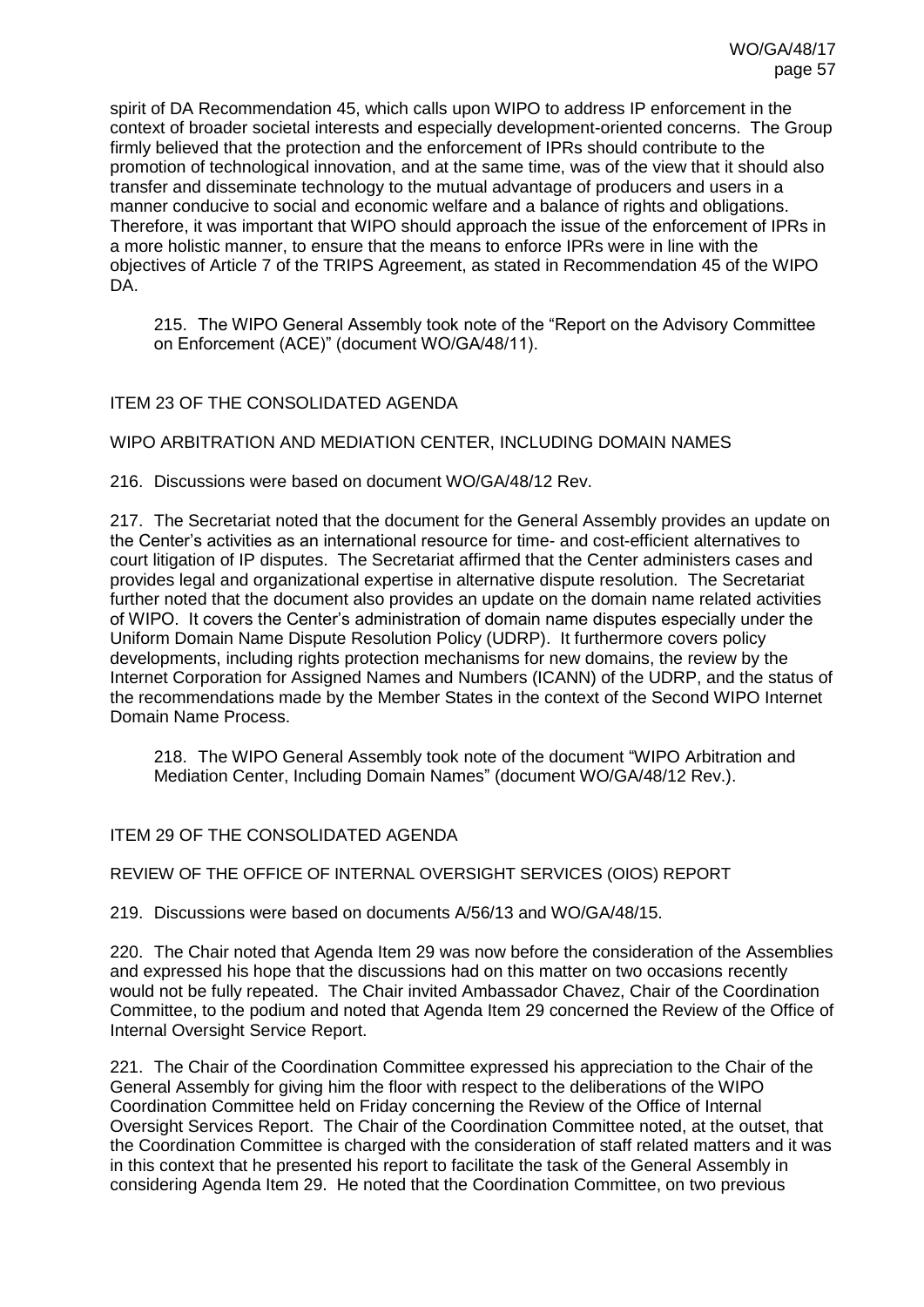spirit of DA Recommendation 45, which calls upon WIPO to address IP enforcement in the context of broader societal interests and especially development-oriented concerns. The Group firmly believed that the protection and the enforcement of IPRs should contribute to the promotion of technological innovation, and at the same time, was of the view that it should also transfer and disseminate technology to the mutual advantage of producers and users in a manner conducive to social and economic welfare and a balance of rights and obligations. Therefore, it was important that WIPO should approach the issue of the enforcement of IPRs in a more holistic manner, to ensure that the means to enforce IPRs were in line with the objectives of Article 7 of the TRIPS Agreement, as stated in Recommendation 45 of the WIPO DA.

> 215. The WIPO General Assembly took note of the "Report on the Advisory Committee on Enforcement (ACE)" (document WO/GA/48/11).

## ITEM 23 OF THE CONSOLIDATED AGENDA

## WIPO ARBITRATION AND MEDIATION CENTER, INCLUDING DOMAIN NAMES

216. Discussions were based on document WO/GA/48/12 Rev.

217. The Secretariat noted that the document for the General Assembly provides an update on the Center's activities as an international resource for time- and cost-efficient alternatives to court litigation of IP disputes. The Secretariat affirmed that the Center administers cases and provides legal and organizational expertise in alternative dispute resolution. The Secretariat further noted that the document also provides an update on the domain name related activities of WIPO. It covers the Center's administration of domain name disputes especially under the Uniform Domain Name Dispute Resolution Policy (UDRP). It furthermore covers policy developments, including rights protection mechanisms for new domains, the review by the Internet Corporation for Assigned Names and Numbers (ICANN) of the UDRP, and the status of the recommendations made by the Member States in the context of the Second WIPO Internet Domain Name Process.

> 218. The WIPO General Assembly took note of the document "WIPO Arbitration and Mediation Center, Including Domain Names" (document WO/GA/48/12 Rev.).

## ITEM 29 OF THE CONSOLIDATED AGENDA

## REVIEW OF THE OFFICE OF INTERNAL OVERSIGHT SERVICES (OIOS) REPORT

219. Discussions were based on documents A/56/13 and WO/GA/48/15.

220. The Chair noted that Agenda Item 29 was now before the consideration of the Assemblies and expressed his hope that the discussions had on this matter on two occasions recently would not be fully repeated. The Chair invited Ambassador Chavez, Chair of the Coordination Committee, to the podium and noted that Agenda Item 29 concerned the Review of the Office of Internal Oversight Service Report.

221. The Chair of the Coordination Committee expressed his appreciation to the Chair of the General Assembly for giving him the floor with respect to the deliberations of the WIPO Coordination Committee held on Friday concerning the Review of the Office of Internal Oversight Services Report. The Chair of the Coordination Committee noted, at the outset, that the Coordination Committee is charged with the consideration of staff related matters and it was in this context that he presented his report to facilitate the task of the General Assembly in considering Agenda Item 29. He noted that the Coordination Committee, on two previous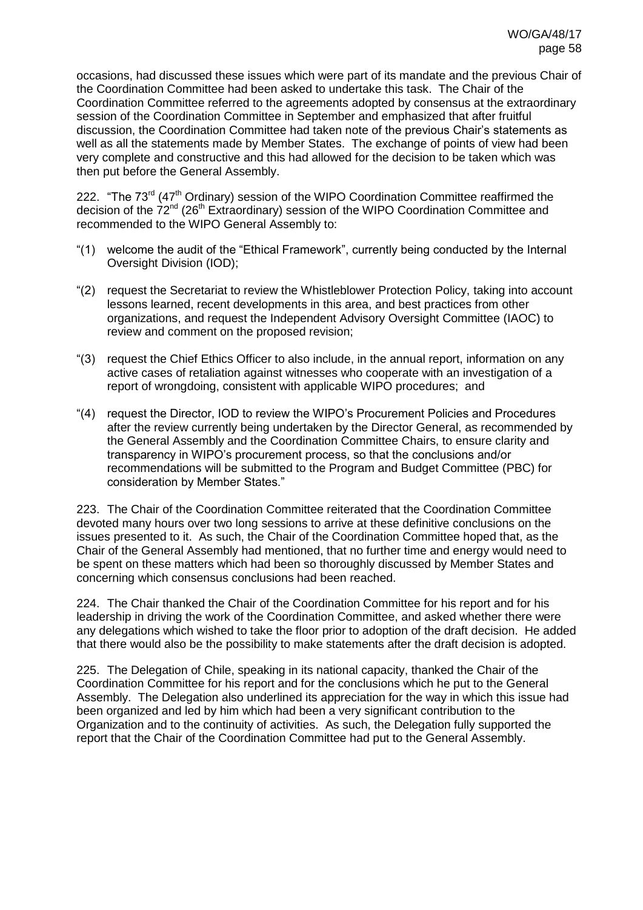occasions, had discussed these issues which were part of its mandate and the previous Chair of the Coordination Committee had been asked to undertake this task. The Chair of the Coordination Committee referred to the agreements adopted by consensus at the extraordinary session of the Coordination Committee in September and emphasized that after fruitful discussion, the Coordination Committee had taken note of the previous Chair's statements as well as all the statements made by Member States. The exchange of points of view had been very complete and constructive and this had allowed for the decision to be taken which was then put before the General Assembly.

222. "The 73rd (47th Ordinary) session of the WIPO Coordination Committee reaffirmed the decision of the 72nd (26th Extraordinary) session of the WIPO Coordination Committee and recommended to the WIPO General Assembly to:

"(1) welcome the audit of the "Ethical Framework", currently being conducted by the Internal Oversight Division (IOD);

"(2) request the Secretariat to review the Whistleblower Protection Policy, taking into account lessons learned, recent developments in this area, and best practices from other organizations, and request the Independent Advisory Oversight Committee (IAOC) to review and comment on the proposed revision;

"(3) request the Chief Ethics Officer to also include, in the annual report, information on any active cases of retaliation against witnesses who cooperate with an investigation of a report of wrongdoing, consistent with applicable WIPO procedures; and

"(4) request the Director, IOD to review the WIPO's Procurement Policies and Procedures after the review currently being undertaken by the Director General, as recommended by the General Assembly and the Coordination Committee Chairs, to ensure clarity and transparency in WIPO's procurement process, so that the conclusions and/or recommendations will be submitted to the Program and Budget Committee (PBC) for consideration by Member States."

223. The Chair of the Coordination Committee reiterated that the Coordination Committee devoted many hours over two long sessions to arrive at these definitive conclusions on the issues presented to it. As such, the Chair of the Coordination Committee hoped that, as the Chair of the General Assembly had mentioned, that no further time and energy would need to be spent on these matters which had been so thoroughly discussed by Member States and concerning which consensus conclusions had been reached.

224. The Chair thanked the Chair of the Coordination Committee for his report and for his leadership in driving the work of the Coordination Committee, and asked whether there were any delegations which wished to take the floor prior to adoption of the draft decision. He added that there would also be the possibility to make statements after the draft decision is adopted.

225. The Delegation of Chile, speaking in its national capacity, thanked the Chair of the Coordination Committee for his report and for the conclusions which he put to the General Assembly. The Delegation also underlined its appreciation for the way in which this issue had been organized and led by him which had been a very significant contribution to the Organization and to the continuity of activities. As such, the Delegation fully supported the report that the Chair of the Coordination Committee had put to the General Assembly.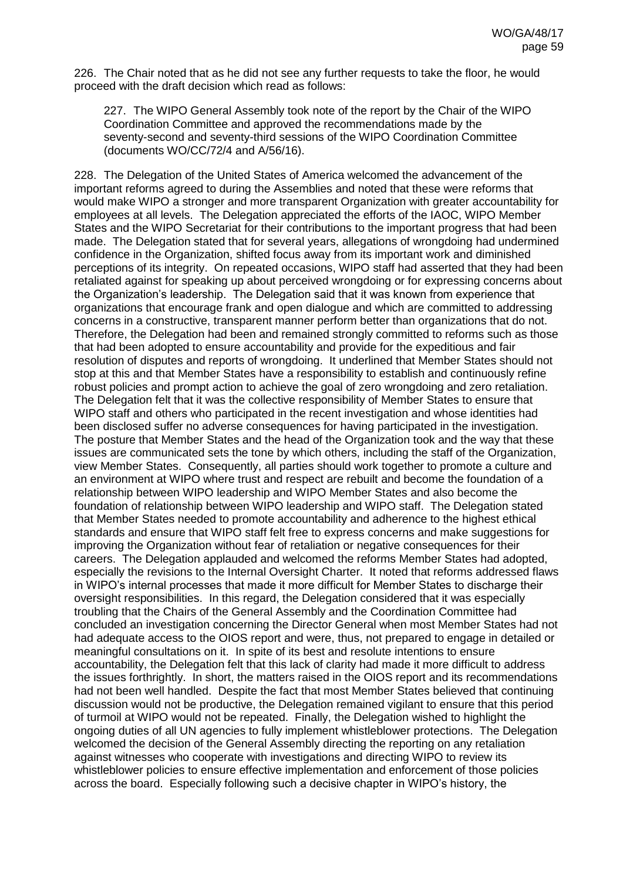226. The Chair noted that as he did not see any further requests to take the floor, he would proceed with the draft decision which read as follows:

> 227. The WIPO General Assembly took note of the report by the Chair of the WIPO Coordination Committee and approved the recommendations made by the seventy-second and seventy-third sessions of the WIPO Coordination Committee (documents WO/CC/72/4 and A/56/16).

228. The Delegation of the United States of America welcomed the advancement of the important reforms agreed to during the Assemblies and noted that these were reforms that would make WIPO a stronger and more transparent Organization with greater accountability for employees at all levels. The Delegation appreciated the efforts of the IAOC, WIPO Member States and the WIPO Secretariat for their contributions to the important progress that had been made. The Delegation stated that for several years, allegations of wrongdoing had undermined confidence in the Organization, shifted focus away from its important work and diminished perceptions of its integrity. On repeated occasions, WIPO staff had asserted that they had been retaliated against for speaking up about perceived wrongdoing or for expressing concerns about the Organization's leadership. The Delegation said that it was known from experience that organizations that encourage frank and open dialogue and which are committed to addressing concerns in a constructive, transparent manner perform better than organizations that do not. Therefore, the Delegation had been and remained strongly committed to reforms such as those that had been adopted to ensure accountability and provide for the expeditious and fair resolution of disputes and reports of wrongdoing. It underlined that Member States should not stop at this and that Member States have a responsibility to establish and continuously refine robust policies and prompt action to achieve the goal of zero wrongdoing and zero retaliation. The Delegation felt that it was the collective responsibility of Member States to ensure that WIPO staff and others who participated in the recent investigation and whose identities had been disclosed suffer no adverse consequences for having participated in the investigation. The posture that Member States and the head of the Organization took and the way that these issues are communicated sets the tone by which others, including the staff of the Organization, view Member States. Consequently, all parties should work together to promote a culture and an environment at WIPO where trust and respect are rebuilt and become the foundation of a relationship between WIPO leadership and WIPO Member States and also become the foundation of relationship between WIPO leadership and WIPO staff. The Delegation stated that Member States needed to promote accountability and adherence to the highest ethical standards and ensure that WIPO staff felt free to express concerns and make suggestions for improving the Organization without fear of retaliation or negative consequences for their careers. The Delegation applauded and welcomed the reforms Member States had adopted, especially the revisions to the Internal Oversight Charter. It noted that reforms addressed flaws in WIPO's internal processes that made it more difficult for Member States to discharge their oversight responsibilities. In this regard, the Delegation considered that it was especially troubling that the Chairs of the General Assembly and the Coordination Committee had concluded an investigation concerning the Director General when most Member States had not had adequate access to the OIOS report and were, thus, not prepared to engage in detailed or meaningful consultations on it. In spite of its best and resolute intentions to ensure accountability, the Delegation felt that this lack of clarity had made it more difficult to address the issues forthrightly. In short, the matters raised in the OIOS report and its recommendations had not been well handled. Despite the fact that most Member States believed that continuing discussion would not be productive, the Delegation remained vigilant to ensure that this period of turmoil at WIPO would not be repeated. Finally, the Delegation wished to highlight the ongoing duties of all UN agencies to fully implement whistleblower protections. The Delegation welcomed the decision of the General Assembly directing the reporting on any retaliation against witnesses who cooperate with investigations and directing WIPO to review its whistleblower policies to ensure effective implementation and enforcement of those policies across the board. Especially following such a decisive chapter in WIPO's history, the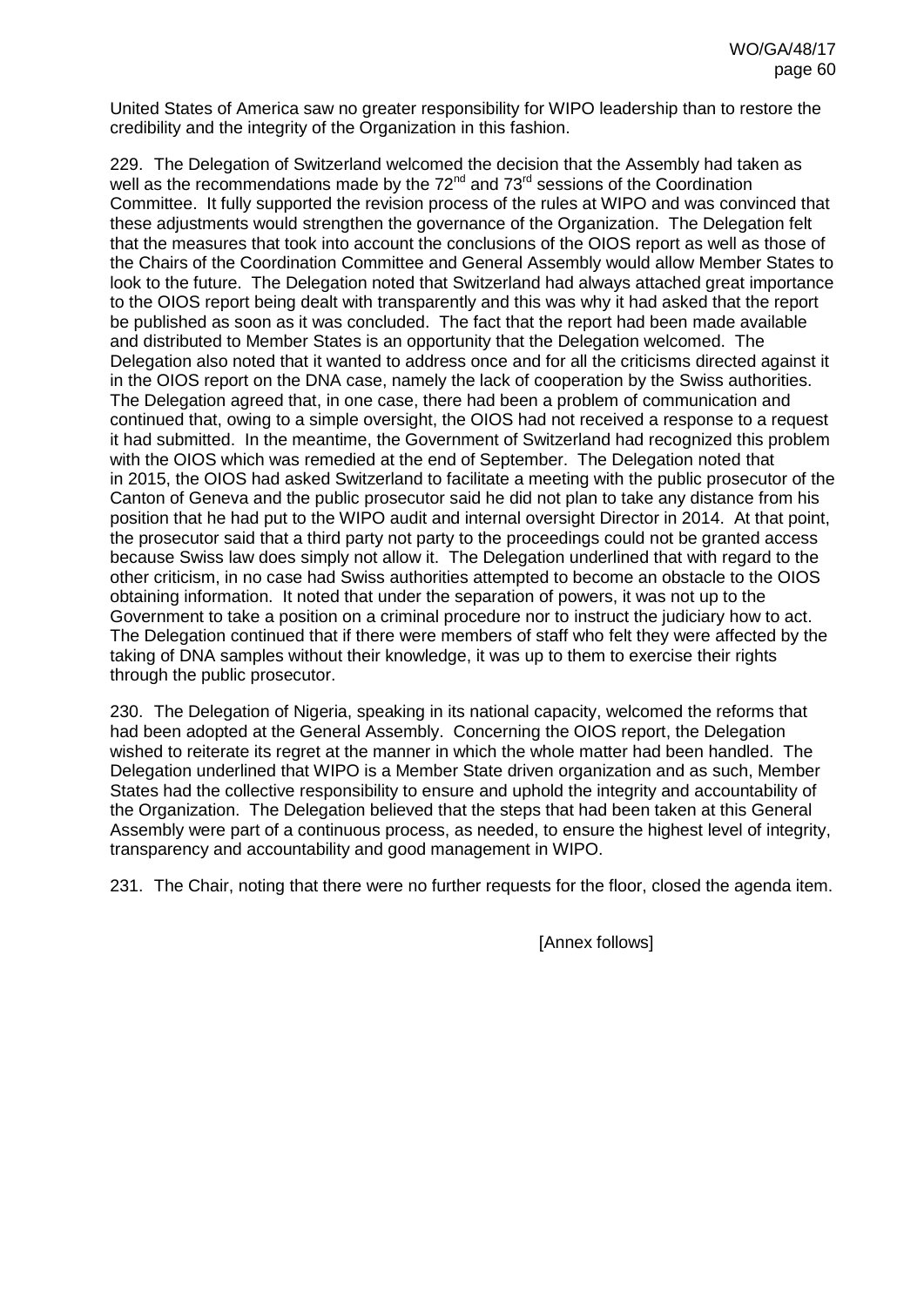United States of America saw no greater responsibility for WIPO leadership than to restore the credibility and the integrity of the Organization in this fashion.

229. The Delegation of Switzerland welcomed the decision that the Assembly had taken as well as the recommendations made by the 72nd and 73rd sessions of the Coordination Committee. It fully supported the revision process of the rules at WIPO and was convinced that these adjustments would strengthen the governance of the Organization. The Delegation felt that the measures that took into account the conclusions of the OIOS report as well as those of the Chairs of the Coordination Committee and General Assembly would allow Member States to look to the future. The Delegation noted that Switzerland had always attached great importance to the OIOS report being dealt with transparently and this was why it had asked that the report be published as soon as it was concluded. The fact that the report had been made available and distributed to Member States is an opportunity that the Delegation welcomed. The Delegation also noted that it wanted to address once and for all the criticisms directed against it in the OIOS report on the DNA case, namely the lack of cooperation by the Swiss authorities. The Delegation agreed that, in one case, there had been a problem of communication and continued that, owing to a simple oversight, the OIOS had not received a response to a request it had submitted. In the meantime, the Government of Switzerland had recognized this problem with the OIOS which was remedied at the end of September. The Delegation noted that in 2015, the OIOS had asked Switzerland to facilitate a meeting with the public prosecutor of the Canton of Geneva and the public prosecutor said he did not plan to take any distance from his position that he had put to the WIPO audit and internal oversight Director in 2014. At that point, the prosecutor said that a third party not party to the proceedings could not be granted access because Swiss law does simply not allow it. The Delegation underlined that with regard to the other criticism, in no case had Swiss authorities attempted to become an obstacle to the OIOS obtaining information. It noted that under the separation of powers, it was not up to the Government to take a position on a criminal procedure nor to instruct the judiciary how to act. The Delegation continued that if there were members of staff who felt they were affected by the taking of DNA samples without their knowledge, it was up to them to exercise their rights through the public prosecutor.

230. The Delegation of Nigeria, speaking in its national capacity, welcomed the reforms that had been adopted at the General Assembly. Concerning the OIOS report, the Delegation wished to reiterate its regret at the manner in which the whole matter had been handled. The Delegation underlined that WIPO is a Member State driven organization and as such, Member States had the collective responsibility to ensure and uphold the integrity and accountability of the Organization. The Delegation believed that the steps that had been taken at this General Assembly were part of a continuous process, as needed, to ensure the highest level of integrity, transparency and accountability and good management in WIPO.

231. The Chair, noting that there were no further requests for the floor, closed the agenda item.

[Annex follows]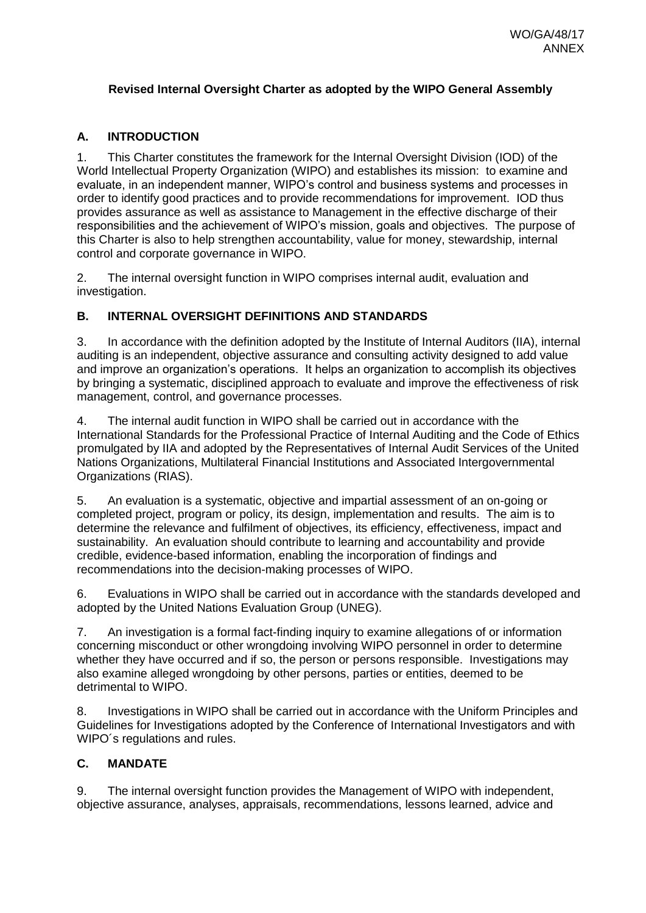**Revised Internal Oversight Charter as adopted by the WIPO General Assembly**

## A. INTRODUCTION

1. This Charter constitutes the framework for the Internal Oversight Division (IOD) of the World Intellectual Property Organization (WIPO) and establishes its mission: to examine and evaluate, in an independent manner, WIPO's control and business systems and processes in order to identify good practices and to provide recommendations for improvement. IOD thus provides assurance as well as assistance to Management in the effective discharge of their responsibilities and the achievement of WIPO's mission, goals and objectives. The purpose of this Charter is also to help strengthen accountability, value for money, stewardship, internal control and corporate governance in WIPO.

2. The internal oversight function in WIPO comprises internal audit, evaluation and investigation.

## B. INTERNAL OVERSIGHT DEFINITIONS AND STANDARDS

3. In accordance with the definition adopted by the Institute of Internal Auditors (IIA), internal auditing is an independent, objective assurance and consulting activity designed to add value and improve an organization's operations. It helps an organization to accomplish its objectives by bringing a systematic, disciplined approach to evaluate and improve the effectiveness of risk management, control, and governance processes.

4. The internal audit function in WIPO shall be carried out in accordance with the International Standards for the Professional Practice of Internal Auditing and the Code of Ethics promulgated by IIA and adopted by the Representatives of Internal Audit Services of the United Nations Organizations, Multilateral Financial Institutions and Associated Intergovernmental Organizations (RIAS).

5. An evaluation is a systematic, objective and impartial assessment of an on-going or completed project, program or policy, its design, implementation and results. The aim is to determine the relevance and fulfilment of objectives, its efficiency, effectiveness, impact and sustainability. An evaluation should contribute to learning and accountability and provide credible, evidence-based information, enabling the incorporation of findings and recommendations into the decision-making processes of WIPO.

6. Evaluations in WIPO shall be carried out in accordance with the standards developed and adopted by the United Nations Evaluation Group (UNEG).

7. An investigation is a formal fact-finding inquiry to examine allegations of or information concerning misconduct or other wrongdoing involving WIPO personnel in order to determine whether they have occurred and if so, the person or persons responsible. Investigations may also examine alleged wrongdoing by other persons, parties or entities, deemed to be detrimental to WIPO.

8. Investigations in WIPO shall be carried out in accordance with the Uniform Principles and Guidelines for Investigations adopted by the Conference of International Investigators and with WIPO´s regulations and rules.

## C. MANDATE

9. The internal oversight function provides the Management of WIPO with independent, objective assurance, analyses, appraisals, recommendations, lessons learned, advice and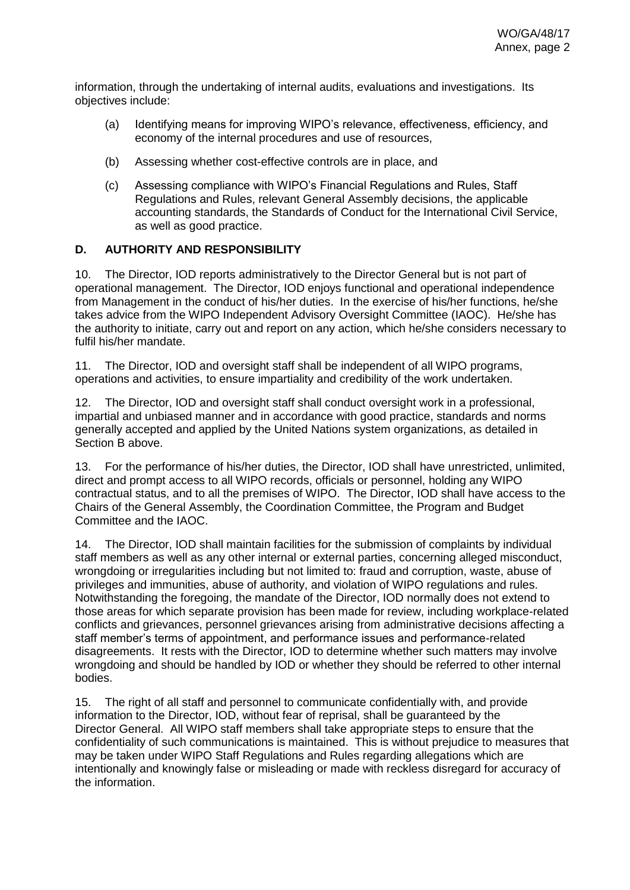information, through the undertaking of internal audits, evaluations and investigations. Its objectives include:

(a) Identifying means for improving WIPO's relevance, effectiveness, efficiency, and economy of the internal procedures and use of resources,

(b) Assessing whether cost-effective controls are in place, and

(c) Assessing compliance with WIPO's Financial Regulations and Rules, Staff Regulations and Rules, relevant General Assembly decisions, the applicable accounting standards, the Standards of Conduct for the International Civil Service, as well as good practice.

## D. AUTHORITY AND RESPONSIBILITY

10. The Director, IOD reports administratively to the Director General but is not part of operational management. The Director, IOD enjoys functional and operational independence from Management in the conduct of his/her duties. In the exercise of his/her functions, he/she takes advice from the WIPO Independent Advisory Oversight Committee (IAOC). He/she has the authority to initiate, carry out and report on any action, which he/she considers necessary to fulfil his/her mandate.

11. The Director, IOD and oversight staff shall be independent of all WIPO programs, operations and activities, to ensure impartiality and credibility of the work undertaken.

12. The Director, IOD and oversight staff shall conduct oversight work in a professional, impartial and unbiased manner and in accordance with good practice, standards and norms generally accepted and applied by the United Nations system organizations, as detailed in Section B above.

13. For the performance of his/her duties, the Director, IOD shall have unrestricted, unlimited, direct and prompt access to all WIPO records, officials or personnel, holding any WIPO contractual status, and to all the premises of WIPO. The Director, IOD shall have access to the Chairs of the General Assembly, the Coordination Committee, the Program and Budget Committee and the IAOC.

14. The Director, IOD shall maintain facilities for the submission of complaints by individual staff members as well as any other internal or external parties, concerning alleged misconduct, wrongdoing or irregularities including but not limited to: fraud and corruption, waste, abuse of privileges and immunities, abuse of authority, and violation of WIPO regulations and rules. Notwithstanding the foregoing, the mandate of the Director, IOD normally does not extend to those areas for which separate provision has been made for review, including workplace-related conflicts and grievances, personnel grievances arising from administrative decisions affecting a staff member's terms of appointment, and performance issues and performance-related disagreements. It rests with the Director, IOD to determine whether such matters may involve wrongdoing and should be handled by IOD or whether they should be referred to other internal bodies.

15. The right of all staff and personnel to communicate confidentially with, and provide information to the Director, IOD, without fear of reprisal, shall be guaranteed by the Director General. All WIPO staff members shall take appropriate steps to ensure that the confidentiality of such communications is maintained. This is without prejudice to measures that may be taken under WIPO Staff Regulations and Rules regarding allegations which are intentionally and knowingly false or misleading or made with reckless disregard for accuracy of the information.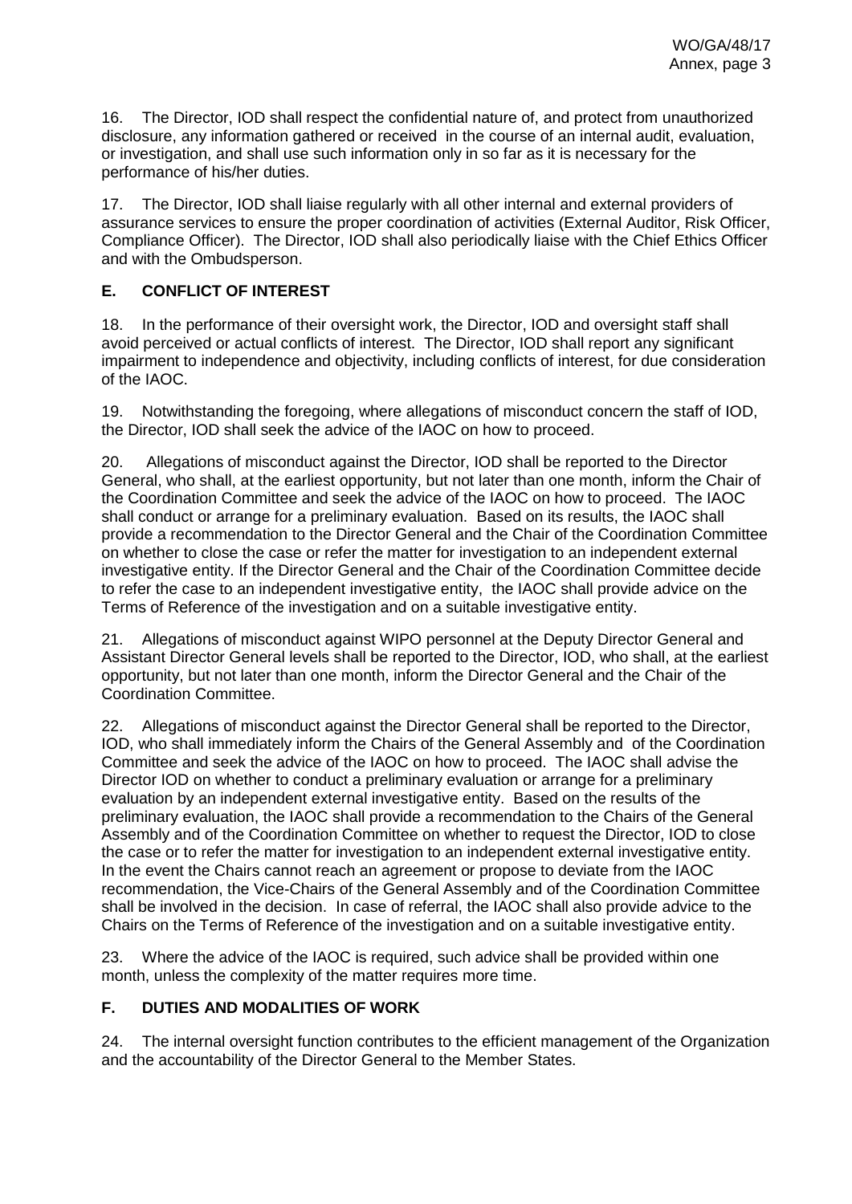16. The Director, IOD shall respect the confidential nature of, and protect from unauthorized disclosure, any information gathered or received in the course of an internal audit, evaluation, or investigation, and shall use such information only in so far as it is necessary for the performance of his/her duties.

17. The Director, IOD shall liaise regularly with all other internal and external providers of assurance services to ensure the proper coordination of activities (External Auditor, Risk Officer, Compliance Officer). The Director, IOD shall also periodically liaise with the Chief Ethics Officer and with the Ombudsperson.

## E. CONFLICT OF INTEREST

18. In the performance of their oversight work, the Director, IOD and oversight staff shall avoid perceived or actual conflicts of interest. The Director, IOD shall report any significant impairment to independence and objectivity, including conflicts of interest, for due consideration of the IAOC.

19. Notwithstanding the foregoing, where allegations of misconduct concern the staff of IOD, the Director, IOD shall seek the advice of the IAOC on how to proceed.

20. Allegations of misconduct against the Director, IOD shall be reported to the Director General, who shall, at the earliest opportunity, but not later than one month, inform the Chair of the Coordination Committee and seek the advice of the IAOC on how to proceed. The IAOC shall conduct or arrange for a preliminary evaluation. Based on its results, the IAOC shall provide a recommendation to the Director General and the Chair of the Coordination Committee on whether to close the case or refer the matter for investigation to an independent external investigative entity. If the Director General and the Chair of the Coordination Committee decide to refer the case to an independent investigative entity, the IAOC shall provide advice on the Terms of Reference of the investigation and on a suitable investigative entity.

21. Allegations of misconduct against WIPO personnel at the Deputy Director General and Assistant Director General levels shall be reported to the Director, IOD, who shall, at the earliest opportunity, but not later than one month, inform the Director General and the Chair of the Coordination Committee.

22. Allegations of misconduct against the Director General shall be reported to the Director, IOD, who shall immediately inform the Chairs of the General Assembly and of the Coordination Committee and seek the advice of the IAOC on how to proceed. The IAOC shall advise the Director IOD on whether to conduct a preliminary evaluation or arrange for a preliminary evaluation by an independent external investigative entity. Based on the results of the preliminary evaluation, the IAOC shall provide a recommendation to the Chairs of the General Assembly and of the Coordination Committee on whether to request the Director, IOD to close the case or to refer the matter for investigation to an independent external investigative entity. In the event the Chairs cannot reach an agreement or propose to deviate from the IAOC recommendation, the Vice-Chairs of the General Assembly and of the Coordination Committee shall be involved in the decision. In case of referral, the IAOC shall also provide advice to the Chairs on the Terms of Reference of the investigation and on a suitable investigative entity.

23. Where the advice of the IAOC is required, such advice shall be provided within one month, unless the complexity of the matter requires more time.

## F. DUTIES AND MODALITIES OF WORK

24. The internal oversight function contributes to the efficient management of the Organization and the accountability of the Director General to the Member States.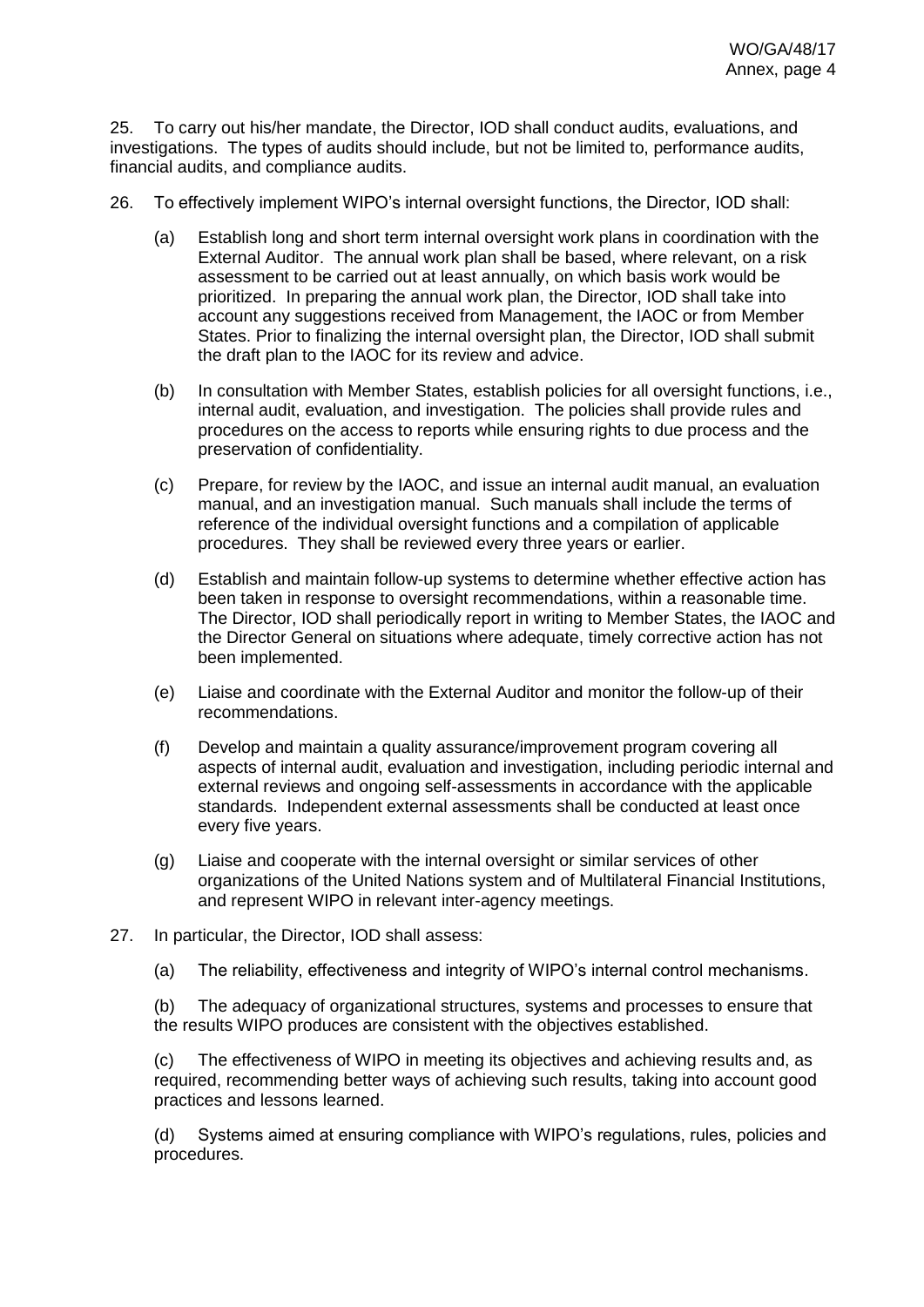25. To carry out his/her mandate, the Director, IOD shall conduct audits, evaluations, and investigations. The types of audits should include, but not be limited to, performance audits, financial audits, and compliance audits.

26. To effectively implement WIPO's internal oversight functions, the Director, IOD shall:

(a) Establish long and short term internal oversight work plans in coordination with the External Auditor. The annual work plan shall be based, where relevant, on a risk assessment to be carried out at least annually, on which basis work would be prioritized. In preparing the annual work plan, the Director, IOD shall take into account any suggestions received from Management, the IAOC or from Member States. Prior to finalizing the internal oversight plan, the Director, IOD shall submit the draft plan to the IAOC for its review and advice.

(b) In consultation with Member States, establish policies for all oversight functions, i.e., internal audit, evaluation, and investigation. The policies shall provide rules and procedures on the access to reports while ensuring rights to due process and the preservation of confidentiality.

(c) Prepare, for review by the IAOC, and issue an internal audit manual, an evaluation manual, and an investigation manual. Such manuals shall include the terms of reference of the individual oversight functions and a compilation of applicable procedures. They shall be reviewed every three years or earlier.

(d) Establish and maintain follow-up systems to determine whether effective action has been taken in response to oversight recommendations, within a reasonable time. The Director, IOD shall periodically report in writing to Member States, the IAOC and the Director General on situations where adequate, timely corrective action has not been implemented.

(e) Liaise and coordinate with the External Auditor and monitor the follow-up of their recommendations.

(f) Develop and maintain a quality assurance/improvement program covering all aspects of internal audit, evaluation and investigation, including periodic internal and external reviews and ongoing self-assessments in accordance with the applicable standards. Independent external assessments shall be conducted at least once every five years.

(g) Liaise and cooperate with the internal oversight or similar services of other organizations of the United Nations system and of Multilateral Financial Institutions, and represent WIPO in relevant inter-agency meetings.

27. In particular, the Director, IOD shall assess:

(a) The reliability, effectiveness and integrity of WIPO's internal control mechanisms.

(b) The adequacy of organizational structures, systems and processes to ensure that the results WIPO produces are consistent with the objectives established.

(c) The effectiveness of WIPO in meeting its objectives and achieving results and, as required, recommending better ways of achieving such results, taking into account good practices and lessons learned.

(d) Systems aimed at ensuring compliance with WIPO's regulations, rules, policies and procedures.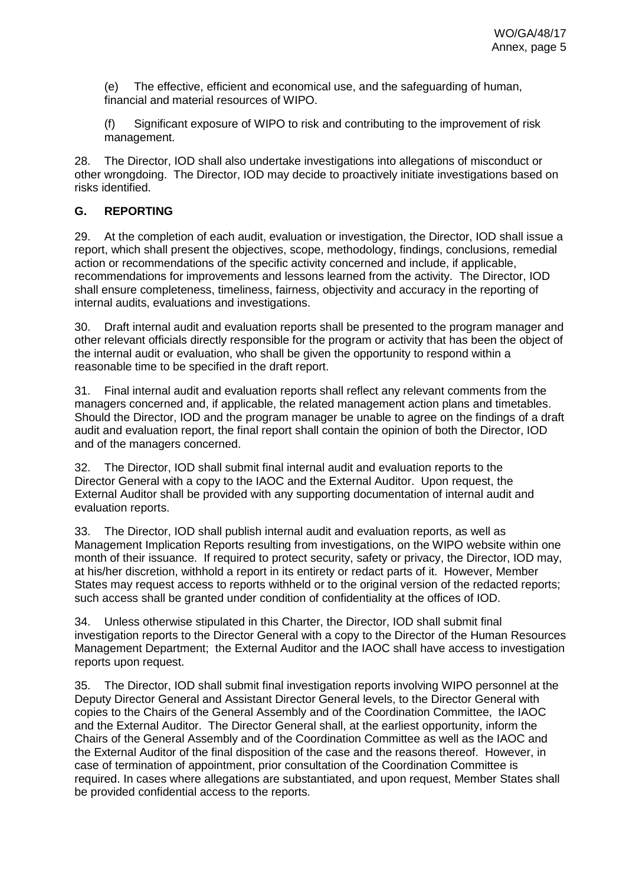(e) The effective, efficient and economical use, and the safeguarding of human, financial and material resources of WIPO.

(f) Significant exposure of WIPO to risk and contributing to the improvement of risk management.

28. The Director, IOD shall also undertake investigations into allegations of misconduct or other wrongdoing. The Director, IOD may decide to proactively initiate investigations based on risks identified.

## G. REPORTING

29. At the completion of each audit, evaluation or investigation, the Director, IOD shall issue a report, which shall present the objectives, scope, methodology, findings, conclusions, remedial action or recommendations of the specific activity concerned and include, if applicable, recommendations for improvements and lessons learned from the activity. The Director, IOD shall ensure completeness, timeliness, fairness, objectivity and accuracy in the reporting of internal audits, evaluations and investigations.

30. Draft internal audit and evaluation reports shall be presented to the program manager and other relevant officials directly responsible for the program or activity that has been the object of the internal audit or evaluation, who shall be given the opportunity to respond within a reasonable time to be specified in the draft report.

31. Final internal audit and evaluation reports shall reflect any relevant comments from the managers concerned and, if applicable, the related management action plans and timetables. Should the Director, IOD and the program manager be unable to agree on the findings of a draft audit and evaluation report, the final report shall contain the opinion of both the Director, IOD and of the managers concerned.

32. The Director, IOD shall submit final internal audit and evaluation reports to the Director General with a copy to the IAOC and the External Auditor. Upon request, the External Auditor shall be provided with any supporting documentation of internal audit and evaluation reports.

33. The Director, IOD shall publish internal audit and evaluation reports, as well as Management Implication Reports resulting from investigations, on the WIPO website within one month of their issuance. If required to protect security, safety or privacy, the Director, IOD may, at his/her discretion, withhold a report in its entirety or redact parts of it. However, Member States may request access to reports withheld or to the original version of the redacted reports; such access shall be granted under condition of confidentiality at the offices of IOD.

34. Unless otherwise stipulated in this Charter, the Director, IOD shall submit final investigation reports to the Director General with a copy to the Director of the Human Resources Management Department; the External Auditor and the IAOC shall have access to investigation reports upon request.

35. The Director, IOD shall submit final investigation reports involving WIPO personnel at the Deputy Director General and Assistant Director General levels, to the Director General with copies to the Chairs of the General Assembly and of the Coordination Committee, the IAOC and the External Auditor. The Director General shall, at the earliest opportunity, inform the Chairs of the General Assembly and of the Coordination Committee as well as the IAOC and the External Auditor of the final disposition of the case and the reasons thereof. However, in case of termination of appointment, prior consultation of the Coordination Committee is required. In cases where allegations are substantiated, and upon request, Member States shall be provided confidential access to the reports.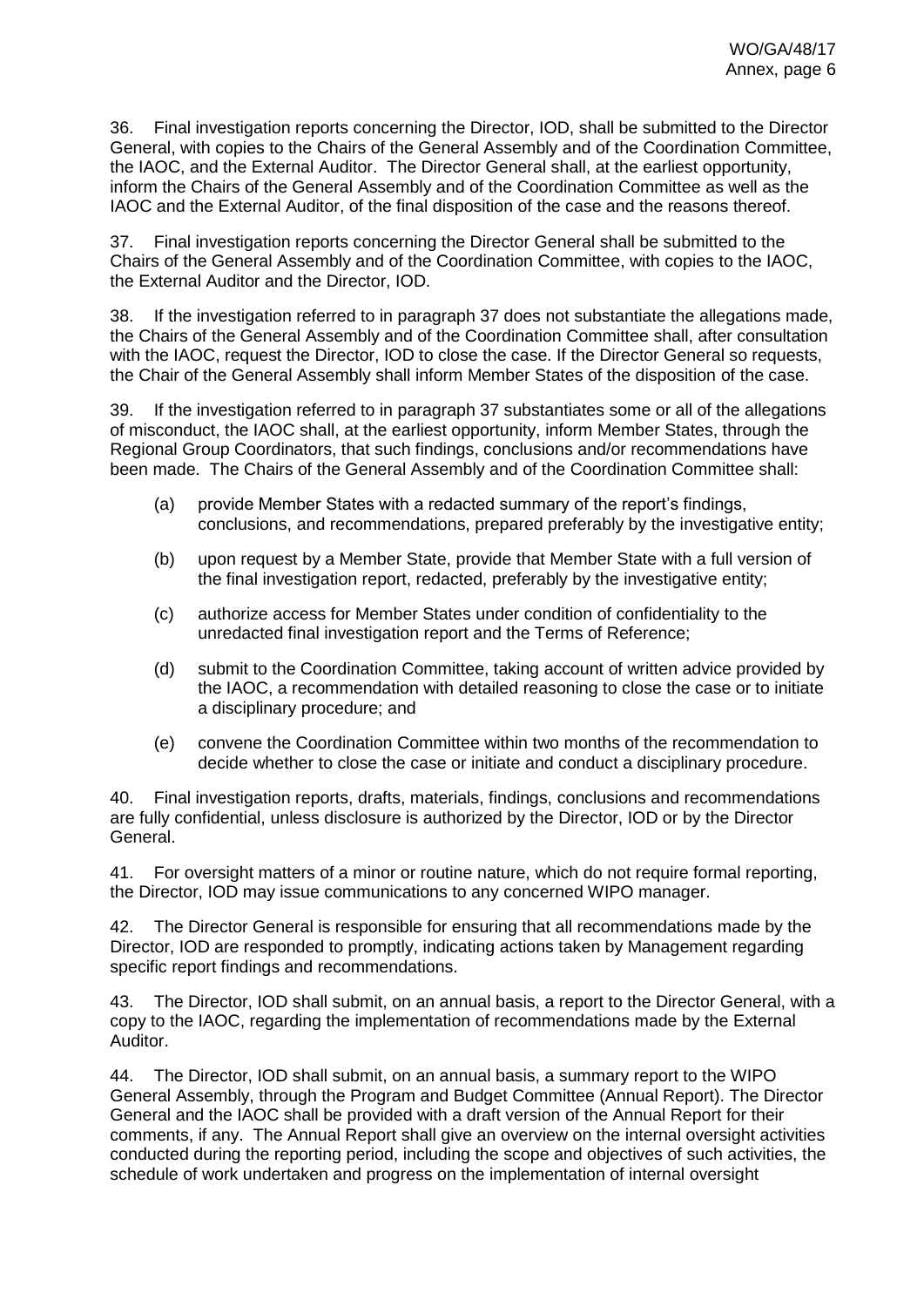36. Final investigation reports concerning the Director, IOD, shall be submitted to the Director General, with copies to the Chairs of the General Assembly and of the Coordination Committee, the IAOC, and the External Auditor. The Director General shall, at the earliest opportunity, inform the Chairs of the General Assembly and of the Coordination Committee as well as the IAOC and the External Auditor, of the final disposition of the case and the reasons thereof.

37. Final investigation reports concerning the Director General shall be submitted to the Chairs of the General Assembly and of the Coordination Committee, with copies to the IAOC, the External Auditor and the Director, IOD.

38. If the investigation referred to in paragraph 37 does not substantiate the allegations made, the Chairs of the General Assembly and of the Coordination Committee shall, after consultation with the IAOC, request the Director, IOD to close the case. If the Director General so requests, the Chair of the General Assembly shall inform Member States of the disposition of the case.

39. If the investigation referred to in paragraph 37 substantiates some or all of the allegations of misconduct, the IAOC shall, at the earliest opportunity, inform Member States, through the Regional Group Coordinators, that such findings, conclusions and/or recommendations have been made. The Chairs of the General Assembly and of the Coordination Committee shall:

(a) provide Member States with a redacted summary of the report's findings, conclusions, and recommendations, prepared preferably by the investigative entity;

(b) upon request by a Member State, provide that Member State with a full version of the final investigation report, redacted, preferably by the investigative entity;

(c) authorize access for Member States under condition of confidentiality to the unredacted final investigation report and the Terms of Reference;

(d) submit to the Coordination Committee, taking account of written advice provided by the IAOC, a recommendation with detailed reasoning to close the case or to initiate a disciplinary procedure; and

(e) convene the Coordination Committee within two months of the recommendation to decide whether to close the case or initiate and conduct a disciplinary procedure.

40. Final investigation reports, drafts, materials, findings, conclusions and recommendations are fully confidential, unless disclosure is authorized by the Director, IOD or by the Director General.

41. For oversight matters of a minor or routine nature, which do not require formal reporting, the Director, IOD may issue communications to any concerned WIPO manager.

42. The Director General is responsible for ensuring that all recommendations made by the Director, IOD are responded to promptly, indicating actions taken by Management regarding specific report findings and recommendations.

43. The Director, IOD shall submit, on an annual basis, a report to the Director General, with a copy to the IAOC, regarding the implementation of recommendations made by the External Auditor.

44. The Director, IOD shall submit, on an annual basis, a summary report to the WIPO General Assembly, through the Program and Budget Committee (Annual Report). The Director General and the IAOC shall be provided with a draft version of the Annual Report for their comments, if any. The Annual Report shall give an overview on the internal oversight activities conducted during the reporting period, including the scope and objectives of such activities, the schedule of work undertaken and progress on the implementation of internal oversight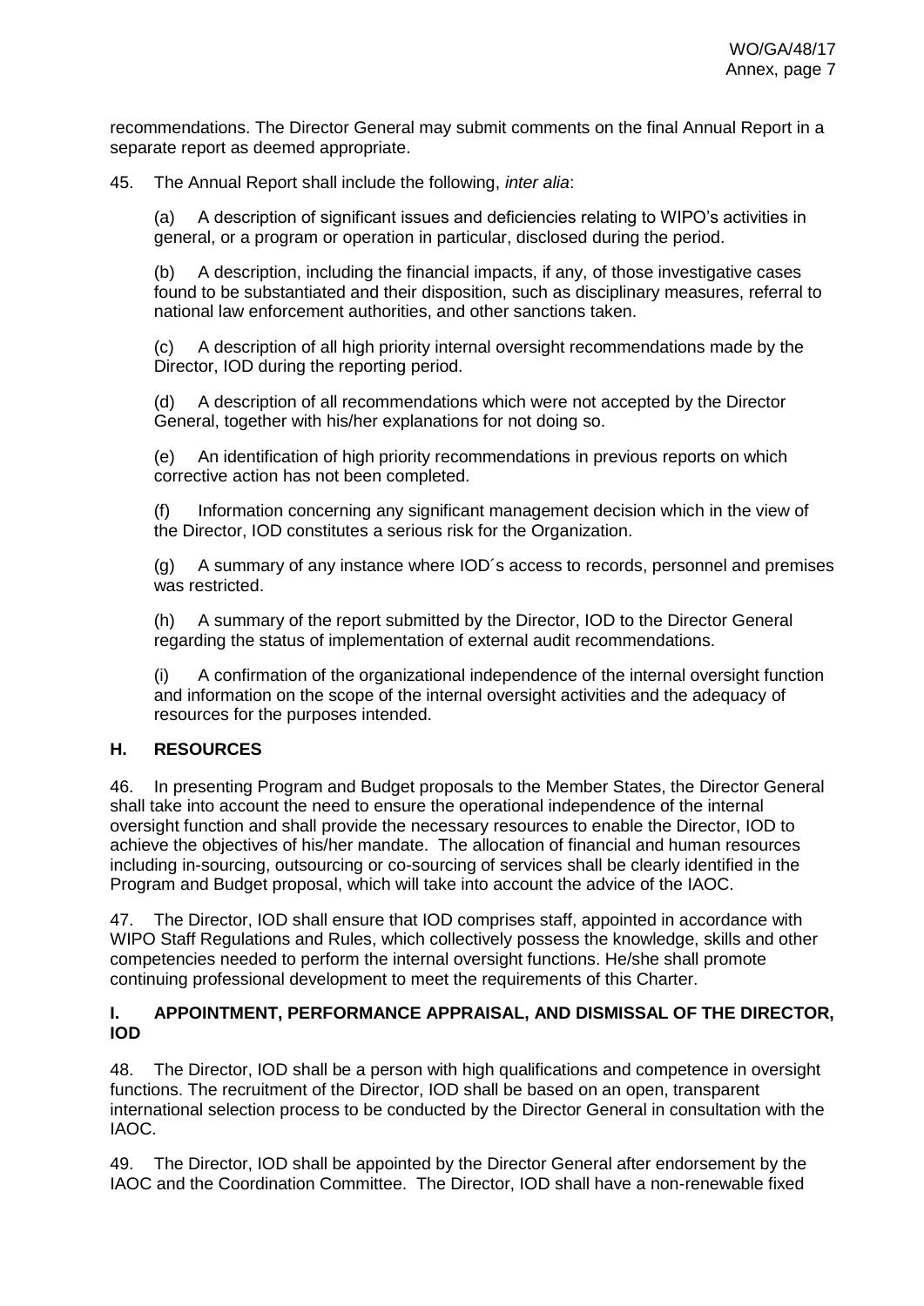recommendations. The Director General may submit comments on the final Annual Report in a separate report as deemed appropriate.

45. The Annual Report shall include the following, *inter alia*:

(a) A description of significant issues and deficiencies relating to WIPO's activities in general, or a program or operation in particular, disclosed during the period.

(b) A description, including the financial impacts, if any, of those investigative cases found to be substantiated and their disposition, such as disciplinary measures, referral to national law enforcement authorities, and other sanctions taken.

(c) A description of all high priority internal oversight recommendations made by the Director, IOD during the reporting period.

(d) A description of all recommendations which were not accepted by the Director General, together with his/her explanations for not doing so.

(e) An identification of high priority recommendations in previous reports on which corrective action has not been completed.

(f) Information concerning any significant management decision which in the view of the Director, IOD constitutes a serious risk for the Organization.

(g) A summary of any instance where IOD´s access to records, personnel and premises was restricted.

(h) A summary of the report submitted by the Director, IOD to the Director General regarding the status of implementation of external audit recommendations.

(i) A confirmation of the organizational independence of the internal oversight function and information on the scope of the internal oversight activities and the adequacy of resources for the purposes intended.

## H. RESOURCES

46. In presenting Program and Budget proposals to the Member States, the Director General shall take into account the need to ensure the operational independence of the internal oversight function and shall provide the necessary resources to enable the Director, IOD to achieve the objectives of his/her mandate. The allocation of financial and human resources including in-sourcing, outsourcing or co-sourcing of services shall be clearly identified in the Program and Budget proposal, which will take into account the advice of the IAOC.

47. The Director, IOD shall ensure that IOD comprises staff, appointed in accordance with WIPO Staff Regulations and Rules, which collectively possess the knowledge, skills and other competencies needed to perform the internal oversight functions. He/she shall promote continuing professional development to meet the requirements of this Charter.

## I. APPOINTMENT, PERFORMANCE APPRAISAL, AND DISMISSAL OF THE DIRECTOR, IOD

48. The Director, IOD shall be a person with high qualifications and competence in oversight functions. The recruitment of the Director, IOD shall be based on an open, transparent international selection process to be conducted by the Director General in consultation with the IAOC.

49. The Director, IOD shall be appointed by the Director General after endorsement by the IAOC and the Coordination Committee. The Director, IOD shall have a non-renewable fixed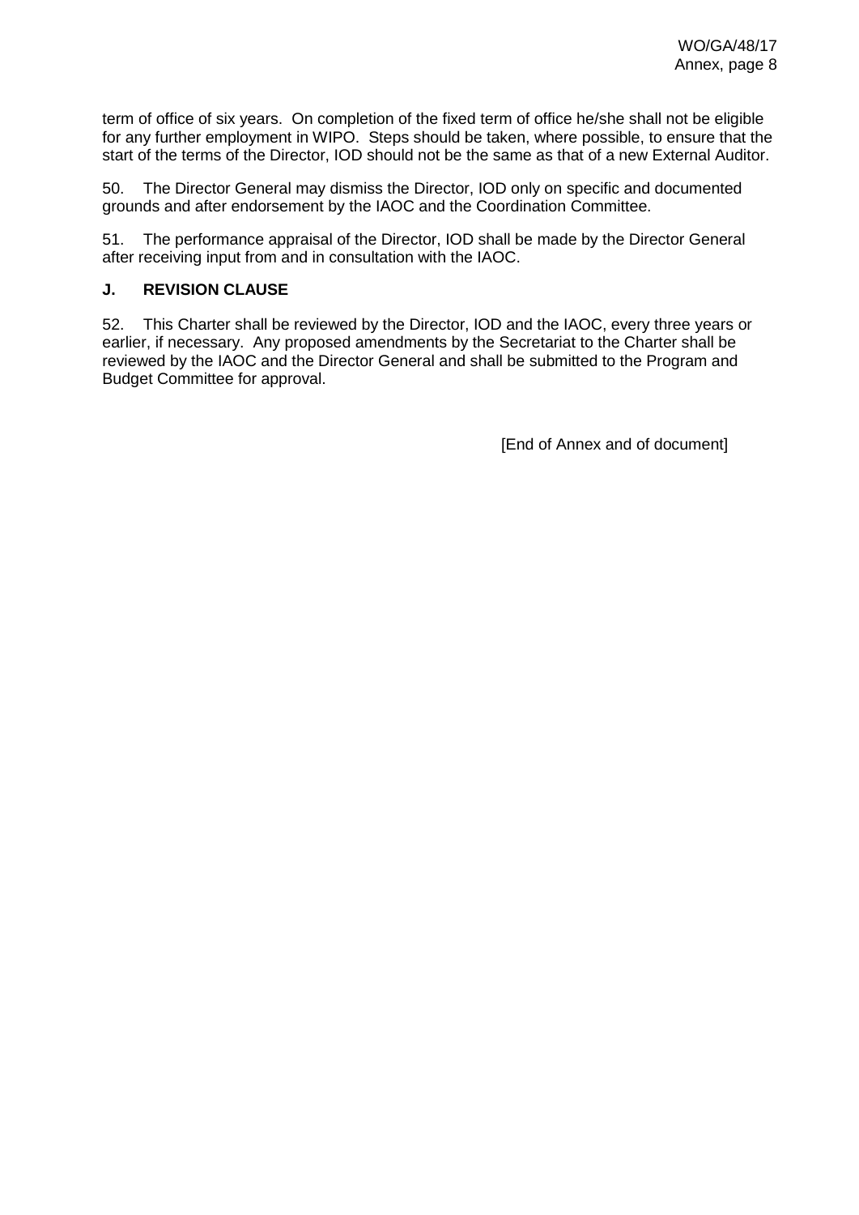term of office of six years. On completion of the fixed term of office he/she shall not be eligible for any further employment in WIPO. Steps should be taken, where possible, to ensure that the start of the terms of the Director, IOD should not be the same as that of a new External Auditor.

50. The Director General may dismiss the Director, IOD only on specific and documented grounds and after endorsement by the IAOC and the Coordination Committee.

51. The performance appraisal of the Director, IOD shall be made by the Director General after receiving input from and in consultation with the IAOC.

## J. REVISION CLAUSE

52. This Charter shall be reviewed by the Director, IOD and the IAOC, every three years or earlier, if necessary. Any proposed amendments by the Secretariat to the Charter shall be reviewed by the IAOC and the Director General and shall be submitted to the Program and Budget Committee for approval.

[End of Annex and of document]